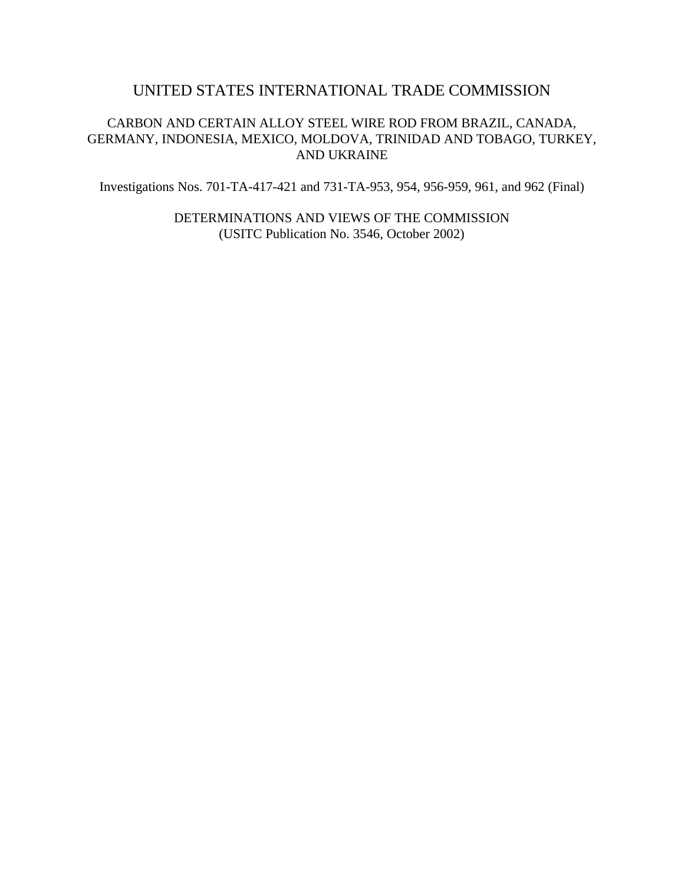# UNITED STATES INTERNATIONAL TRADE COMMISSION

## CARBON AND CERTAIN ALLOY STEEL WIRE ROD FROM BRAZIL, CANADA, GERMANY, INDONESIA, MEXICO, MOLDOVA, TRINIDAD AND TOBAGO, TURKEY, AND UKRAINE

Investigations Nos. 701-TA-417-421 and 731-TA-953, 954, 956-959, 961, and 962 (Final)

DETERMINATIONS AND VIEWS OF THE COMMISSION
(USITC Publication No. 3546, October 2002)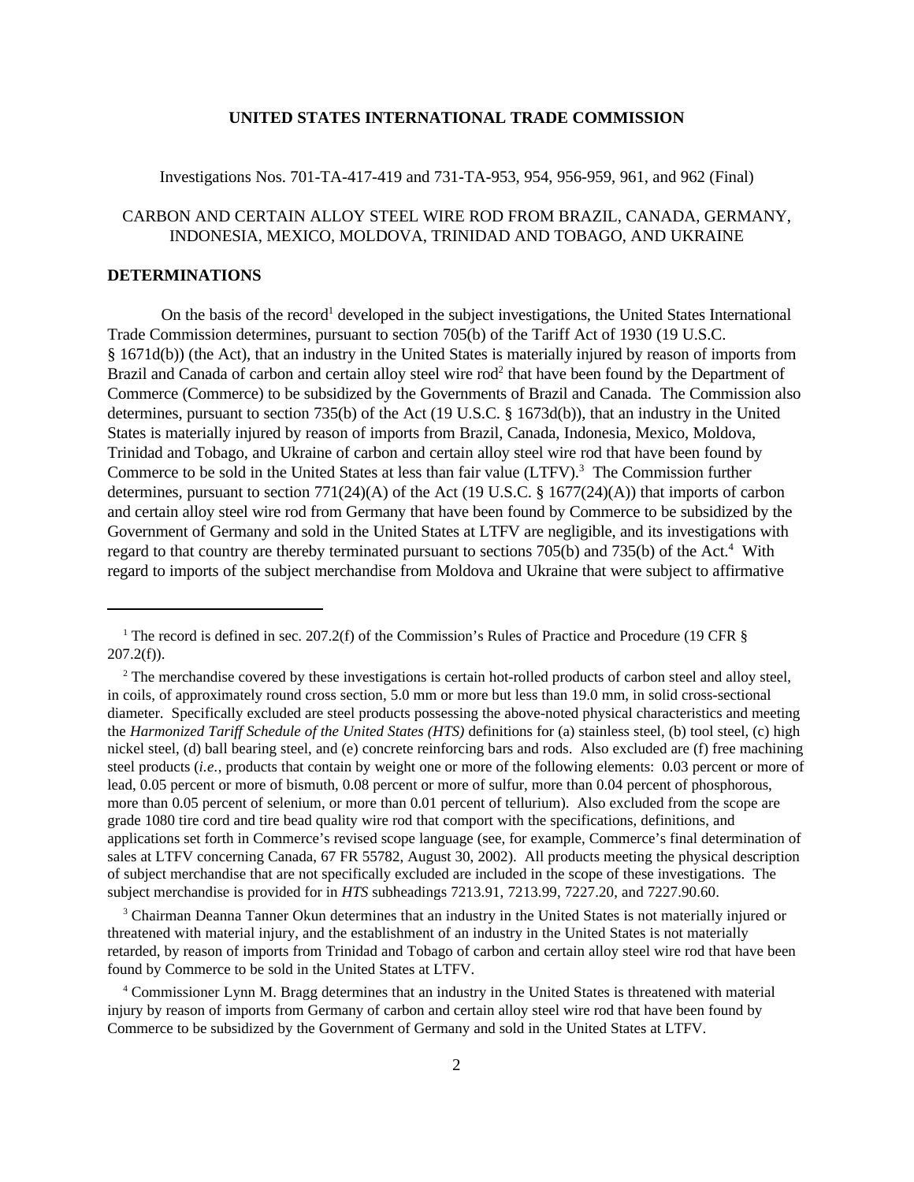**UNITED STATES INTERNATIONAL TRADE COMMISSION**

Investigations Nos. 701-TA-417-419 and 731-TA-953, 954, 956-959, 961, and 962 (Final)

CARBON AND CERTAIN ALLOY STEEL WIRE ROD FROM BRAZIL, CANADA, GERMANY, INDONESIA, MEXICO, MOLDOVA, TRINIDAD AND TOBAGO, AND UKRAINE

## DETERMINATIONS

On the basis of the record[1] developed in the subject investigations, the United States International Trade Commission determines, pursuant to section 705(b) of the Tariff Act of 1930 (19 U.S.C. § 1671d(b)) (the Act), that an industry in the United States is materially injured by reason of imports from Brazil and Canada of carbon and certain alloy steel wire rod[2] that have been found by the Department of Commerce (Commerce) to be subsidized by the Governments of Brazil and Canada. The Commission also determines, pursuant to section 735(b) of the Act (19 U.S.C. § 1673d(b)), that an industry in the United States is materially injured by reason of imports from Brazil, Canada, Indonesia, Mexico, Moldova, Trinidad and Tobago, and Ukraine of carbon and certain alloy steel wire rod that have been found by Commerce to be sold in the United States at less than fair value (LTFV).[3] The Commission further determines, pursuant to section 771(24)(A) of the Act (19 U.S.C. § 1677(24)(A)) that imports of carbon and certain alloy steel wire rod from Germany that have been found by Commerce to be subsidized by the Government of Germany and sold in the United States at LTFV are negligible, and its investigations with regard to that country are thereby terminated pursuant to sections 705(b) and 735(b) of the Act.[4] With regard to imports of the subject merchandise from Moldova and Ukraine that were subject to affirmative

---

[1] The record is defined in sec. 207.2(f) of the Commission's Rules of Practice and Procedure (19 CFR § 207.2(f)).

[2] The merchandise covered by these investigations is certain hot-rolled products of carbon steel and alloy steel, in coils, of approximately round cross section, 5.0 mm or more but less than 19.0 mm, in solid cross-sectional diameter. Specifically excluded are steel products possessing the above-noted physical characteristics and meeting the *Harmonized Tariff Schedule of the United States (HTS)* definitions for (a) stainless steel, (b) tool steel, (c) high nickel steel, (d) ball bearing steel, and (e) concrete reinforcing bars and rods. Also excluded are (f) free machining steel products (*i.e.*, products that contain by weight one or more of the following elements: 0.03 percent or more of lead, 0.05 percent or more of bismuth, 0.08 percent or more of sulfur, more than 0.04 percent of phosphorous, more than 0.05 percent of selenium, or more than 0.01 percent of tellurium). Also excluded from the scope are grade 1080 tire cord and tire bead quality wire rod that comport with the specifications, definitions, and applications set forth in Commerce's revised scope language (see, for example, Commerce's final determination of sales at LTFV concerning Canada, 67 FR 55782, August 30, 2002). All products meeting the physical description of subject merchandise that are not specifically excluded are included in the scope of these investigations. The subject merchandise is provided for in *HTS* subheadings 7213.91, 7213.99, 7227.20, and 7227.90.60.

[3] Chairman Deanna Tanner Okun determines that an industry in the United States is not materially injured or threatened with material injury, and the establishment of an industry in the United States is not materially retarded, by reason of imports from Trinidad and Tobago of carbon and certain alloy steel wire rod that have been found by Commerce to be sold in the United States at LTFV.

[4] Commissioner Lynn M. Bragg determines that an industry in the United States is threatened with material injury by reason of imports from Germany of carbon and certain alloy steel wire rod that have been found by Commerce to be subsidized by the Government of Germany and sold in the United States at LTFV.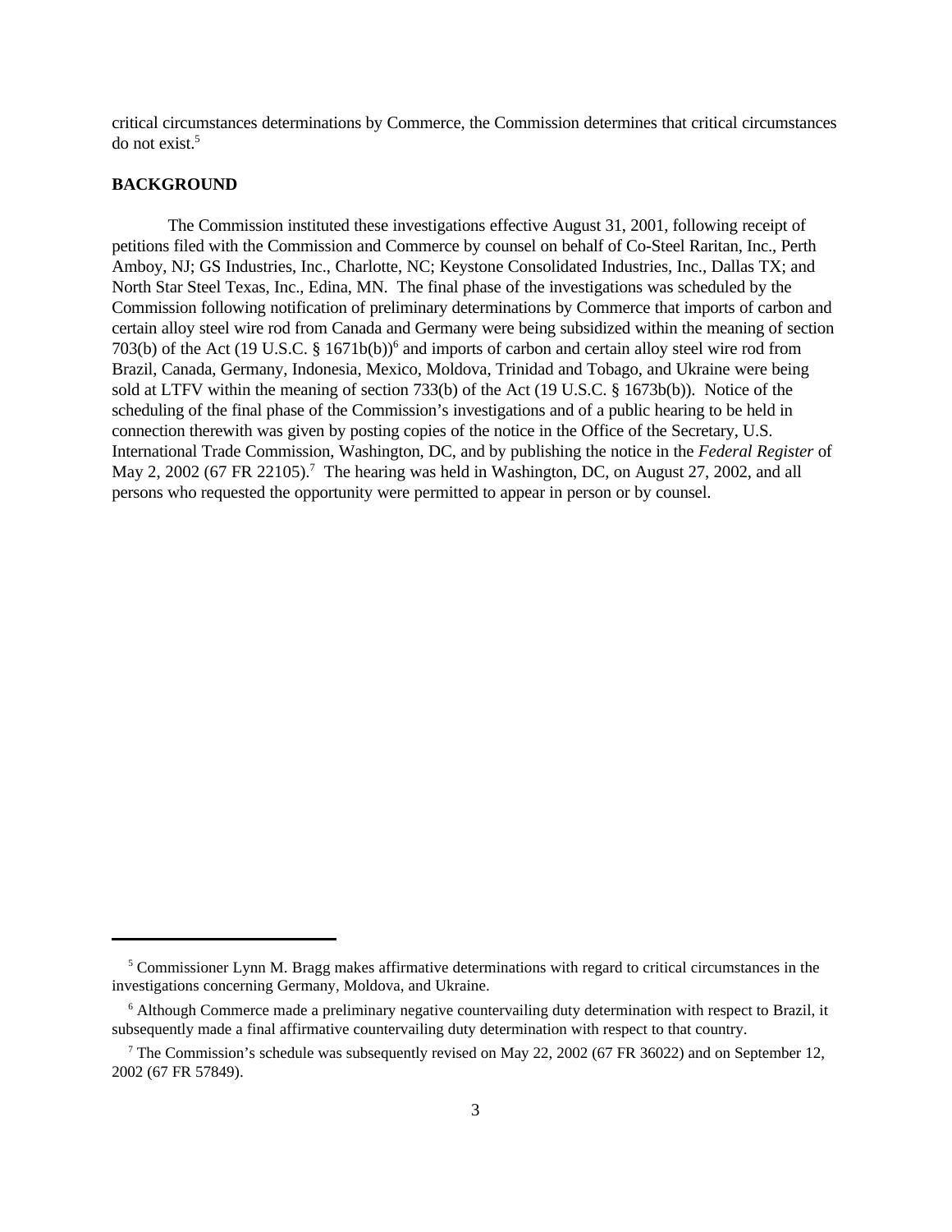critical circumstances determinations by Commerce, the Commission determines that critical circumstances do not exist.[5]

## BACKGROUND

The Commission instituted these investigations effective August 31, 2001, following receipt of petitions filed with the Commission and Commerce by counsel on behalf of Co-Steel Raritan, Inc., Perth Amboy, NJ; GS Industries, Inc., Charlotte, NC; Keystone Consolidated Industries, Inc., Dallas TX; and North Star Steel Texas, Inc., Edina, MN. The final phase of the investigations was scheduled by the Commission following notification of preliminary determinations by Commerce that imports of carbon and certain alloy steel wire rod from Canada and Germany were being subsidized within the meaning of section 703(b) of the Act (19 U.S.C. § 1671b(b))[6] and imports of carbon and certain alloy steel wire rod from Brazil, Canada, Germany, Indonesia, Mexico, Moldova, Trinidad and Tobago, and Ukraine were being sold at LTFV within the meaning of section 733(b) of the Act (19 U.S.C. § 1673b(b)). Notice of the scheduling of the final phase of the Commission's investigations and of a public hearing to be held in connection therewith was given by posting copies of the notice in the Office of the Secretary, U.S. International Trade Commission, Washington, DC, and by publishing the notice in the *Federal Register* of May 2, 2002 (67 FR 22105).[7] The hearing was held in Washington, DC, on August 27, 2002, and all persons who requested the opportunity were permitted to appear in person or by counsel.

---

[5] Commissioner Lynn M. Bragg makes affirmative determinations with regard to critical circumstances in the investigations concerning Germany, Moldova, and Ukraine.

[6] Although Commerce made a preliminary negative countervailing duty determination with respect to Brazil, it subsequently made a final affirmative countervailing duty determination with respect to that country.

[7] The Commission's schedule was subsequently revised on May 22, 2002 (67 FR 36022) and on September 12, 2002 (67 FR 57849).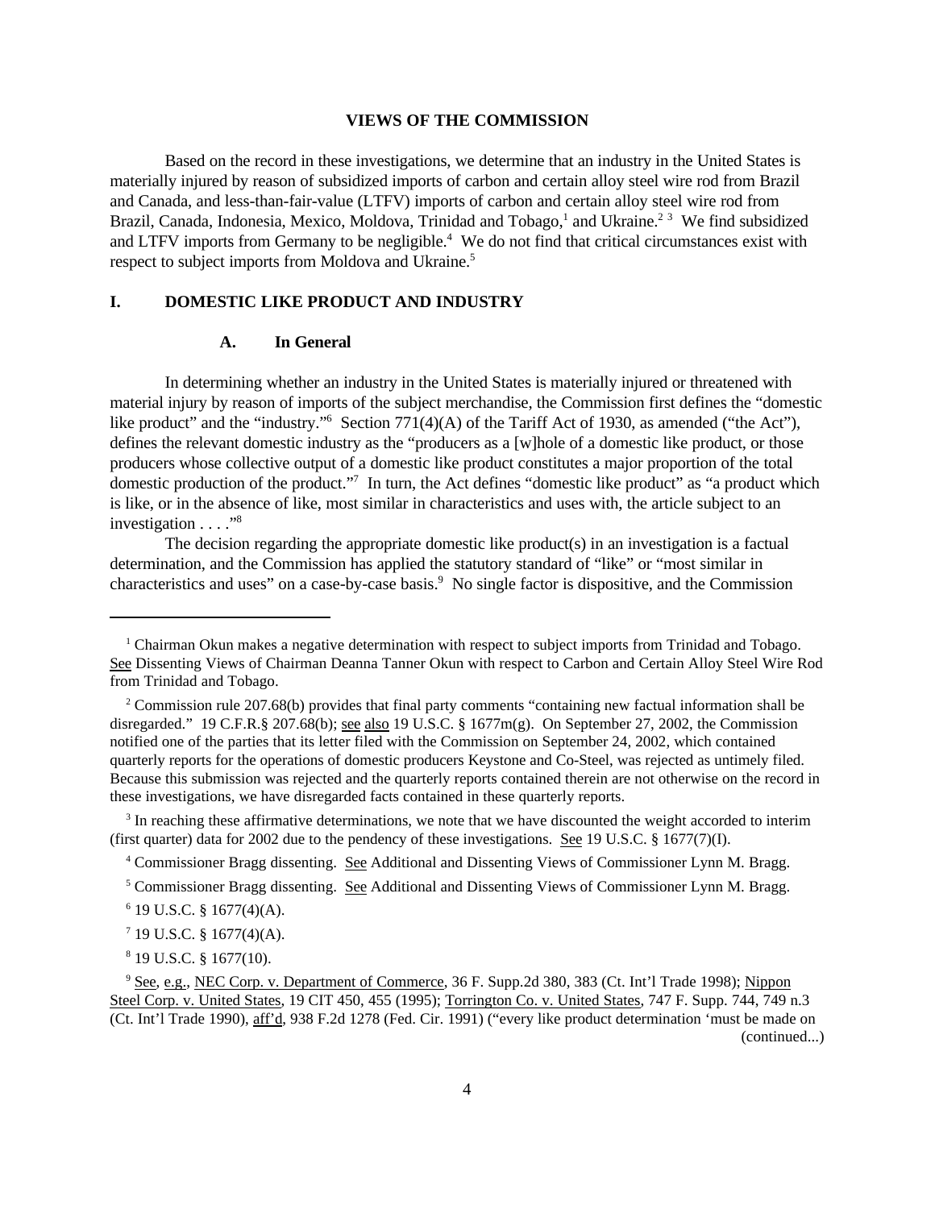## VIEWS OF THE COMMISSION

Based on the record in these investigations, we determine that an industry in the United States is materially injured by reason of subsidized imports of carbon and certain alloy steel wire rod from Brazil and Canada, and less-than-fair-value (LTFV) imports of carbon and certain alloy steel wire rod from Brazil, Canada, Indonesia, Mexico, Moldova, Trinidad and Tobago,[1] and Ukraine.[2] [3] We find subsidized and LTFV imports from Germany to be negligible.[4] We do not find that critical circumstances exist with respect to subject imports from Moldova and Ukraine.[5]

## I. DOMESTIC LIKE PRODUCT AND INDUSTRY

### A. In General

In determining whether an industry in the United States is materially injured or threatened with material injury by reason of imports of the subject merchandise, the Commission first defines the "domestic like product" and the "industry."[6] Section 771(4)(A) of the Tariff Act of 1930, as amended ("the Act"), defines the relevant domestic industry as the "producers as a [w]hole of a domestic like product, or those producers whose collective output of a domestic like product constitutes a major proportion of the total domestic production of the product."[7] In turn, the Act defines "domestic like product" as "a product which is like, or in the absence of like, most similar in characteristics and uses with, the article subject to an investigation . . . ."[8]

The decision regarding the appropriate domestic like product(s) in an investigation is a factual determination, and the Commission has applied the statutory standard of "like" or "most similar in characteristics and uses" on a case-by-case basis.[9] No single factor is dispositive, and the Commission

---

[1] Chairman Okun makes a negative determination with respect to subject imports from Trinidad and Tobago. See Dissenting Views of Chairman Deanna Tanner Okun with respect to Carbon and Certain Alloy Steel Wire Rod from Trinidad and Tobago.

[2] Commission rule 207.68(b) provides that final party comments "containing new factual information shall be disregarded." 19 C.F.R.§ 207.68(b); see also 19 U.S.C. § 1677m(g). On September 27, 2002, the Commission notified one of the parties that its letter filed with the Commission on September 24, 2002, which contained quarterly reports for the operations of domestic producers Keystone and Co-Steel, was rejected as untimely filed. Because this submission was rejected and the quarterly reports contained therein are not otherwise on the record in these investigations, we have disregarded facts contained in these quarterly reports.

[3] In reaching these affirmative determinations, we note that we have discounted the weight accorded to interim (first quarter) data for 2002 due to the pendency of these investigations. See 19 U.S.C. § 1677(7)(I).

[4] Commissioner Bragg dissenting. See Additional and Dissenting Views of Commissioner Lynn M. Bragg.

[5] Commissioner Bragg dissenting. See Additional and Dissenting Views of Commissioner Lynn M. Bragg.

[6] 19 U.S.C. § 1677(4)(A).

[7] 19 U.S.C. § 1677(4)(A).

[8] 19 U.S.C. § 1677(10).

[9] See, e.g., NEC Corp. v. Department of Commerce, 36 F. Supp.2d 380, 383 (Ct. Int'l Trade 1998); Nippon Steel Corp. v. United States, 19 CIT 450, 455 (1995); Torrington Co. v. United States, 747 F. Supp. 744, 749 n.3 (Ct. Int'l Trade 1990), aff'd, 938 F.2d 1278 (Fed. Cir. 1991) ("every like product determination 'must be made on (continued...)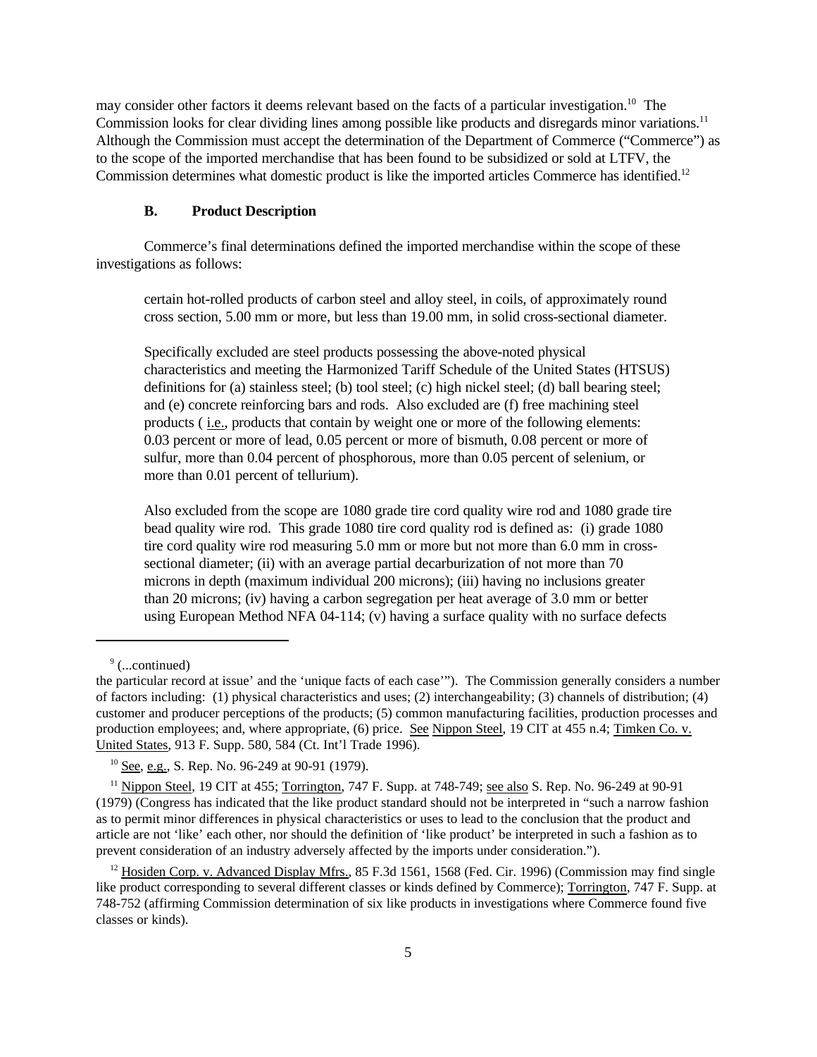may consider other factors it deems relevant based on the facts of a particular investigation.[10] The Commission looks for clear dividing lines among possible like products and disregards minor variations.[11] Although the Commission must accept the determination of the Department of Commerce ("Commerce") as to the scope of the imported merchandise that has been found to be subsidized or sold at LTFV, the Commission determines what domestic product is like the imported articles Commerce has identified.[12]

### B. Product Description

Commerce's final determinations defined the imported merchandise within the scope of these investigations as follows:

> certain hot-rolled products of carbon steel and alloy steel, in coils, of approximately round cross section, 5.00 mm or more, but less than 19.00 mm, in solid cross-sectional diameter.
>
> Specifically excluded are steel products possessing the above-noted physical characteristics and meeting the Harmonized Tariff Schedule of the United States (HTSUS) definitions for (a) stainless steel; (b) tool steel; (c) high nickel steel; (d) ball bearing steel; and (e) concrete reinforcing bars and rods. Also excluded are (f) free machining steel products ( i.e., products that contain by weight one or more of the following elements: 0.03 percent or more of lead, 0.05 percent or more of bismuth, 0.08 percent or more of sulfur, more than 0.04 percent of phosphorous, more than 0.05 percent of selenium, or more than 0.01 percent of tellurium).
>
> Also excluded from the scope are 1080 grade tire cord quality wire rod and 1080 grade tire bead quality wire rod. This grade 1080 tire cord quality rod is defined as: (i) grade 1080 tire cord quality wire rod measuring 5.0 mm or more but not more than 6.0 mm in cross-sectional diameter; (ii) with an average partial decarburization of not more than 70 microns in depth (maximum individual 200 microns); (iii) having no inclusions greater than 20 microns; (iv) having a carbon segregation per heat average of 3.0 mm or better using European Method NFA 04-114; (v) having a surface quality with no surface defects

---

[9] (...continued)
the particular record at issue' and the 'unique facts of each case'"). The Commission generally considers a number of factors including: (1) physical characteristics and uses; (2) interchangeability; (3) channels of distribution; (4) customer and producer perceptions of the products; (5) common manufacturing facilities, production processes and production employees; and, where appropriate, (6) price. See Nippon Steel, 19 CIT at 455 n.4; Timken Co. v. United States, 913 F. Supp. 580, 584 (Ct. Int'l Trade 1996).

[10] See, e.g., S. Rep. No. 96-249 at 90-91 (1979).

[11] Nippon Steel, 19 CIT at 455; Torrington, 747 F. Supp. at 748-749; see also S. Rep. No. 96-249 at 90-91 (1979) (Congress has indicated that the like product standard should not be interpreted in "such a narrow fashion as to permit minor differences in physical characteristics or uses to lead to the conclusion that the product and article are not 'like' each other, nor should the definition of 'like product' be interpreted in such a fashion as to prevent consideration of an industry adversely affected by the imports under consideration.").

[12] Hosiden Corp. v. Advanced Display Mfrs., 85 F.3d 1561, 1568 (Fed. Cir. 1996) (Commission may find single like product corresponding to several different classes or kinds defined by Commerce); Torrington, 747 F. Supp. at 748-752 (affirming Commission determination of six like products in investigations where Commerce found five classes or kinds).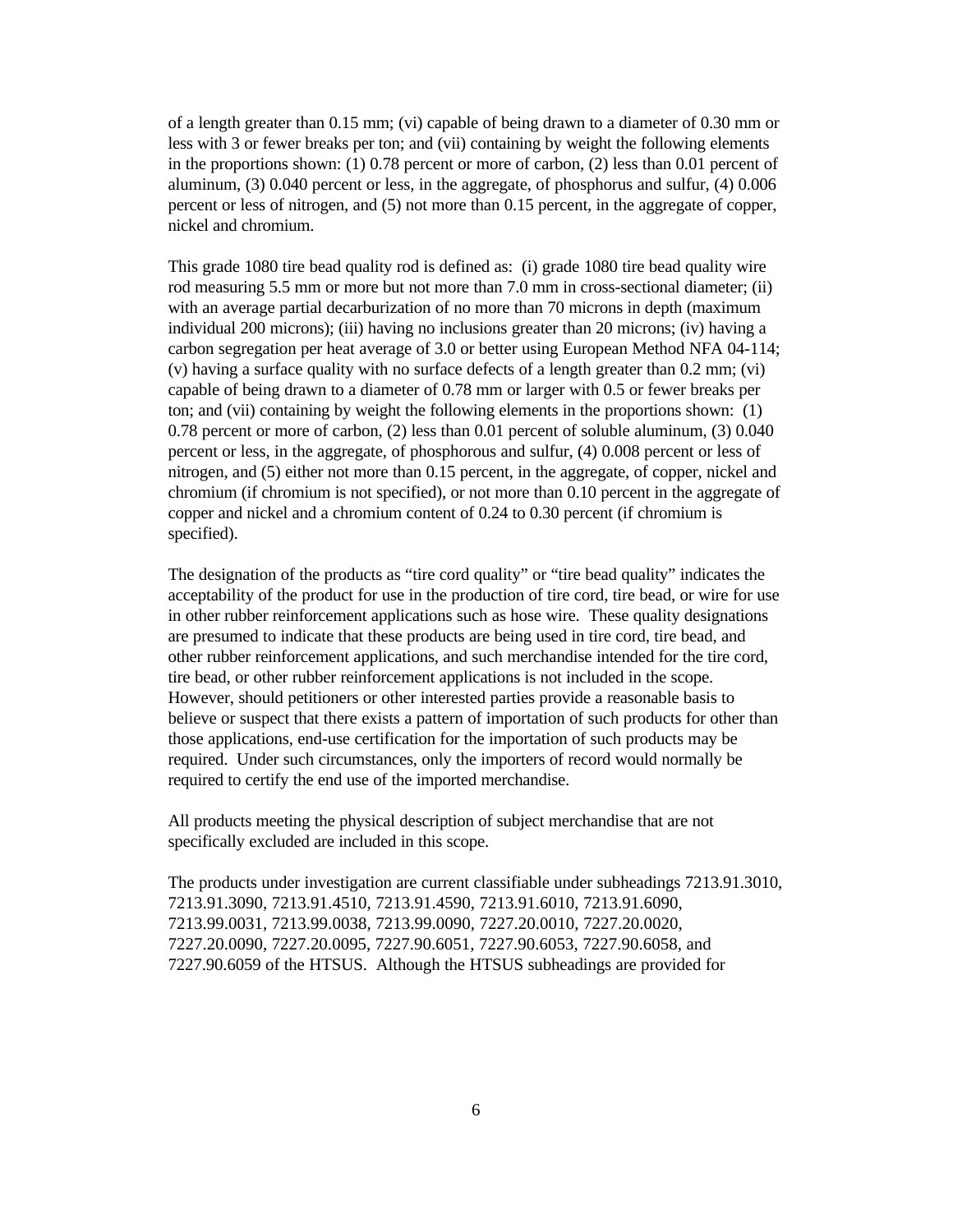of a length greater than 0.15 mm; (vi) capable of being drawn to a diameter of 0.30 mm or less with 3 or fewer breaks per ton; and (vii) containing by weight the following elements in the proportions shown: (1) 0.78 percent or more of carbon, (2) less than 0.01 percent of aluminum, (3) 0.040 percent or less, in the aggregate, of phosphorus and sulfur, (4) 0.006 percent or less of nitrogen, and (5) not more than 0.15 percent, in the aggregate of copper, nickel and chromium.

This grade 1080 tire bead quality rod is defined as: (i) grade 1080 tire bead quality wire rod measuring 5.5 mm or more but not more than 7.0 mm in cross-sectional diameter; (ii) with an average partial decarburization of no more than 70 microns in depth (maximum individual 200 microns); (iii) having no inclusions greater than 20 microns; (iv) having a carbon segregation per heat average of 3.0 or better using European Method NFA 04-114; (v) having a surface quality with no surface defects of a length greater than 0.2 mm; (vi) capable of being drawn to a diameter of 0.78 mm or larger with 0.5 or fewer breaks per ton; and (vii) containing by weight the following elements in the proportions shown: (1) 0.78 percent or more of carbon, (2) less than 0.01 percent of soluble aluminum, (3) 0.040 percent or less, in the aggregate, of phosphorous and sulfur, (4) 0.008 percent or less of nitrogen, and (5) either not more than 0.15 percent, in the aggregate, of copper, nickel and chromium (if chromium is not specified), or not more than 0.10 percent in the aggregate of copper and nickel and a chromium content of 0.24 to 0.30 percent (if chromium is specified).

The designation of the products as "tire cord quality" or "tire bead quality" indicates the acceptability of the product for use in the production of tire cord, tire bead, or wire for use in other rubber reinforcement applications such as hose wire. These quality designations are presumed to indicate that these products are being used in tire cord, tire bead, and other rubber reinforcement applications, and such merchandise intended for the tire cord, tire bead, or other rubber reinforcement applications is not included in the scope. However, should petitioners or other interested parties provide a reasonable basis to believe or suspect that there exists a pattern of importation of such products for other than those applications, end-use certification for the importation of such products may be required. Under such circumstances, only the importers of record would normally be required to certify the end use of the imported merchandise.

All products meeting the physical description of subject merchandise that are not specifically excluded are included in this scope.

The products under investigation are current classifiable under subheadings 7213.91.3010, 7213.91.3090, 7213.91.4510, 7213.91.4590, 7213.91.6010, 7213.91.6090, 7213.99.0031, 7213.99.0038, 7213.99.0090, 7227.20.0010, 7227.20.0020, 7227.20.0090, 7227.20.0095, 7227.90.6051, 7227.90.6053, 7227.90.6058, and 7227.90.6059 of the HTSUS. Although the HTSUS subheadings are provided for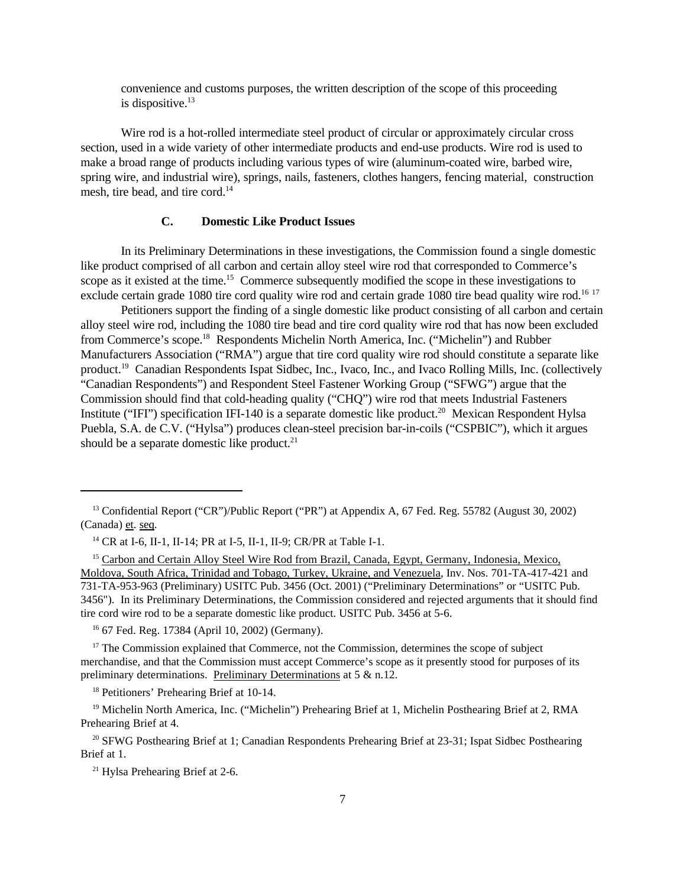convenience and customs purposes, the written description of the scope of this proceeding is dispositive.[13]

Wire rod is a hot-rolled intermediate steel product of circular or approximately circular cross section, used in a wide variety of other intermediate products and end-use products. Wire rod is used to make a broad range of products including various types of wire (aluminum-coated wire, barbed wire, spring wire, and industrial wire), springs, nails, fasteners, clothes hangers, fencing material, construction mesh, tire bead, and tire cord.[14]

### C. Domestic Like Product Issues

In its Preliminary Determinations in these investigations, the Commission found a single domestic like product comprised of all carbon and certain alloy steel wire rod that corresponded to Commerce's scope as it existed at the time.[15] Commerce subsequently modified the scope in these investigations to exclude certain grade 1080 tire cord quality wire rod and certain grade 1080 tire bead quality wire rod.[16] [17]

Petitioners support the finding of a single domestic like product consisting of all carbon and certain alloy steel wire rod, including the 1080 tire bead and tire cord quality wire rod that has now been excluded from Commerce's scope.[18] Respondents Michelin North America, Inc. ("Michelin") and Rubber Manufacturers Association ("RMA") argue that tire cord quality wire rod should constitute a separate like product.[19] Canadian Respondents Ispat Sidbec, Inc., Ivaco, Inc., and Ivaco Rolling Mills, Inc. (collectively "Canadian Respondents") and Respondent Steel Fastener Working Group ("SFWG") argue that the Commission should find that cold-heading quality ("CHQ") wire rod that meets Industrial Fasteners Institute ("IFI") specification IFI-140 is a separate domestic like product.[20] Mexican Respondent Hylsa Puebla, S.A. de C.V. ("Hylsa") produces clean-steel precision bar-in-coils ("CSPBIC"), which it argues should be a separate domestic like product.[21]

---

[13] Confidential Report ("CR")/Public Report ("PR") at Appendix A, 67 Fed. Reg. 55782 (August 30, 2002) (Canada) et. seq.

[14] CR at I-6, II-1, II-14; PR at I-5, II-1, II-9; CR/PR at Table I-1.

[15] Carbon and Certain Alloy Steel Wire Rod from Brazil, Canada, Egypt, Germany, Indonesia, Mexico, Moldova, South Africa, Trinidad and Tobago, Turkey, Ukraine, and Venezuela, Inv. Nos. 701-TA-417-421 and 731-TA-953-963 (Preliminary) USITC Pub. 3456 (Oct. 2001) ("Preliminary Determinations" or "USITC Pub. 3456"). In its Preliminary Determinations, the Commission considered and rejected arguments that it should find tire cord wire rod to be a separate domestic like product. USITC Pub. 3456 at 5-6.

[16] 67 Fed. Reg. 17384 (April 10, 2002) (Germany).

[17] The Commission explained that Commerce, not the Commission, determines the scope of subject merchandise, and that the Commission must accept Commerce's scope as it presently stood for purposes of its preliminary determinations. Preliminary Determinations at 5 & n.12.

[18] Petitioners' Prehearing Brief at 10-14.

[19] Michelin North America, Inc. ("Michelin") Prehearing Brief at 1, Michelin Posthearing Brief at 2, RMA Prehearing Brief at 4.

[20] SFWG Posthearing Brief at 1; Canadian Respondents Prehearing Brief at 23-31; Ispat Sidbec Posthearing Brief at 1.

[21] Hylsa Prehearing Brief at 2-6.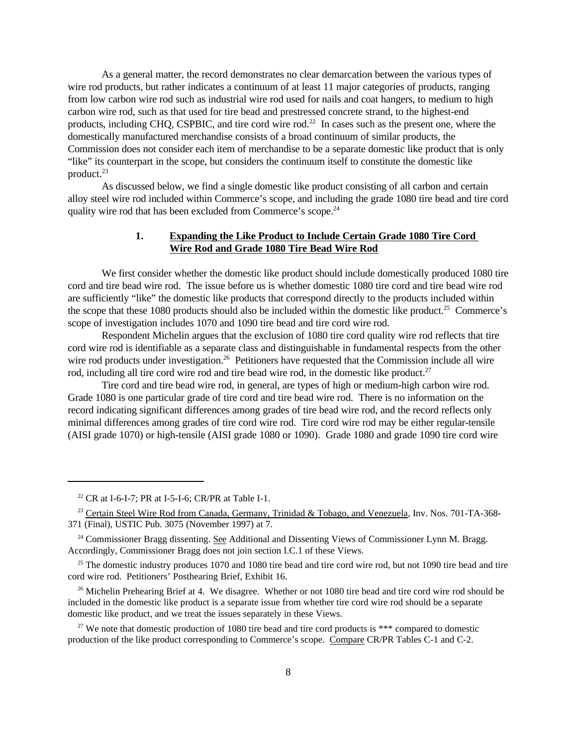As a general matter, the record demonstrates no clear demarcation between the various types of wire rod products, but rather indicates a continuum of at least 11 major categories of products, ranging from low carbon wire rod such as industrial wire rod used for nails and coat hangers, to medium to high carbon wire rod, such as that used for tire bead and prestressed concrete strand, to the highest-end products, including CHQ, CSPBIC, and tire cord wire rod.[22] In cases such as the present one, where the domestically manufactured merchandise consists of a broad continuum of similar products, the Commission does not consider each item of merchandise to be a separate domestic like product that is only "like" its counterpart in the scope, but considers the continuum itself to constitute the domestic like product.[23]

As discussed below, we find a single domestic like product consisting of all carbon and certain alloy steel wire rod included within Commerce's scope, and including the grade 1080 tire bead and tire cord quality wire rod that has been excluded from Commerce's scope.[24]

### 1. Expanding the Like Product to Include Certain Grade 1080 Tire Cord Wire Rod and Grade 1080 Tire Bead Wire Rod

We first consider whether the domestic like product should include domestically produced 1080 tire cord and tire bead wire rod. The issue before us is whether domestic 1080 tire cord and tire bead wire rod are sufficiently "like" the domestic like products that correspond directly to the products included within the scope that these 1080 products should also be included within the domestic like product.[25] Commerce's scope of investigation includes 1070 and 1090 tire bead and tire cord wire rod.

Respondent Michelin argues that the exclusion of 1080 tire cord quality wire rod reflects that tire cord wire rod is identifiable as a separate class and distinguishable in fundamental respects from the other wire rod products under investigation.[26] Petitioners have requested that the Commission include all wire rod, including all tire cord wire rod and tire bead wire rod, in the domestic like product.[27]

Tire cord and tire bead wire rod, in general, are types of high or medium-high carbon wire rod. Grade 1080 is one particular grade of tire cord and tire bead wire rod. There is no information on the record indicating significant differences among grades of tire bead wire rod, and the record reflects only minimal differences among grades of tire cord wire rod. Tire cord wire rod may be either regular-tensile (AISI grade 1070) or high-tensile (AISI grade 1080 or 1090). Grade 1080 and grade 1090 tire cord wire

---

[22] CR at I-6-I-7; PR at I-5-I-6; CR/PR at Table I-1.

[23] Certain Steel Wire Rod from Canada, Germany, Trinidad & Tobago, and Venezuela, Inv. Nos. 701-TA-368-371 (Final), USTIC Pub. 3075 (November 1997) at 7.

[24] Commissioner Bragg dissenting. See Additional and Dissenting Views of Commissioner Lynn M. Bragg. Accordingly, Commissioner Bragg does not join section I.C.1 of these Views.

[25] The domestic industry produces 1070 and 1080 tire bead and tire cord wire rod, but not 1090 tire bead and tire cord wire rod. Petitioners' Posthearing Brief, Exhibit 16.

[26] Michelin Prehearing Brief at 4. We disagree. Whether or not 1080 tire bead and tire cord wire rod should be included in the domestic like product is a separate issue from whether tire cord wire rod should be a separate domestic like product, and we treat the issues separately in these Views.

[27] We note that domestic production of 1080 tire bead and tire cord products is *** compared to domestic production of the like product corresponding to Commerce's scope. Compare CR/PR Tables C-1 and C-2.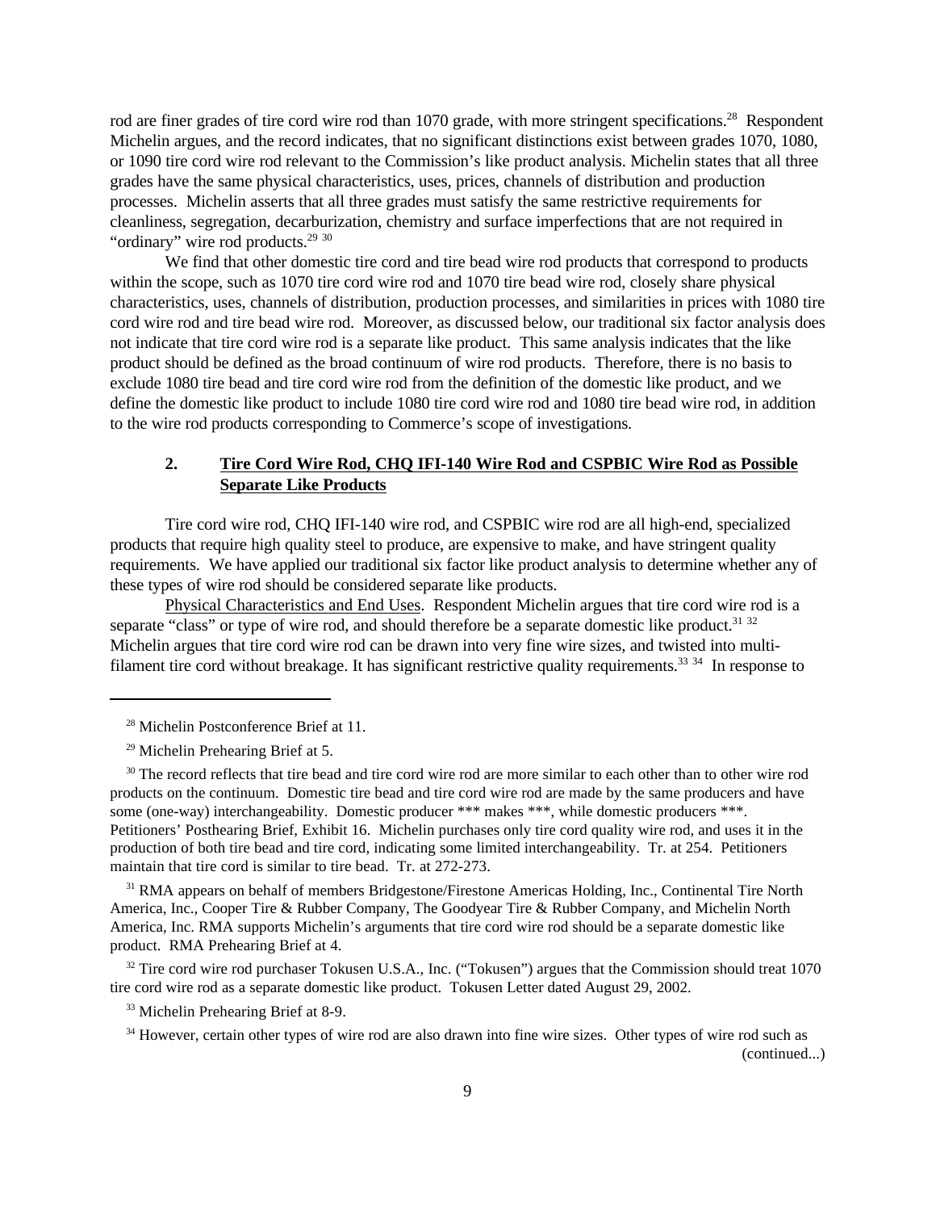rod are finer grades of tire cord wire rod than 1070 grade, with more stringent specifications.[28] Respondent Michelin argues, and the record indicates, that no significant distinctions exist between grades 1070, 1080, or 1090 tire cord wire rod relevant to the Commission's like product analysis. Michelin states that all three grades have the same physical characteristics, uses, prices, channels of distribution and production processes. Michelin asserts that all three grades must satisfy the same restrictive requirements for cleanliness, segregation, decarburization, chemistry and surface imperfections that are not required in "ordinary" wire rod products.[29] [30]

We find that other domestic tire cord and tire bead wire rod products that correspond to products within the scope, such as 1070 tire cord wire rod and 1070 tire bead wire rod, closely share physical characteristics, uses, channels of distribution, production processes, and similarities in prices with 1080 tire cord wire rod and tire bead wire rod. Moreover, as discussed below, our traditional six factor analysis does not indicate that tire cord wire rod is a separate like product. This same analysis indicates that the like product should be defined as the broad continuum of wire rod products. Therefore, there is no basis to exclude 1080 tire bead and tire cord wire rod from the definition of the domestic like product, and we define the domestic like product to include 1080 tire cord wire rod and 1080 tire bead wire rod, in addition to the wire rod products corresponding to Commerce's scope of investigations.

### 2. <u>Tire Cord Wire Rod, CHQ IFI-140 Wire Rod and CSPBIC Wire Rod as Possible Separate Like Products</u>

Tire cord wire rod, CHQ IFI-140 wire rod, and CSPBIC wire rod are all high-end, specialized products that require high quality steel to produce, are expensive to make, and have stringent quality requirements. We have applied our traditional six factor like product analysis to determine whether any of these types of wire rod should be considered separate like products.

<u>Physical Characteristics and End Uses</u>. Respondent Michelin argues that tire cord wire rod is a separate "class" or type of wire rod, and should therefore be a separate domestic like product.[31] [32] Michelin argues that tire cord wire rod can be drawn into very fine wire sizes, and twisted into multi-filament tire cord without breakage. It has significant restrictive quality requirements.[33] [34] In response to

---

[28] Michelin Postconference Brief at 11.

[29] Michelin Prehearing Brief at 5.

[30] The record reflects that tire bead and tire cord wire rod are more similar to each other than to other wire rod products on the continuum. Domestic tire bead and tire cord wire rod are made by the same producers and have some (one-way) interchangeability. Domestic producer *** makes ***, while domestic producers ***. Petitioners' Posthearing Brief, Exhibit 16. Michelin purchases only tire cord quality wire rod, and uses it in the production of both tire bead and tire cord, indicating some limited interchangeability. Tr. at 254. Petitioners maintain that tire cord is similar to tire bead. Tr. at 272-273.

[31] RMA appears on behalf of members Bridgestone/Firestone Americas Holding, Inc., Continental Tire North America, Inc., Cooper Tire & Rubber Company, The Goodyear Tire & Rubber Company, and Michelin North America, Inc. RMA supports Michelin's arguments that tire cord wire rod should be a separate domestic like product. RMA Prehearing Brief at 4.

[32] Tire cord wire rod purchaser Tokusen U.S.A., Inc. ("Tokusen") argues that the Commission should treat 1070 tire cord wire rod as a separate domestic like product. Tokusen Letter dated August 29, 2002.

[33] Michelin Prehearing Brief at 8-9.

[34] However, certain other types of wire rod are also drawn into fine wire sizes. Other types of wire rod such as (continued...)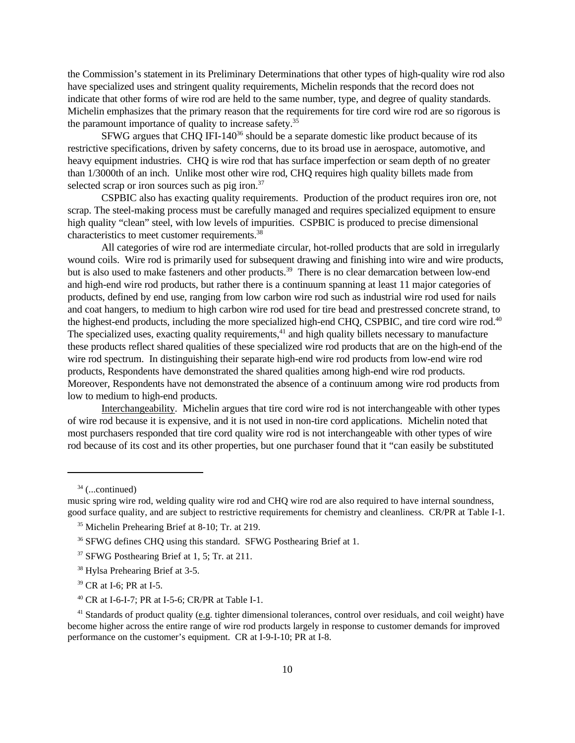the Commission's statement in its Preliminary Determinations that other types of high-quality wire rod also have specialized uses and stringent quality requirements, Michelin responds that the record does not indicate that other forms of wire rod are held to the same number, type, and degree of quality standards. Michelin emphasizes that the primary reason that the requirements for tire cord wire rod are so rigorous is the paramount importance of quality to increase safety.[35]

SFWG argues that CHQ IFI-140[36] should be a separate domestic like product because of its restrictive specifications, driven by safety concerns, due to its broad use in aerospace, automotive, and heavy equipment industries. CHQ is wire rod that has surface imperfection or seam depth of no greater than 1/3000th of an inch. Unlike most other wire rod, CHQ requires high quality billets made from selected scrap or iron sources such as pig iron.[37]

CSPBIC also has exacting quality requirements. Production of the product requires iron ore, not scrap. The steel-making process must be carefully managed and requires specialized equipment to ensure high quality "clean" steel, with low levels of impurities. CSPBIC is produced to precise dimensional characteristics to meet customer requirements.[38]

All categories of wire rod are intermediate circular, hot-rolled products that are sold in irregularly wound coils. Wire rod is primarily used for subsequent drawing and finishing into wire and wire products, but is also used to make fasteners and other products.[39] There is no clear demarcation between low-end and high-end wire rod products, but rather there is a continuum spanning at least 11 major categories of products, defined by end use, ranging from low carbon wire rod such as industrial wire rod used for nails and coat hangers, to medium to high carbon wire rod used for tire bead and prestressed concrete strand, to the highest-end products, including the more specialized high-end CHQ, CSPBIC, and tire cord wire rod.[40] The specialized uses, exacting quality requirements,[41] and high quality billets necessary to manufacture these products reflect shared qualities of these specialized wire rod products that are on the high-end of the wire rod spectrum. In distinguishing their separate high-end wire rod products from low-end wire rod products, Respondents have demonstrated the shared qualities among high-end wire rod products. Moreover, Respondents have not demonstrated the absence of a continuum among wire rod products from low to medium to high-end products.

Interchangeability. Michelin argues that tire cord wire rod is not interchangeable with other types of wire rod because it is expensive, and it is not used in non-tire cord applications. Michelin noted that most purchasers responded that tire cord quality wire rod is not interchangeable with other types of wire rod because of its cost and its other properties, but one purchaser found that it "can easily be substituted

---

[34] (...continued)
music spring wire rod, welding quality wire rod and CHQ wire rod are also required to have internal soundness, good surface quality, and are subject to restrictive requirements for chemistry and cleanliness. CR/PR at Table I-1.

[35] Michelin Prehearing Brief at 8-10; Tr. at 219.

[36] SFWG defines CHQ using this standard. SFWG Posthearing Brief at 1.

[37] SFWG Posthearing Brief at 1, 5; Tr. at 211.

[38] Hylsa Prehearing Brief at 3-5.

[39] CR at I-6; PR at I-5.

[40] CR at I-6-I-7; PR at I-5-6; CR/PR at Table I-1.

[41] Standards of product quality (e.g. tighter dimensional tolerances, control over residuals, and coil weight) have become higher across the entire range of wire rod products largely in response to customer demands for improved performance on the customer's equipment. CR at I-9-I-10; PR at I-8.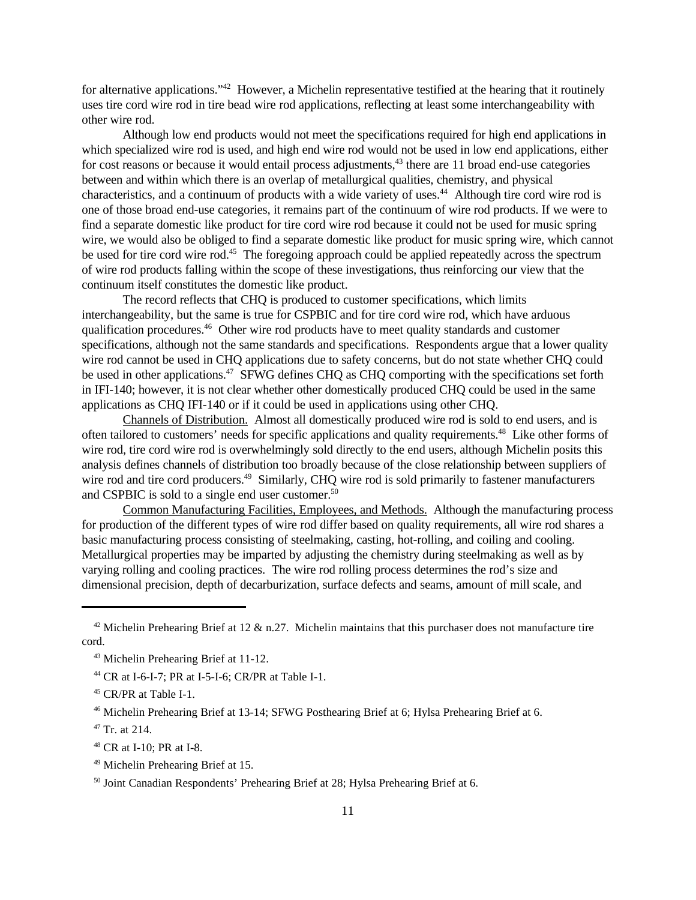for alternative applications."[42] However, a Michelin representative testified at the hearing that it routinely uses tire cord wire rod in tire bead wire rod applications, reflecting at least some interchangeability with other wire rod.

Although low end products would not meet the specifications required for high end applications in which specialized wire rod is used, and high end wire rod would not be used in low end applications, either for cost reasons or because it would entail process adjustments,[43] there are 11 broad end-use categories between and within which there is an overlap of metallurgical qualities, chemistry, and physical characteristics, and a continuum of products with a wide variety of uses.[44] Although tire cord wire rod is one of those broad end-use categories, it remains part of the continuum of wire rod products. If we were to find a separate domestic like product for tire cord wire rod because it could not be used for music spring wire, we would also be obliged to find a separate domestic like product for music spring wire, which cannot be used for tire cord wire rod.[45] The foregoing approach could be applied repeatedly across the spectrum of wire rod products falling within the scope of these investigations, thus reinforcing our view that the continuum itself constitutes the domestic like product.

The record reflects that CHQ is produced to customer specifications, which limits interchangeability, but the same is true for CSPBIC and for tire cord wire rod, which have arduous qualification procedures.[46] Other wire rod products have to meet quality standards and customer specifications, although not the same standards and specifications. Respondents argue that a lower quality wire rod cannot be used in CHQ applications due to safety concerns, but do not state whether CHQ could be used in other applications.[47] SFWG defines CHQ as CHQ comporting with the specifications set forth in IFI-140; however, it is not clear whether other domestically produced CHQ could be used in the same applications as CHQ IFI-140 or if it could be used in applications using other CHQ.

<u>Channels of Distribution.</u> Almost all domestically produced wire rod is sold to end users, and is often tailored to customers' needs for specific applications and quality requirements.[48] Like other forms of wire rod, tire cord wire rod is overwhelmingly sold directly to the end users, although Michelin posits this analysis defines channels of distribution too broadly because of the close relationship between suppliers of wire rod and tire cord producers.[49] Similarly, CHQ wire rod is sold primarily to fastener manufacturers and CSPBIC is sold to a single end user customer.[50]

<u>Common Manufacturing Facilities, Employees, and Methods.</u> Although the manufacturing process for production of the different types of wire rod differ based on quality requirements, all wire rod shares a basic manufacturing process consisting of steelmaking, casting, hot-rolling, and coiling and cooling. Metallurgical properties may be imparted by adjusting the chemistry during steelmaking as well as by varying rolling and cooling practices. The wire rod rolling process determines the rod's size and dimensional precision, depth of decarburization, surface defects and seams, amount of mill scale, and

---

[42] Michelin Prehearing Brief at 12 & n.27. Michelin maintains that this purchaser does not manufacture tire cord.

[43] Michelin Prehearing Brief at 11-12.

[44] CR at I-6-I-7; PR at I-5-I-6; CR/PR at Table I-1.

[45] CR/PR at Table I-1.

[46] Michelin Prehearing Brief at 13-14; SFWG Posthearing Brief at 6; Hylsa Prehearing Brief at 6.

[47] Tr. at 214.

[48] CR at I-10; PR at I-8.

[49] Michelin Prehearing Brief at 15.

[50] Joint Canadian Respondents' Prehearing Brief at 28; Hylsa Prehearing Brief at 6.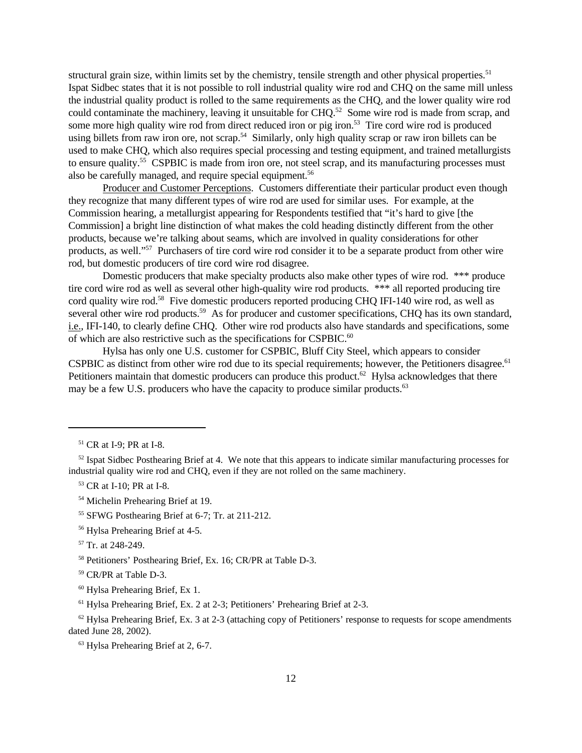structural grain size, within limits set by the chemistry, tensile strength and other physical properties.[51] Ispat Sidbec states that it is not possible to roll industrial quality wire rod and CHQ on the same mill unless the industrial quality product is rolled to the same requirements as the CHQ, and the lower quality wire rod could contaminate the machinery, leaving it unsuitable for CHQ.[52] Some wire rod is made from scrap, and some more high quality wire rod from direct reduced iron or pig iron.[53] Tire cord wire rod is produced using billets from raw iron ore, not scrap.[54] Similarly, only high quality scrap or raw iron billets can be used to make CHQ, which also requires special processing and testing equipment, and trained metallurgists to ensure quality.[55] CSPBIC is made from iron ore, not steel scrap, and its manufacturing processes must also be carefully managed, and require special equipment.[56]

Producer and Customer Perceptions. Customers differentiate their particular product even though they recognize that many different types of wire rod are used for similar uses. For example, at the Commission hearing, a metallurgist appearing for Respondents testified that "it's hard to give [the Commission] a bright line distinction of what makes the cold heading distinctly different from the other products, because we're talking about seams, which are involved in quality considerations for other products, as well."[57] Purchasers of tire cord wire rod consider it to be a separate product from other wire rod, but domestic producers of tire cord wire rod disagree.

Domestic producers that make specialty products also make other types of wire rod. *** produce tire cord wire rod as well as several other high-quality wire rod products. *** all reported producing tire cord quality wire rod.[58] Five domestic producers reported producing CHQ IFI-140 wire rod, as well as several other wire rod products.[59] As for producer and customer specifications, CHQ has its own standard, i.e., IFI-140, to clearly define CHQ. Other wire rod products also have standards and specifications, some of which are also restrictive such as the specifications for CSPBIC.[60]

Hylsa has only one U.S. customer for CSPBIC, Bluff City Steel, which appears to consider CSPBIC as distinct from other wire rod due to its special requirements; however, the Petitioners disagree.[61] Petitioners maintain that domestic producers can produce this product.[62] Hylsa acknowledges that there may be a few U.S. producers who have the capacity to produce similar products.[63]

---

[51] CR at I-9; PR at I-8.

[52] Ispat Sidbec Posthearing Brief at 4. We note that this appears to indicate similar manufacturing processes for industrial quality wire rod and CHQ, even if they are not rolled on the same machinery.

[53] CR at I-10; PR at I-8.

[54] Michelin Prehearing Brief at 19.

[55] SFWG Posthearing Brief at 6-7; Tr. at 211-212.

[56] Hylsa Prehearing Brief at 4-5.

[57] Tr. at 248-249.

[58] Petitioners' Posthearing Brief, Ex. 16; CR/PR at Table D-3.

[59] CR/PR at Table D-3.

[60] Hylsa Prehearing Brief, Ex 1.

[61] Hylsa Prehearing Brief, Ex. 2 at 2-3; Petitioners' Prehearing Brief at 2-3.

[62] Hylsa Prehearing Brief, Ex. 3 at 2-3 (attaching copy of Petitioners' response to requests for scope amendments dated June 28, 2002).

[63] Hylsa Prehearing Brief at 2, 6-7.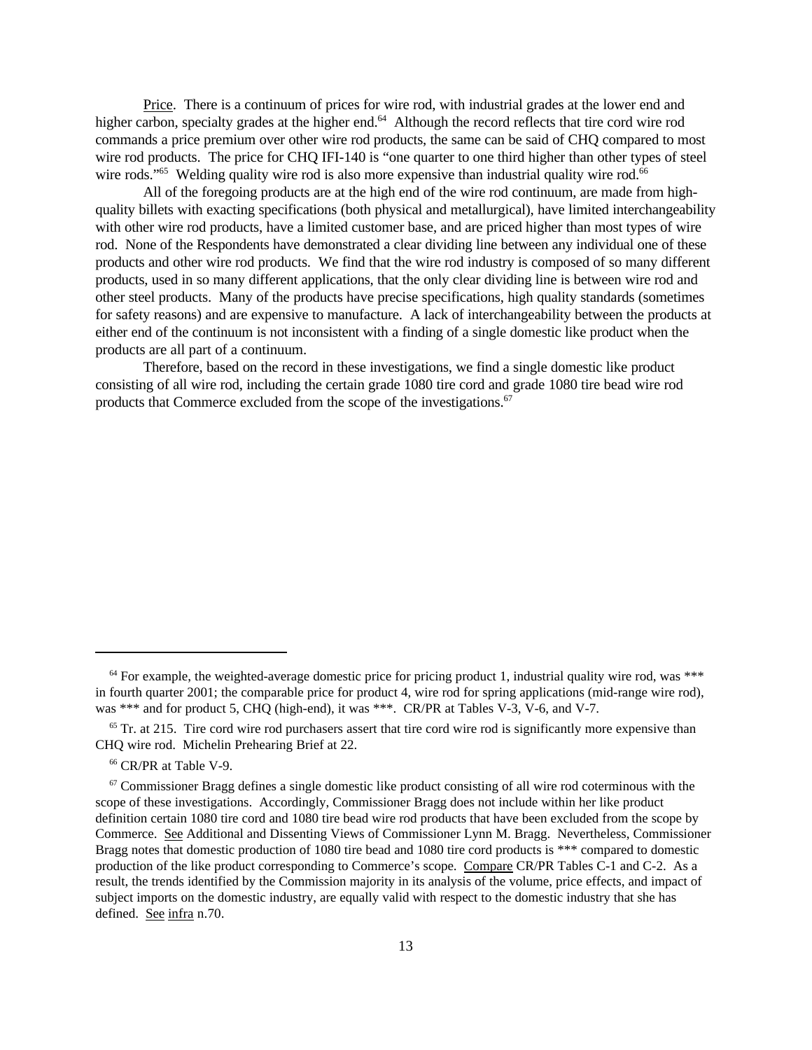Price. There is a continuum of prices for wire rod, with industrial grades at the lower end and higher carbon, specialty grades at the higher end.[64] Although the record reflects that tire cord wire rod commands a price premium over other wire rod products, the same can be said of CHQ compared to most wire rod products. The price for CHQ IFI-140 is "one quarter to one third higher than other types of steel wire rods."[65] Welding quality wire rod is also more expensive than industrial quality wire rod.[66]

All of the foregoing products are at the high end of the wire rod continuum, are made from high-quality billets with exacting specifications (both physical and metallurgical), have limited interchangeability with other wire rod products, have a limited customer base, and are priced higher than most types of wire rod. None of the Respondents have demonstrated a clear dividing line between any individual one of these products and other wire rod products. We find that the wire rod industry is composed of so many different products, used in so many different applications, that the only clear dividing line is between wire rod and other steel products. Many of the products have precise specifications, high quality standards (sometimes for safety reasons) and are expensive to manufacture. A lack of interchangeability between the products at either end of the continuum is not inconsistent with a finding of a single domestic like product when the products are all part of a continuum.

Therefore, based on the record in these investigations, we find a single domestic like product consisting of all wire rod, including the certain grade 1080 tire cord and grade 1080 tire bead wire rod products that Commerce excluded from the scope of the investigations.[67]

---

[64] For example, the weighted-average domestic price for pricing product 1, industrial quality wire rod, was *** in fourth quarter 2001; the comparable price for product 4, wire rod for spring applications (mid-range wire rod), was *** and for product 5, CHQ (high-end), it was ***. CR/PR at Tables V-3, V-6, and V-7.

[65] Tr. at 215. Tire cord wire rod purchasers assert that tire cord wire rod is significantly more expensive than CHQ wire rod. Michelin Prehearing Brief at 22.

[66] CR/PR at Table V-9.

[67] Commissioner Bragg defines a single domestic like product consisting of all wire rod coterminous with the scope of these investigations. Accordingly, Commissioner Bragg does not include within her like product definition certain 1080 tire cord and 1080 tire bead wire rod products that have been excluded from the scope by Commerce. See Additional and Dissenting Views of Commissioner Lynn M. Bragg. Nevertheless, Commissioner Bragg notes that domestic production of 1080 tire bead and 1080 tire cord products is *** compared to domestic production of the like product corresponding to Commerce's scope. Compare CR/PR Tables C-1 and C-2. As a result, the trends identified by the Commission majority in its analysis of the volume, price effects, and impact of subject imports on the domestic industry, are equally valid with respect to the domestic industry that she has defined. See infra n.70.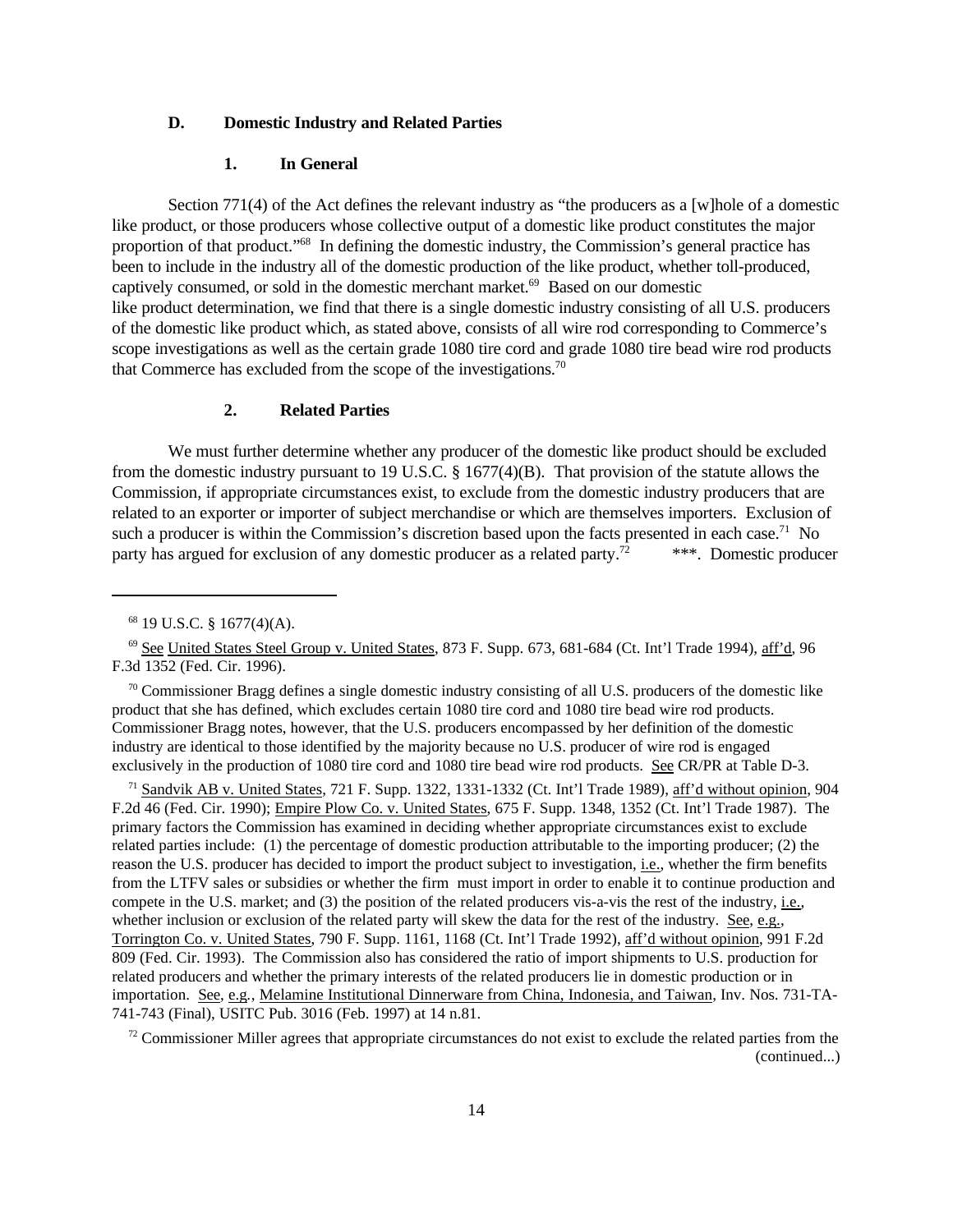### D. Domestic Industry and Related Parties

#### 1. In General

Section 771(4) of the Act defines the relevant industry as "the producers as a [w]hole of a domestic like product, or those producers whose collective output of a domestic like product constitutes the major proportion of that product."[68] In defining the domestic industry, the Commission's general practice has been to include in the industry all of the domestic production of the like product, whether toll-produced, captively consumed, or sold in the domestic merchant market.[69] Based on our domestic like product determination, we find that there is a single domestic industry consisting of all U.S. producers of the domestic like product which, as stated above, consists of all wire rod corresponding to Commerce's scope investigations as well as the certain grade 1080 tire cord and grade 1080 tire bead wire rod products that Commerce has excluded from the scope of the investigations.[70]

#### 2. Related Parties

We must further determine whether any producer of the domestic like product should be excluded from the domestic industry pursuant to 19 U.S.C. § 1677(4)(B). That provision of the statute allows the Commission, if appropriate circumstances exist, to exclude from the domestic industry producers that are related to an exporter or importer of subject merchandise or which are themselves importers. Exclusion of such a producer is within the Commission's discretion based upon the facts presented in each case.[71] No party has argued for exclusion of any domestic producer as a related party.[72] \*\*\*. Domestic producer

---

[68] 19 U.S.C. § 1677(4)(A).

[69] See United States Steel Group v. United States, 873 F. Supp. 673, 681-684 (Ct. Int'l Trade 1994), aff'd, 96 F.3d 1352 (Fed. Cir. 1996).

[70] Commissioner Bragg defines a single domestic industry consisting of all U.S. producers of the domestic like product that she has defined, which excludes certain 1080 tire cord and 1080 tire bead wire rod products. Commissioner Bragg notes, however, that the U.S. producers encompassed by her definition of the domestic industry are identical to those identified by the majority because no U.S. producer of wire rod is engaged exclusively in the production of 1080 tire cord and 1080 tire bead wire rod products. See CR/PR at Table D-3.

[71] Sandvik AB v. United States, 721 F. Supp. 1322, 1331-1332 (Ct. Int'l Trade 1989), aff'd without opinion, 904 F.2d 46 (Fed. Cir. 1990); Empire Plow Co. v. United States, 675 F. Supp. 1348, 1352 (Ct. Int'l Trade 1987). The primary factors the Commission has examined in deciding whether appropriate circumstances exist to exclude related parties include: (1) the percentage of domestic production attributable to the importing producer; (2) the reason the U.S. producer has decided to import the product subject to investigation, i.e., whether the firm benefits from the LTFV sales or subsidies or whether the firm must import in order to enable it to continue production and compete in the U.S. market; and (3) the position of the related producers vis-a-vis the rest of the industry, i.e., whether inclusion or exclusion of the related party will skew the data for the rest of the industry. See, e.g., Torrington Co. v. United States, 790 F. Supp. 1161, 1168 (Ct. Int'l Trade 1992), aff'd without opinion, 991 F.2d 809 (Fed. Cir. 1993). The Commission also has considered the ratio of import shipments to U.S. production for related producers and whether the primary interests of the related producers lie in domestic production or in importation. See, e.g., Melamine Institutional Dinnerware from China, Indonesia, and Taiwan, Inv. Nos. 731-TA-741-743 (Final), USITC Pub. 3016 (Feb. 1997) at 14 n.81.

[72] Commissioner Miller agrees that appropriate circumstances do not exist to exclude the related parties from the (continued...)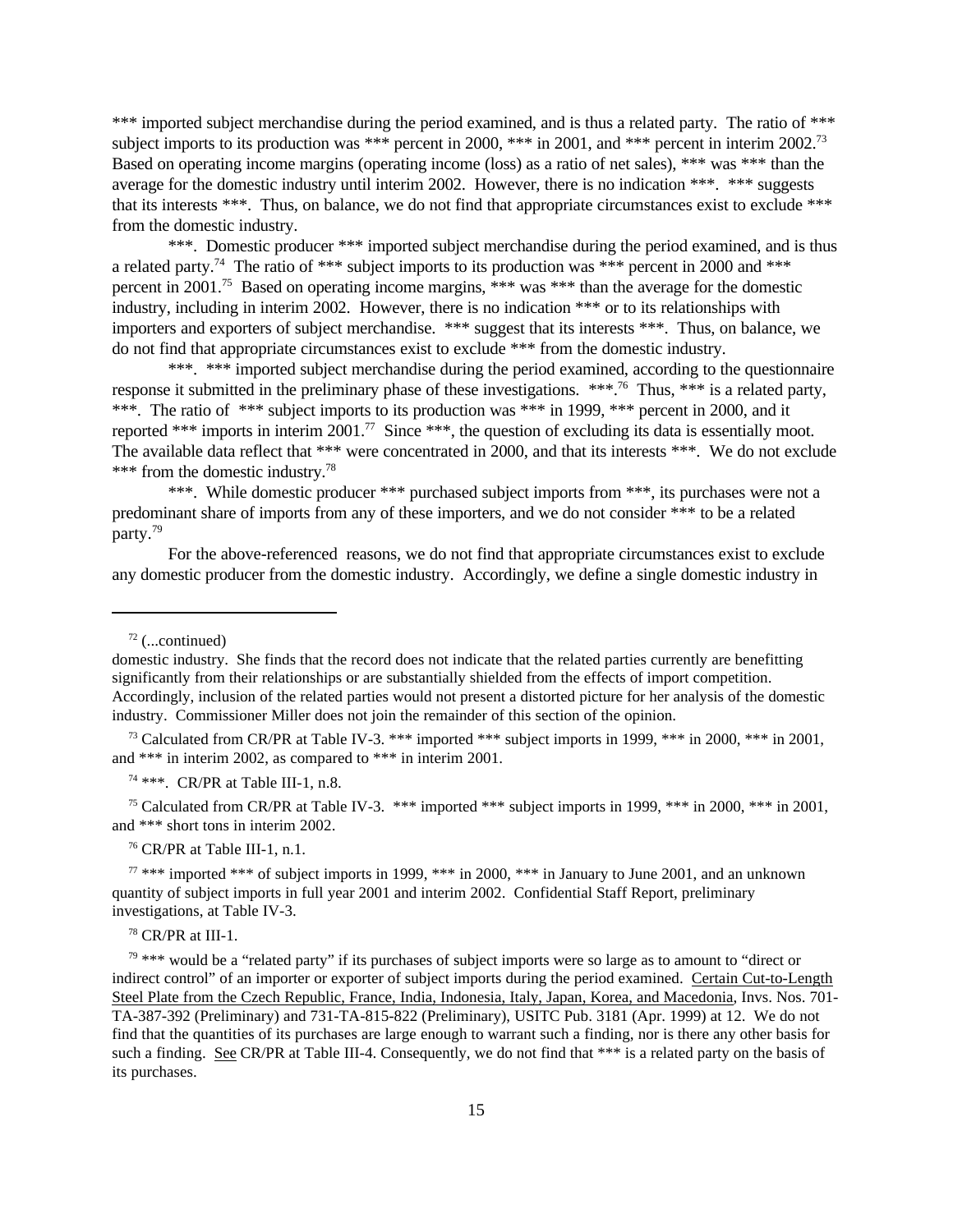*** imported subject merchandise during the period examined, and is thus a related party. The ratio of *** subject imports to its production was *** percent in 2000, *** in 2001, and *** percent in interim 2002.[73] Based on operating income margins (operating income (loss) as a ratio of net sales), *** was *** than the average for the domestic industry until interim 2002. However, there is no indication ***. *** suggests that its interests ***. Thus, on balance, we do not find that appropriate circumstances exist to exclude *** from the domestic industry.

***. Domestic producer *** imported subject merchandise during the period examined, and is thus a related party.[74] The ratio of *** subject imports to its production was *** percent in 2000 and *** percent in 2001.[75] Based on operating income margins, *** was *** than the average for the domestic industry, including in interim 2002. However, there is no indication *** or to its relationships with importers and exporters of subject merchandise. *** suggest that its interests ***. Thus, on balance, we do not find that appropriate circumstances exist to exclude *** from the domestic industry.

***. *** imported subject merchandise during the period examined, according to the questionnaire response it submitted in the preliminary phase of these investigations. ***.[76] Thus, *** is a related party, ***. The ratio of *** subject imports to its production was *** in 1999, *** percent in 2000, and it reported *** imports in interim 2001.[77] Since ***, the question of excluding its data is essentially moot. The available data reflect that *** were concentrated in 2000, and that its interests ***. We do not exclude *** from the domestic industry.[78]

***. While domestic producer *** purchased subject imports from ***, its purchases were not a predominant share of imports from any of these importers, and we do not consider *** to be a related party.[79]

For the above-referenced reasons, we do not find that appropriate circumstances exist to exclude any domestic producer from the domestic industry. Accordingly, we define a single domestic industry in

---

[72] (...continued)
domestic industry. She finds that the record does not indicate that the related parties currently are benefitting significantly from their relationships or are substantially shielded from the effects of import competition. Accordingly, inclusion of the related parties would not present a distorted picture for her analysis of the domestic industry. Commissioner Miller does not join the remainder of this section of the opinion.

[73] Calculated from CR/PR at Table IV-3. *** imported *** subject imports in 1999, *** in 2000, *** in 2001, and *** in interim 2002, as compared to *** in interim 2001.

[74] ***. CR/PR at Table III-1, n.8.

[75] Calculated from CR/PR at Table IV-3. *** imported *** subject imports in 1999, *** in 2000, *** in 2001, and *** short tons in interim 2002.

[76] CR/PR at Table III-1, n.1.

[77] *** imported *** of subject imports in 1999, *** in 2000, *** in January to June 2001, and an unknown quantity of subject imports in full year 2001 and interim 2002. Confidential Staff Report, preliminary investigations, at Table IV-3.

[78] CR/PR at III-1.

[79] *** would be a "related party" if its purchases of subject imports were so large as to amount to "direct or indirect control" of an importer or exporter of subject imports during the period examined. Certain Cut-to-Length Steel Plate from the Czech Republic, France, India, Indonesia, Italy, Japan, Korea, and Macedonia, Invs. Nos. 701-TA-387-392 (Preliminary) and 731-TA-815-822 (Preliminary), USITC Pub. 3181 (Apr. 1999) at 12. We do not find that the quantities of its purchases are large enough to warrant such a finding, nor is there any other basis for such a finding. See CR/PR at Table III-4. Consequently, we do not find that *** is a related party on the basis of its purchases.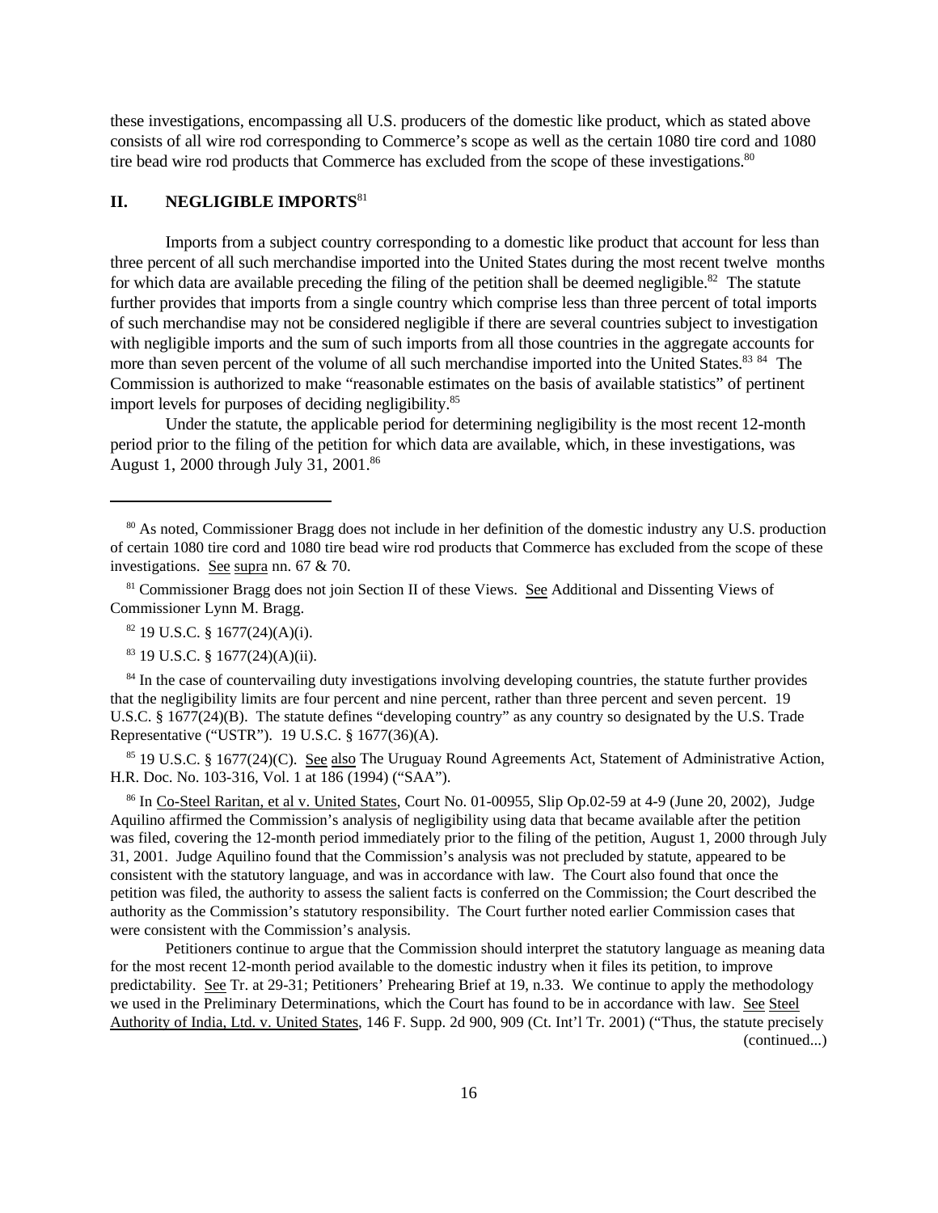these investigations, encompassing all U.S. producers of the domestic like product, which as stated above consists of all wire rod corresponding to Commerce's scope as well as the certain 1080 tire cord and 1080 tire bead wire rod products that Commerce has excluded from the scope of these investigations.[80]

## II. NEGLIGIBLE IMPORTS[81]

Imports from a subject country corresponding to a domestic like product that account for less than three percent of all such merchandise imported into the United States during the most recent twelve months for which data are available preceding the filing of the petition shall be deemed negligible.[82] The statute further provides that imports from a single country which comprise less than three percent of total imports of such merchandise may not be considered negligible if there are several countries subject to investigation with negligible imports and the sum of such imports from all those countries in the aggregate accounts for more than seven percent of the volume of all such merchandise imported into the United States.[83] [84] The Commission is authorized to make "reasonable estimates on the basis of available statistics" of pertinent import levels for purposes of deciding negligibility.[85]

Under the statute, the applicable period for determining negligibility is the most recent 12-month period prior to the filing of the petition for which data are available, which, in these investigations, was August 1, 2000 through July 31, 2001.[86]

---

[80] As noted, Commissioner Bragg does not include in her definition of the domestic industry any U.S. production of certain 1080 tire cord and 1080 tire bead wire rod products that Commerce has excluded from the scope of these investigations. See supra nn. 67 & 70.

[81] Commissioner Bragg does not join Section II of these Views. See Additional and Dissenting Views of Commissioner Lynn M. Bragg.

[82] 19 U.S.C. § 1677(24)(A)(i).

[83] 19 U.S.C. § 1677(24)(A)(ii).

[84] In the case of countervailing duty investigations involving developing countries, the statute further provides that the negligibility limits are four percent and nine percent, rather than three percent and seven percent. 19 U.S.C. § 1677(24)(B). The statute defines "developing country" as any country so designated by the U.S. Trade Representative ("USTR"). 19 U.S.C. § 1677(36)(A).

[85] 19 U.S.C. § 1677(24)(C). See also The Uruguay Round Agreements Act, Statement of Administrative Action, H.R. Doc. No. 103-316, Vol. 1 at 186 (1994) ("SAA").

[86] In Co-Steel Raritan, et al v. United States, Court No. 01-00955, Slip Op.02-59 at 4-9 (June 20, 2002), Judge Aquilino affirmed the Commission's analysis of negligibility using data that became available after the petition was filed, covering the 12-month period immediately prior to the filing of the petition, August 1, 2000 through July 31, 2001. Judge Aquilino found that the Commission's analysis was not precluded by statute, appeared to be consistent with the statutory language, and was in accordance with law. The Court also found that once the petition was filed, the authority to assess the salient facts is conferred on the Commission; the Court described the authority as the Commission's statutory responsibility. The Court further noted earlier Commission cases that were consistent with the Commission's analysis.

Petitioners continue to argue that the Commission should interpret the statutory language as meaning data for the most recent 12-month period available to the domestic industry when it files its petition, to improve predictability. See Tr. at 29-31; Petitioners' Prehearing Brief at 19, n.33. We continue to apply the methodology we used in the Preliminary Determinations, which the Court has found to be in accordance with law. See Steel Authority of India, Ltd. v. United States, 146 F. Supp. 2d 900, 909 (Ct. Int'l Tr. 2001) ("Thus, the statute precisely (continued...)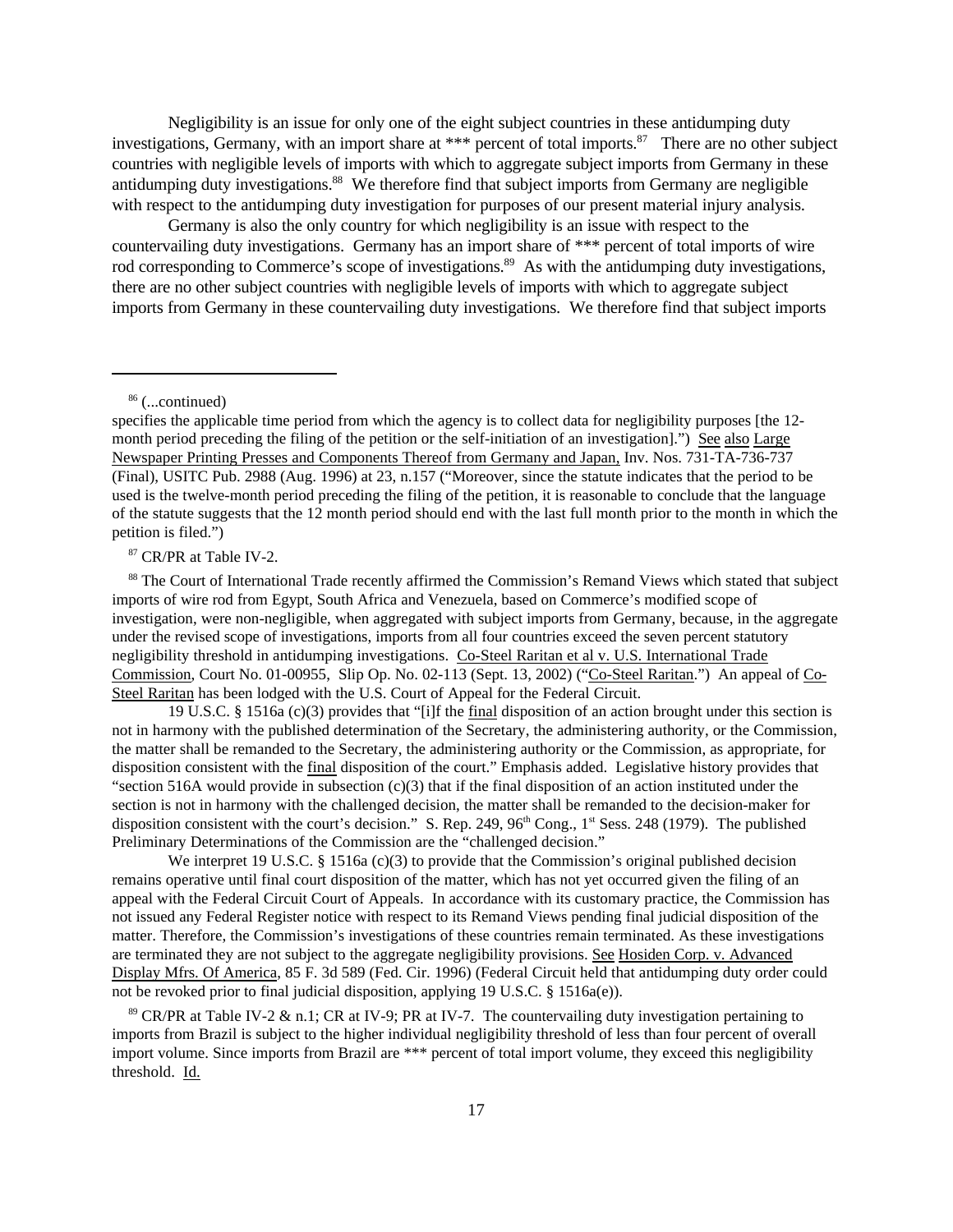Negligibility is an issue for only one of the eight subject countries in these antidumping duty investigations, Germany, with an import share at *** percent of total imports.[87] There are no other subject countries with negligible levels of imports with which to aggregate subject imports from Germany in these antidumping duty investigations.[88] We therefore find that subject imports from Germany are negligible with respect to the antidumping duty investigation for purposes of our present material injury analysis.

Germany is also the only country for which negligibility is an issue with respect to the countervailing duty investigations. Germany has an import share of *** percent of total imports of wire rod corresponding to Commerce's scope of investigations.[89] As with the antidumping duty investigations, there are no other subject countries with negligible levels of imports with which to aggregate subject imports from Germany in these countervailing duty investigations. We therefore find that subject imports

---

[86] (...continued)
specifies the applicable time period from which the agency is to collect data for negligibility purposes [the 12-month period preceding the filing of the petition or the self-initiation of an investigation].") See also Large Newspaper Printing Presses and Components Thereof from Germany and Japan, Inv. Nos. 731-TA-736-737 (Final), USITC Pub. 2988 (Aug. 1996) at 23, n.157 ("Moreover, since the statute indicates that the period to be used is the twelve-month period preceding the filing of the petition, it is reasonable to conclude that the language of the statute suggests that the 12 month period should end with the last full month prior to the month in which the petition is filed.")

[87] CR/PR at Table IV-2.

[88] The Court of International Trade recently affirmed the Commission's Remand Views which stated that subject imports of wire rod from Egypt, South Africa and Venezuela, based on Commerce's modified scope of investigation, were non-negligible, when aggregated with subject imports from Germany, because, in the aggregate under the revised scope of investigations, imports from all four countries exceed the seven percent statutory negligibility threshold in antidumping investigations. Co-Steel Raritan et al v. U.S. International Trade Commission, Court No. 01-00955, Slip Op. No. 02-113 (Sept. 13, 2002) ("Co-Steel Raritan.") An appeal of Co-Steel Raritan has been lodged with the U.S. Court of Appeal for the Federal Circuit.

19 U.S.C. § 1516a (c)(3) provides that "[i]f the final disposition of an action brought under this section is not in harmony with the published determination of the Secretary, the administering authority, or the Commission, the matter shall be remanded to the Secretary, the administering authority or the Commission, as appropriate, for disposition consistent with the final disposition of the court." Emphasis added. Legislative history provides that "section 516A would provide in subsection (c)(3) that if the final disposition of an action instituted under the section is not in harmony with the challenged decision, the matter shall be remanded to the decision-maker for disposition consistent with the court's decision." S. Rep. 249, 96th Cong., 1st Sess. 248 (1979). The published Preliminary Determinations of the Commission are the "challenged decision."

We interpret 19 U.S.C. § 1516a (c)(3) to provide that the Commission's original published decision remains operative until final court disposition of the matter, which has not yet occurred given the filing of an appeal with the Federal Circuit Court of Appeals. In accordance with its customary practice, the Commission has not issued any Federal Register notice with respect to its Remand Views pending final judicial disposition of the matter. Therefore, the Commission's investigations of these countries remain terminated. As these investigations are terminated they are not subject to the aggregate negligibility provisions. See Hosiden Corp. v. Advanced Display Mfrs. Of America, 85 F. 3d 589 (Fed. Cir. 1996) (Federal Circuit held that antidumping duty order could not be revoked prior to final judicial disposition, applying 19 U.S.C. § 1516a(e)).

[89] CR/PR at Table IV-2 & n.1; CR at IV-9; PR at IV-7. The countervailing duty investigation pertaining to imports from Brazil is subject to the higher individual negligibility threshold of less than four percent of overall import volume. Since imports from Brazil are *** percent of total import volume, they exceed this negligibility threshold. Id.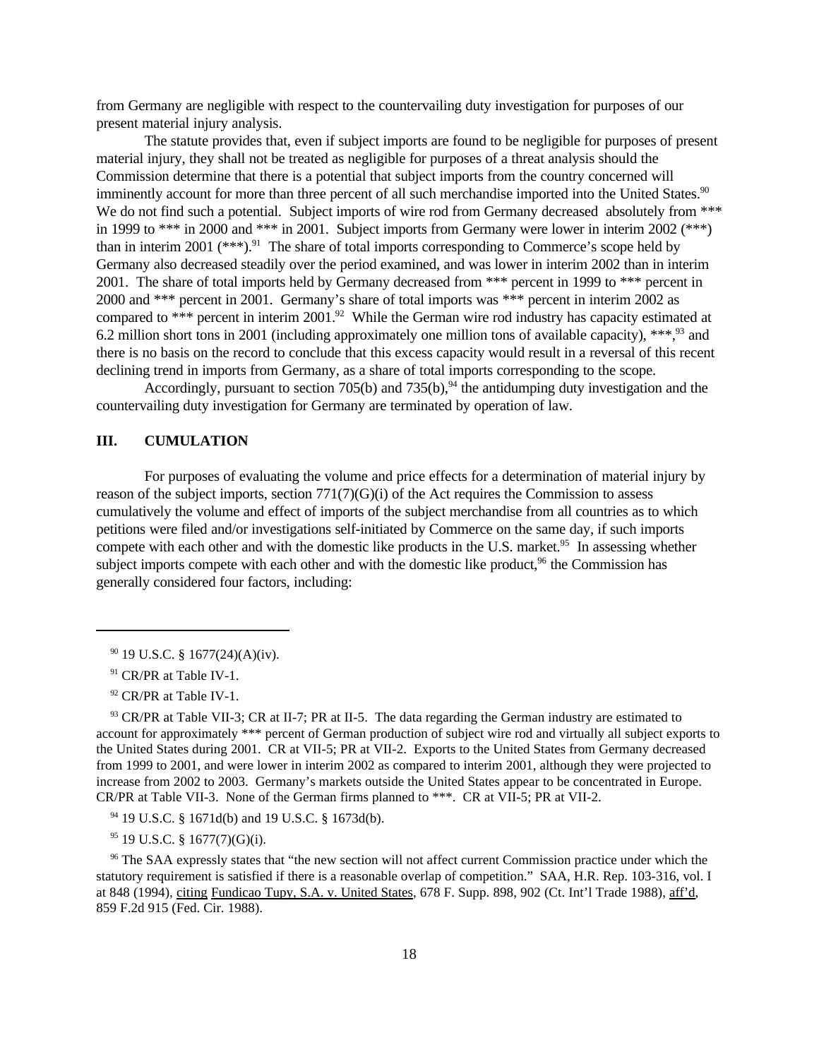from Germany are negligible with respect to the countervailing duty investigation for purposes of our present material injury analysis.

The statute provides that, even if subject imports are found to be negligible for purposes of present material injury, they shall not be treated as negligible for purposes of a threat analysis should the Commission determine that there is a potential that subject imports from the country concerned will imminently account for more than three percent of all such merchandise imported into the United States.[90] We do not find such a potential. Subject imports of wire rod from Germany decreased absolutely from *** in 1999 to *** in 2000 and *** in 2001. Subject imports from Germany were lower in interim 2002 (***) than in interim 2001 (***).[91] The share of total imports corresponding to Commerce's scope held by Germany also decreased steadily over the period examined, and was lower in interim 2002 than in interim 2001. The share of total imports held by Germany decreased from *** percent in 1999 to *** percent in 2000 and *** percent in 2001. Germany's share of total imports was *** percent in interim 2002 as compared to *** percent in interim 2001.[92] While the German wire rod industry has capacity estimated at 6.2 million short tons in 2001 (including approximately one million tons of available capacity), ***,[93] and there is no basis on the record to conclude that this excess capacity would result in a reversal of this recent declining trend in imports from Germany, as a share of total imports corresponding to the scope.

Accordingly, pursuant to section 705(b) and 735(b),[94] the antidumping duty investigation and the countervailing duty investigation for Germany are terminated by operation of law.

## III. CUMULATION

For purposes of evaluating the volume and price effects for a determination of material injury by reason of the subject imports, section 771(7)(G)(i) of the Act requires the Commission to assess cumulatively the volume and effect of imports of the subject merchandise from all countries as to which petitions were filed and/or investigations self-initiated by Commerce on the same day, if such imports compete with each other and with the domestic like products in the U.S. market.[95] In assessing whether subject imports compete with each other and with the domestic like product,[96] the Commission has generally considered four factors, including:

---

[90] 19 U.S.C. § 1677(24)(A)(iv).

[91] CR/PR at Table IV-1.

[92] CR/PR at Table IV-1.

[93] CR/PR at Table VII-3; CR at II-7; PR at II-5. The data regarding the German industry are estimated to account for approximately *** percent of German production of subject wire rod and virtually all subject exports to the United States during 2001. CR at VII-5; PR at VII-2. Exports to the United States from Germany decreased from 1999 to 2001, and were lower in interim 2002 as compared to interim 2001, although they were projected to increase from 2002 to 2003. Germany's markets outside the United States appear to be concentrated in Europe. CR/PR at Table VII-3. None of the German firms planned to ***. CR at VII-5; PR at VII-2.

[94] 19 U.S.C. § 1671d(b) and 19 U.S.C. § 1673d(b).

[95] 19 U.S.C. § 1677(7)(G)(i).

[96] The SAA expressly states that "the new section will not affect current Commission practice under which the statutory requirement is satisfied if there is a reasonable overlap of competition." SAA, H.R. Rep. 103-316, vol. I at 848 (1994), citing Fundicao Tupy, S.A. v. United States, 678 F. Supp. 898, 902 (Ct. Int'l Trade 1988), aff'd, 859 F.2d 915 (Fed. Cir. 1988).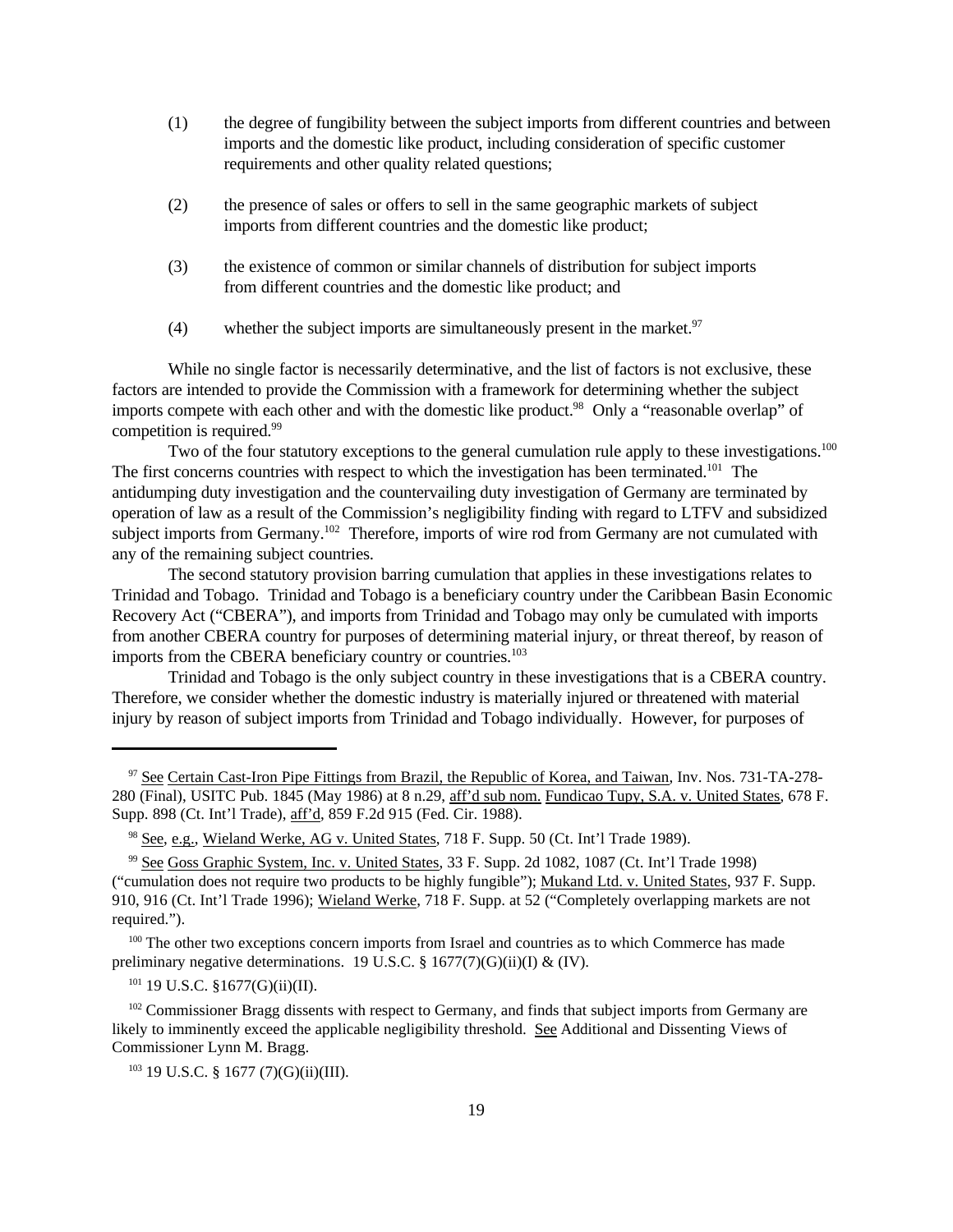(1) the degree of fungibility between the subject imports from different countries and between imports and the domestic like product, including consideration of specific customer requirements and other quality related questions;

(2) the presence of sales or offers to sell in the same geographic markets of subject imports from different countries and the domestic like product;

(3) the existence of common or similar channels of distribution for subject imports from different countries and the domestic like product; and

(4) whether the subject imports are simultaneously present in the market.[97]

While no single factor is necessarily determinative, and the list of factors is not exclusive, these factors are intended to provide the Commission with a framework for determining whether the subject imports compete with each other and with the domestic like product.[98] Only a "reasonable overlap" of competition is required.[99]

Two of the four statutory exceptions to the general cumulation rule apply to these investigations.[100] The first concerns countries with respect to which the investigation has been terminated.[101] The antidumping duty investigation and the countervailing duty investigation of Germany are terminated by operation of law as a result of the Commission's negligibility finding with regard to LTFV and subsidized subject imports from Germany.[102] Therefore, imports of wire rod from Germany are not cumulated with any of the remaining subject countries.

The second statutory provision barring cumulation that applies in these investigations relates to Trinidad and Tobago. Trinidad and Tobago is a beneficiary country under the Caribbean Basin Economic Recovery Act ("CBERA"), and imports from Trinidad and Tobago may only be cumulated with imports from another CBERA country for purposes of determining material injury, or threat thereof, by reason of imports from the CBERA beneficiary country or countries.[103]

Trinidad and Tobago is the only subject country in these investigations that is a CBERA country. Therefore, we consider whether the domestic industry is materially injured or threatened with material injury by reason of subject imports from Trinidad and Tobago individually. However, for purposes of

---

[97] See Certain Cast-Iron Pipe Fittings from Brazil, the Republic of Korea, and Taiwan, Inv. Nos. 731-TA-278-280 (Final), USITC Pub. 1845 (May 1986) at 8 n.29, aff'd sub nom. Fundicao Tupy, S.A. v. United States, 678 F. Supp. 898 (Ct. Int'l Trade), aff'd, 859 F.2d 915 (Fed. Cir. 1988).

[98] See, e.g., Wieland Werke, AG v. United States, 718 F. Supp. 50 (Ct. Int'l Trade 1989).

[99] See Goss Graphic System, Inc. v. United States, 33 F. Supp. 2d 1082, 1087 (Ct. Int'l Trade 1998) ("cumulation does not require two products to be highly fungible"); Mukand Ltd. v. United States, 937 F. Supp. 910, 916 (Ct. Int'l Trade 1996); Wieland Werke, 718 F. Supp. at 52 ("Completely overlapping markets are not required.").

[100] The other two exceptions concern imports from Israel and countries as to which Commerce has made preliminary negative determinations. 19 U.S.C. § 1677(7)(G)(ii)(I) & (IV).

[101] 19 U.S.C. §1677(G)(ii)(II).

[102] Commissioner Bragg dissents with respect to Germany, and finds that subject imports from Germany are likely to imminently exceed the applicable negligibility threshold. See Additional and Dissenting Views of Commissioner Lynn M. Bragg.

[103] 19 U.S.C. § 1677 (7)(G)(ii)(III).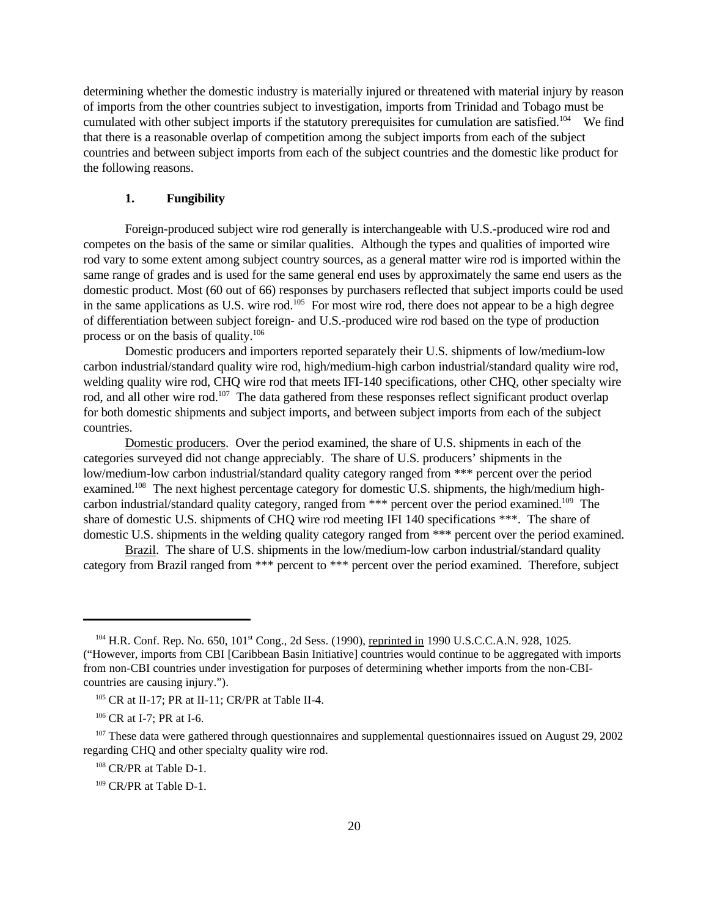determining whether the domestic industry is materially injured or threatened with material injury by reason of imports from the other countries subject to investigation, imports from Trinidad and Tobago must be cumulated with other subject imports if the statutory prerequisites for cumulation are satisfied.[104] We find that there is a reasonable overlap of competition among the subject imports from each of the subject countries and between subject imports from each of the subject countries and the domestic like product for the following reasons.

### 1. Fungibility

Foreign-produced subject wire rod generally is interchangeable with U.S.-produced wire rod and competes on the basis of the same or similar qualities. Although the types and qualities of imported wire rod vary to some extent among subject country sources, as a general matter wire rod is imported within the same range of grades and is used for the same general end uses by approximately the same end users as the domestic product. Most (60 out of 66) responses by purchasers reflected that subject imports could be used in the same applications as U.S. wire rod.[105] For most wire rod, there does not appear to be a high degree of differentiation between subject foreign- and U.S.-produced wire rod based on the type of production process or on the basis of quality.[106]

Domestic producers and importers reported separately their U.S. shipments of low/medium-low carbon industrial/standard quality wire rod, high/medium-high carbon industrial/standard quality wire rod, welding quality wire rod, CHQ wire rod that meets IFI-140 specifications, other CHQ, other specialty wire rod, and all other wire rod.[107] The data gathered from these responses reflect significant product overlap for both domestic shipments and subject imports, and between subject imports from each of the subject countries.

Domestic producers. Over the period examined, the share of U.S. shipments in each of the categories surveyed did not change appreciably. The share of U.S. producers' shipments in the low/medium-low carbon industrial/standard quality category ranged from *** percent over the period examined.[108] The next highest percentage category for domestic U.S. shipments, the high/medium high-carbon industrial/standard quality category, ranged from *** percent over the period examined.[109] The share of domestic U.S. shipments of CHQ wire rod meeting IFI 140 specifications ***. The share of domestic U.S. shipments in the welding quality category ranged from *** percent over the period examined.

Brazil. The share of U.S. shipments in the low/medium-low carbon industrial/standard quality category from Brazil ranged from *** percent to *** percent over the period examined. Therefore, subject

---

[104] H.R. Conf. Rep. No. 650, 101st Cong., 2d Sess. (1990), reprinted in 1990 U.S.C.C.A.N. 928, 1025. ("However, imports from CBI [Caribbean Basin Initiative] countries would continue to be aggregated with imports from non-CBI countries under investigation for purposes of determining whether imports from the non-CBI-countries are causing injury.").

[105] CR at II-17; PR at II-11; CR/PR at Table II-4.

[106] CR at I-7; PR at I-6.

[107] These data were gathered through questionnaires and supplemental questionnaires issued on August 29, 2002 regarding CHQ and other specialty quality wire rod.

[108] CR/PR at Table D-1.

[109] CR/PR at Table D-1.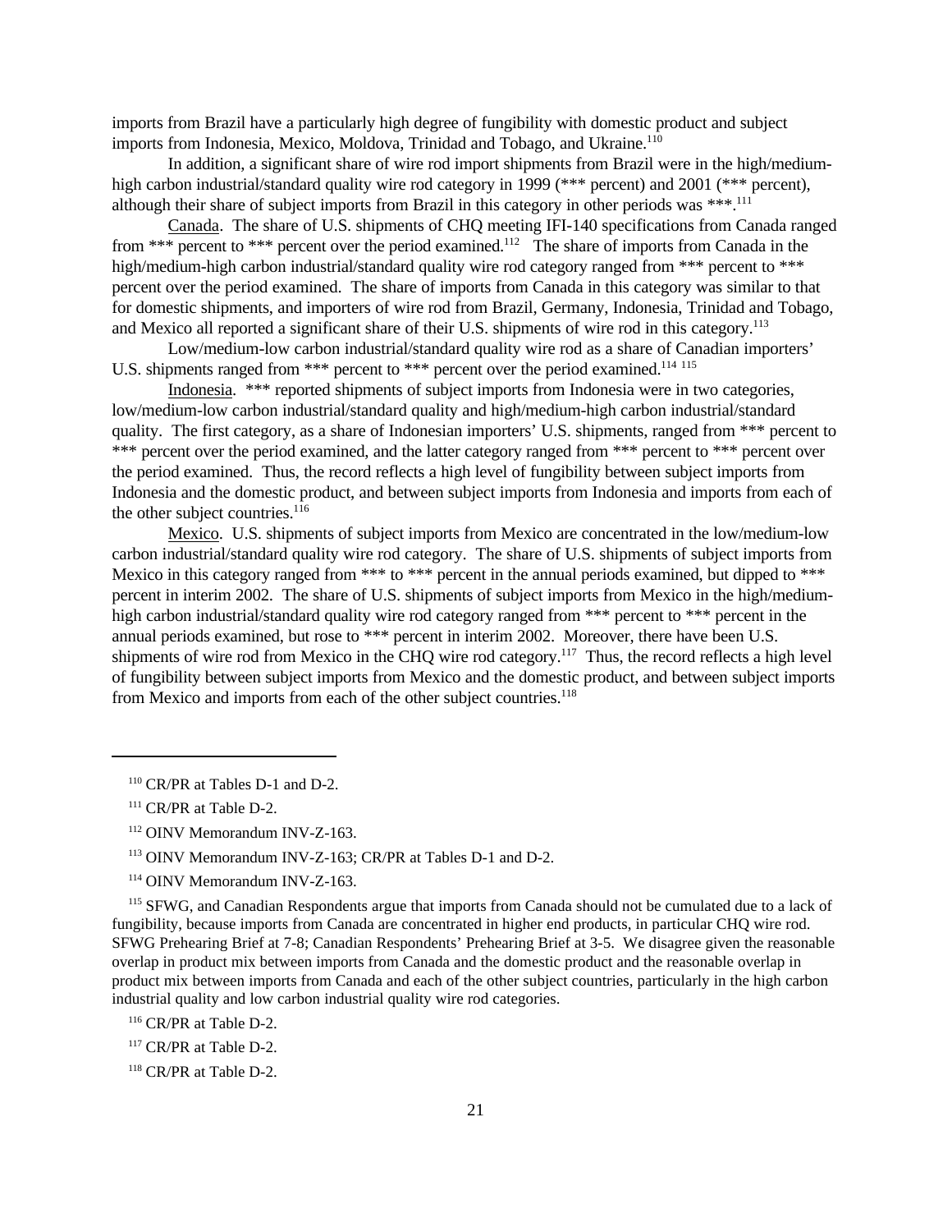imports from Brazil have a particularly high degree of fungibility with domestic product and subject imports from Indonesia, Mexico, Moldova, Trinidad and Tobago, and Ukraine.[110]

In addition, a significant share of wire rod import shipments from Brazil were in the high/medium-high carbon industrial/standard quality wire rod category in 1999 (*** percent) and 2001 (*** percent), although their share of subject imports from Brazil in this category in other periods was ***.[111]

Canada. The share of U.S. shipments of CHQ meeting IFI-140 specifications from Canada ranged from *** percent to *** percent over the period examined.[112] The share of imports from Canada in the high/medium-high carbon industrial/standard quality wire rod category ranged from *** percent to *** percent over the period examined. The share of imports from Canada in this category was similar to that for domestic shipments, and importers of wire rod from Brazil, Germany, Indonesia, Trinidad and Tobago, and Mexico all reported a significant share of their U.S. shipments of wire rod in this category.[113]

Low/medium-low carbon industrial/standard quality wire rod as a share of Canadian importers' U.S. shipments ranged from *** percent to *** percent over the period examined.[114] [115]

Indonesia. *** reported shipments of subject imports from Indonesia were in two categories, low/medium-low carbon industrial/standard quality and high/medium-high carbon industrial/standard quality. The first category, as a share of Indonesian importers' U.S. shipments, ranged from *** percent to *** percent over the period examined, and the latter category ranged from *** percent to *** percent over the period examined. Thus, the record reflects a high level of fungibility between subject imports from Indonesia and the domestic product, and between subject imports from Indonesia and imports from each of the other subject countries.[116]

Mexico. U.S. shipments of subject imports from Mexico are concentrated in the low/medium-low carbon industrial/standard quality wire rod category. The share of U.S. shipments of subject imports from Mexico in this category ranged from *** to *** percent in the annual periods examined, but dipped to *** percent in interim 2002. The share of U.S. shipments of subject imports from Mexico in the high/medium-high carbon industrial/standard quality wire rod category ranged from *** percent to *** percent in the annual periods examined, but rose to *** percent in interim 2002. Moreover, there have been U.S. shipments of wire rod from Mexico in the CHQ wire rod category.[117] Thus, the record reflects a high level of fungibility between subject imports from Mexico and the domestic product, and between subject imports from Mexico and imports from each of the other subject countries.[118]

---

[110] CR/PR at Tables D-1 and D-2.

[111] CR/PR at Table D-2.

[112] OINV Memorandum INV-Z-163.

[113] OINV Memorandum INV-Z-163; CR/PR at Tables D-1 and D-2.

[114] OINV Memorandum INV-Z-163.

[115] SFWG, and Canadian Respondents argue that imports from Canada should not be cumulated due to a lack of fungibility, because imports from Canada are concentrated in higher end products, in particular CHQ wire rod. SFWG Prehearing Brief at 7-8; Canadian Respondents' Prehearing Brief at 3-5. We disagree given the reasonable overlap in product mix between imports from Canada and the domestic product and the reasonable overlap in product mix between imports from Canada and each of the other subject countries, particularly in the high carbon industrial quality and low carbon industrial quality wire rod categories.

[116] CR/PR at Table D-2.

[117] CR/PR at Table D-2.

[118] CR/PR at Table D-2.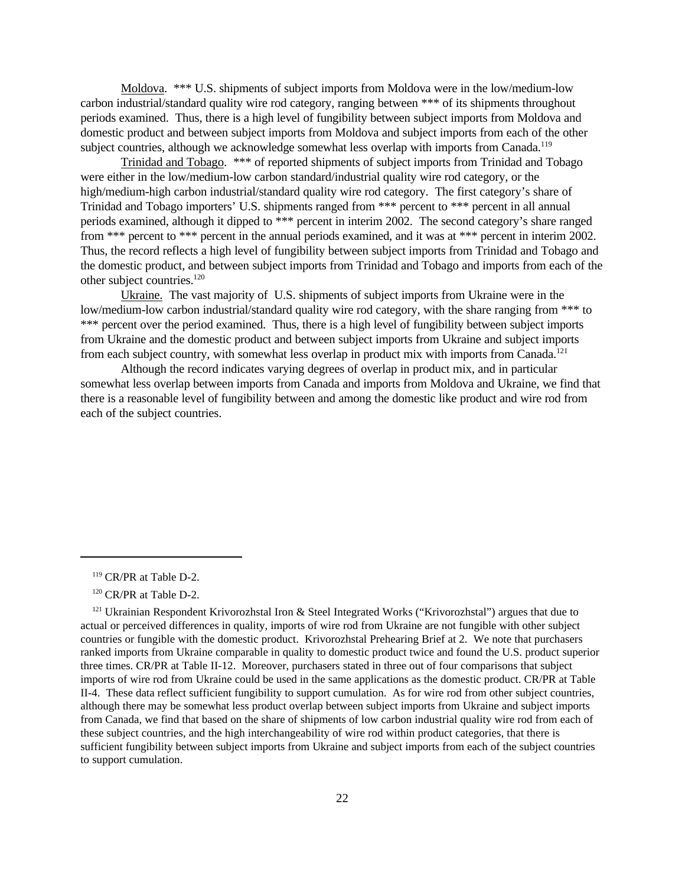Moldova. *** U.S. shipments of subject imports from Moldova were in the low/medium-low carbon industrial/standard quality wire rod category, ranging between *** of its shipments throughout periods examined. Thus, there is a high level of fungibility between subject imports from Moldova and domestic product and between subject imports from Moldova and subject imports from each of the other subject countries, although we acknowledge somewhat less overlap with imports from Canada.[119]

Trinidad and Tobago. *** of reported shipments of subject imports from Trinidad and Tobago were either in the low/medium-low carbon standard/industrial quality wire rod category, or the high/medium-high carbon industrial/standard quality wire rod category. The first category's share of Trinidad and Tobago importers' U.S. shipments ranged from *** percent to *** percent in all annual periods examined, although it dipped to *** percent in interim 2002. The second category's share ranged from *** percent to *** percent in the annual periods examined, and it was at *** percent in interim 2002. Thus, the record reflects a high level of fungibility between subject imports from Trinidad and Tobago and the domestic product, and between subject imports from Trinidad and Tobago and imports from each of the other subject countries.[120]

Ukraine. The vast majority of U.S. shipments of subject imports from Ukraine were in the low/medium-low carbon industrial/standard quality wire rod category, with the share ranging from *** to *** percent over the period examined. Thus, there is a high level of fungibility between subject imports from Ukraine and the domestic product and between subject imports from Ukraine and subject imports from each subject country, with somewhat less overlap in product mix with imports from Canada.[121]

Although the record indicates varying degrees of overlap in product mix, and in particular somewhat less overlap between imports from Canada and imports from Moldova and Ukraine, we find that there is a reasonable level of fungibility between and among the domestic like product and wire rod from each of the subject countries.

---

[119] CR/PR at Table D-2.

[120] CR/PR at Table D-2.

[121] Ukrainian Respondent Krivorozhstal Iron & Steel Integrated Works ("Krivorozhstal") argues that due to actual or perceived differences in quality, imports of wire rod from Ukraine are not fungible with other subject countries or fungible with the domestic product. Krivorozhstal Prehearing Brief at 2. We note that purchasers ranked imports from Ukraine comparable in quality to domestic product twice and found the U.S. product superior three times. CR/PR at Table II-12. Moreover, purchasers stated in three out of four comparisons that subject imports of wire rod from Ukraine could be used in the same applications as the domestic product. CR/PR at Table II-4. These data reflect sufficient fungibility to support cumulation. As for wire rod from other subject countries, although there may be somewhat less product overlap between subject imports from Ukraine and subject imports from Canada, we find that based on the share of shipments of low carbon industrial quality wire rod from each of these subject countries, and the high interchangeability of wire rod within product categories, that there is sufficient fungibility between subject imports from Ukraine and subject imports from each of the subject countries to support cumulation.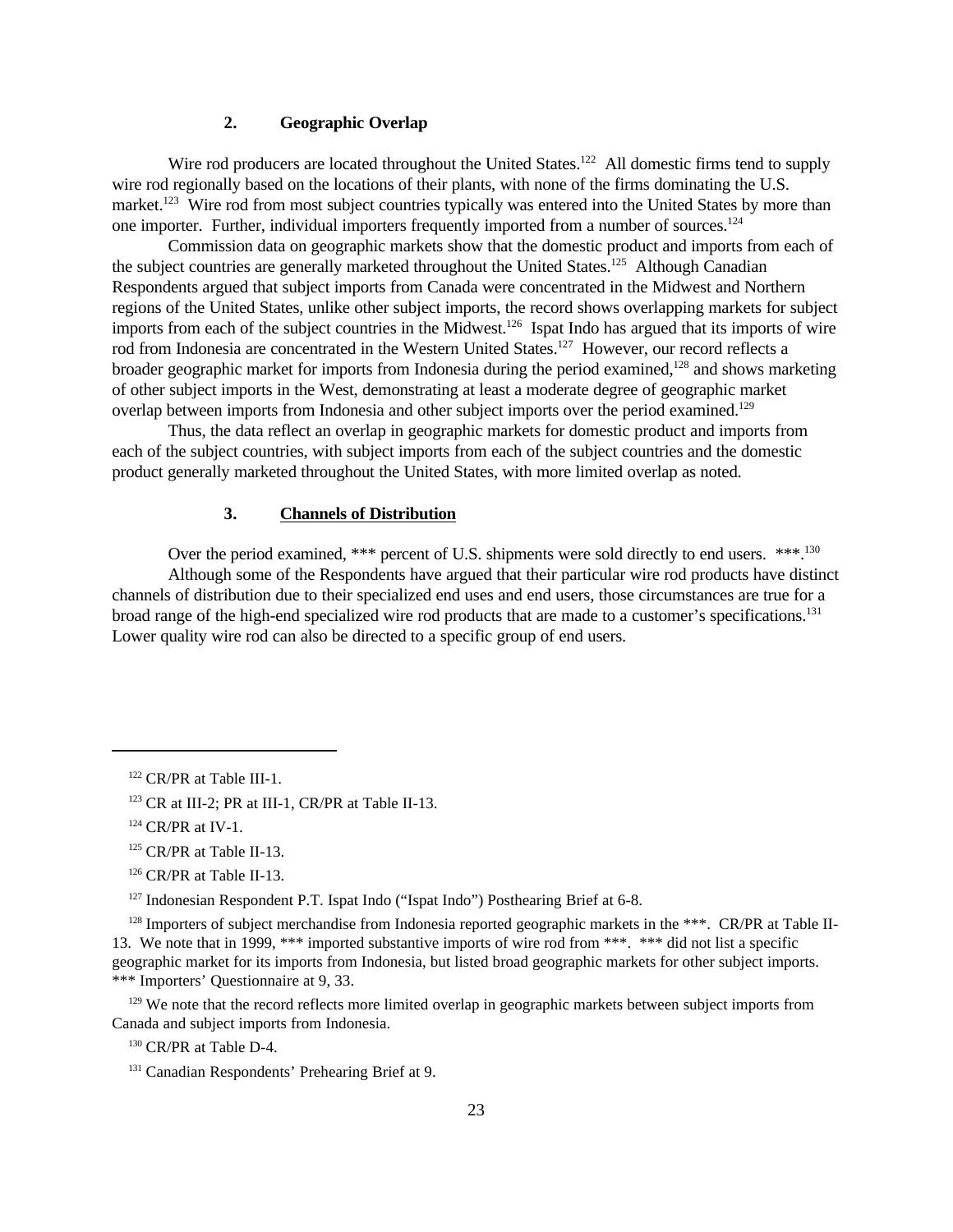### 2. Geographic Overlap

Wire rod producers are located throughout the United States.[122] All domestic firms tend to supply wire rod regionally based on the locations of their plants, with none of the firms dominating the U.S. market.[123] Wire rod from most subject countries typically was entered into the United States by more than one importer. Further, individual importers frequently imported from a number of sources.[124]

Commission data on geographic markets show that the domestic product and imports from each of the subject countries are generally marketed throughout the United States.[125] Although Canadian Respondents argued that subject imports from Canada were concentrated in the Midwest and Northern regions of the United States, unlike other subject imports, the record shows overlapping markets for subject imports from each of the subject countries in the Midwest.[126] Ispat Indo has argued that its imports of wire rod from Indonesia are concentrated in the Western United States.[127] However, our record reflects a broader geographic market for imports from Indonesia during the period examined,[128] and shows marketing of other subject imports in the West, demonstrating at least a moderate degree of geographic market overlap between imports from Indonesia and other subject imports over the period examined.[129]

Thus, the data reflect an overlap in geographic markets for domestic product and imports from each of the subject countries, with subject imports from each of the subject countries and the domestic product generally marketed throughout the United States, with more limited overlap as noted.

### 3. Channels of Distribution

Over the period examined, *** percent of U.S. shipments were sold directly to end users. ***.[130]

Although some of the Respondents have argued that their particular wire rod products have distinct channels of distribution due to their specialized end uses and end users, those circumstances are true for a broad range of the high-end specialized wire rod products that are made to a customer's specifications.[131] Lower quality wire rod can also be directed to a specific group of end users.

---

[122] CR/PR at Table III-1.

[123] CR at III-2; PR at III-1, CR/PR at Table II-13.

[124] CR/PR at IV-1.

[125] CR/PR at Table II-13.

[126] CR/PR at Table II-13.

[127] Indonesian Respondent P.T. Ispat Indo ("Ispat Indo") Posthearing Brief at 6-8.

[128] Importers of subject merchandise from Indonesia reported geographic markets in the ***. CR/PR at Table II-13. We note that in 1999, *** imported substantive imports of wire rod from ***. *** did not list a specific geographic market for its imports from Indonesia, but listed broad geographic markets for other subject imports. *** Importers' Questionnaire at 9, 33.

[129] We note that the record reflects more limited overlap in geographic markets between subject imports from Canada and subject imports from Indonesia.

[130] CR/PR at Table D-4.

[131] Canadian Respondents' Prehearing Brief at 9.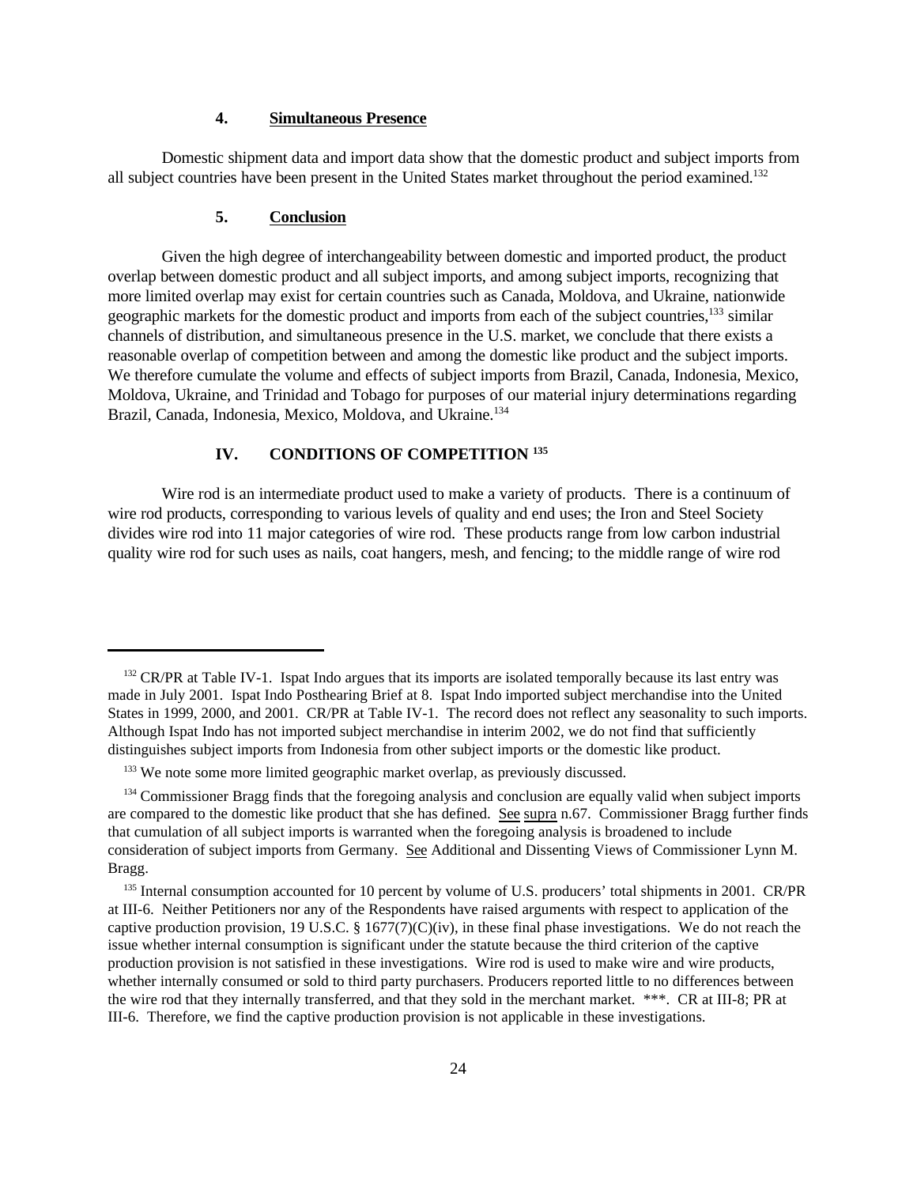#### 4. Simultaneous Presence

Domestic shipment data and import data show that the domestic product and subject imports from all subject countries have been present in the United States market throughout the period examined.[132]

#### 5. Conclusion

Given the high degree of interchangeability between domestic and imported product, the product overlap between domestic product and all subject imports, and among subject imports, recognizing that more limited overlap may exist for certain countries such as Canada, Moldova, and Ukraine, nationwide geographic markets for the domestic product and imports from each of the subject countries,[133] similar channels of distribution, and simultaneous presence in the U.S. market, we conclude that there exists a reasonable overlap of competition between and among the domestic like product and the subject imports. We therefore cumulate the volume and effects of subject imports from Brazil, Canada, Indonesia, Mexico, Moldova, Ukraine, and Trinidad and Tobago for purposes of our material injury determinations regarding Brazil, Canada, Indonesia, Mexico, Moldova, and Ukraine.[134]

### IV. CONDITIONS OF COMPETITION [135]

Wire rod is an intermediate product used to make a variety of products. There is a continuum of wire rod products, corresponding to various levels of quality and end uses; the Iron and Steel Society divides wire rod into 11 major categories of wire rod. These products range from low carbon industrial quality wire rod for such uses as nails, coat hangers, mesh, and fencing; to the middle range of wire rod

---

[132] CR/PR at Table IV-1. Ispat Indo argues that its imports are isolated temporally because its last entry was made in July 2001. Ispat Indo Posthearing Brief at 8. Ispat Indo imported subject merchandise into the United States in 1999, 2000, and 2001. CR/PR at Table IV-1. The record does not reflect any seasonality to such imports. Although Ispat Indo has not imported subject merchandise in interim 2002, we do not find that sufficiently distinguishes subject imports from Indonesia from other subject imports or the domestic like product.

[133] We note some more limited geographic market overlap, as previously discussed.

[134] Commissioner Bragg finds that the foregoing analysis and conclusion are equally valid when subject imports are compared to the domestic like product that she has defined. See supra n.67. Commissioner Bragg further finds that cumulation of all subject imports is warranted when the foregoing analysis is broadened to include consideration of subject imports from Germany. See Additional and Dissenting Views of Commissioner Lynn M. Bragg.

[135] Internal consumption accounted for 10 percent by volume of U.S. producers' total shipments in 2001. CR/PR at III-6. Neither Petitioners nor any of the Respondents have raised arguments with respect to application of the captive production provision, 19 U.S.C. § 1677(7)(C)(iv), in these final phase investigations. We do not reach the issue whether internal consumption is significant under the statute because the third criterion of the captive production provision is not satisfied in these investigations. Wire rod is used to make wire and wire products, whether internally consumed or sold to third party purchasers. Producers reported little to no differences between the wire rod that they internally transferred, and that they sold in the merchant market. ***. CR at III-8; PR at III-6. Therefore, we find the captive production provision is not applicable in these investigations.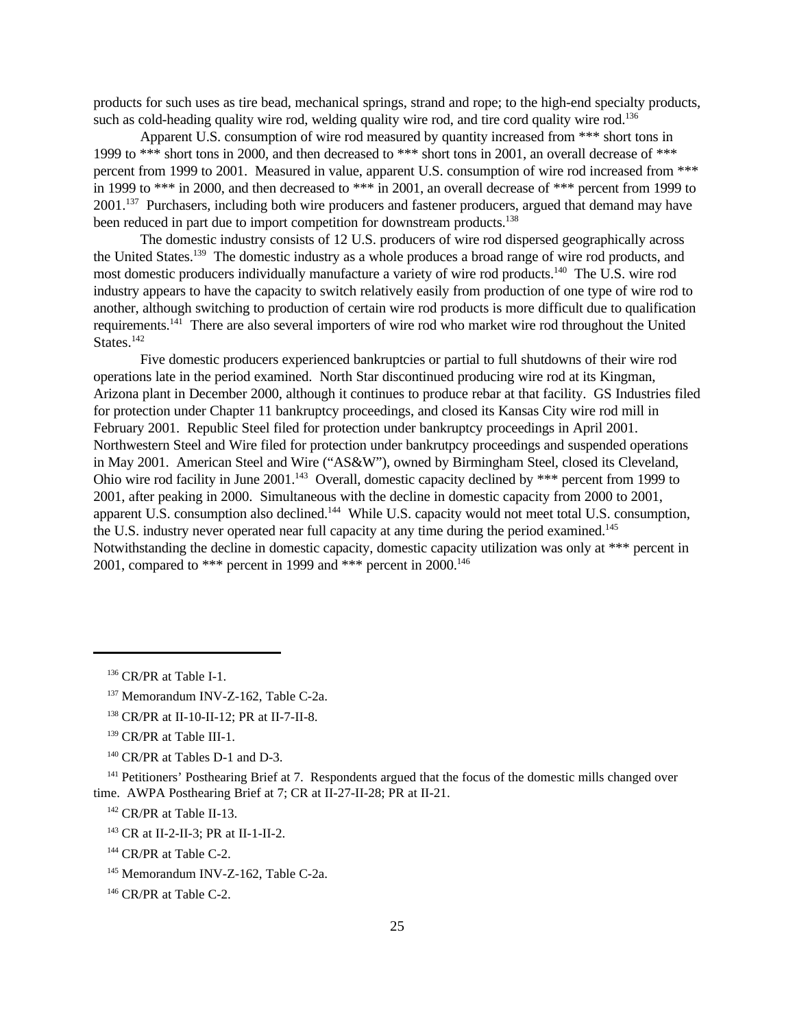products for such uses as tire bead, mechanical springs, strand and rope; to the high-end specialty products, such as cold-heading quality wire rod, welding quality wire rod, and tire cord quality wire rod.[136]

Apparent U.S. consumption of wire rod measured by quantity increased from *** short tons in 1999 to *** short tons in 2000, and then decreased to *** short tons in 2001, an overall decrease of *** percent from 1999 to 2001. Measured in value, apparent U.S. consumption of wire rod increased from *** in 1999 to *** in 2000, and then decreased to *** in 2001, an overall decrease of *** percent from 1999 to 2001.[137] Purchasers, including both wire producers and fastener producers, argued that demand may have been reduced in part due to import competition for downstream products.[138]

The domestic industry consists of 12 U.S. producers of wire rod dispersed geographically across the United States.[139] The domestic industry as a whole produces a broad range of wire rod products, and most domestic producers individually manufacture a variety of wire rod products.[140] The U.S. wire rod industry appears to have the capacity to switch relatively easily from production of one type of wire rod to another, although switching to production of certain wire rod products is more difficult due to qualification requirements.[141] There are also several importers of wire rod who market wire rod throughout the United States.[142]

Five domestic producers experienced bankruptcies or partial to full shutdowns of their wire rod operations late in the period examined. North Star discontinued producing wire rod at its Kingman, Arizona plant in December 2000, although it continues to produce rebar at that facility. GS Industries filed for protection under Chapter 11 bankruptcy proceedings, and closed its Kansas City wire rod mill in February 2001. Republic Steel filed for protection under bankruptcy proceedings in April 2001. Northwestern Steel and Wire filed for protection under bankruptcy proceedings and suspended operations in May 2001. American Steel and Wire ("AS&W"), owned by Birmingham Steel, closed its Cleveland, Ohio wire rod facility in June 2001.[143] Overall, domestic capacity declined by *** percent from 1999 to 2001, after peaking in 2000. Simultaneous with the decline in domestic capacity from 2000 to 2001, apparent U.S. consumption also declined.[144] While U.S. capacity would not meet total U.S. consumption, the U.S. industry never operated near full capacity at any time during the period examined.[145] Notwithstanding the decline in domestic capacity, domestic capacity utilization was only at *** percent in 2001, compared to *** percent in 1999 and *** percent in 2000.[146]

---

[136] CR/PR at Table I-1.

[137] Memorandum INV-Z-162, Table C-2a.

[138] CR/PR at II-10-II-12; PR at II-7-II-8.

[139] CR/PR at Table III-1.

[140] CR/PR at Tables D-1 and D-3.

[141] Petitioners' Posthearing Brief at 7. Respondents argued that the focus of the domestic mills changed over time. AWPA Posthearing Brief at 7; CR at II-27-II-28; PR at II-21.

[142] CR/PR at Table II-13.

[143] CR at II-2-II-3; PR at II-1-II-2.

[144] CR/PR at Table C-2.

[145] Memorandum INV-Z-162, Table C-2a.

[146] CR/PR at Table C-2.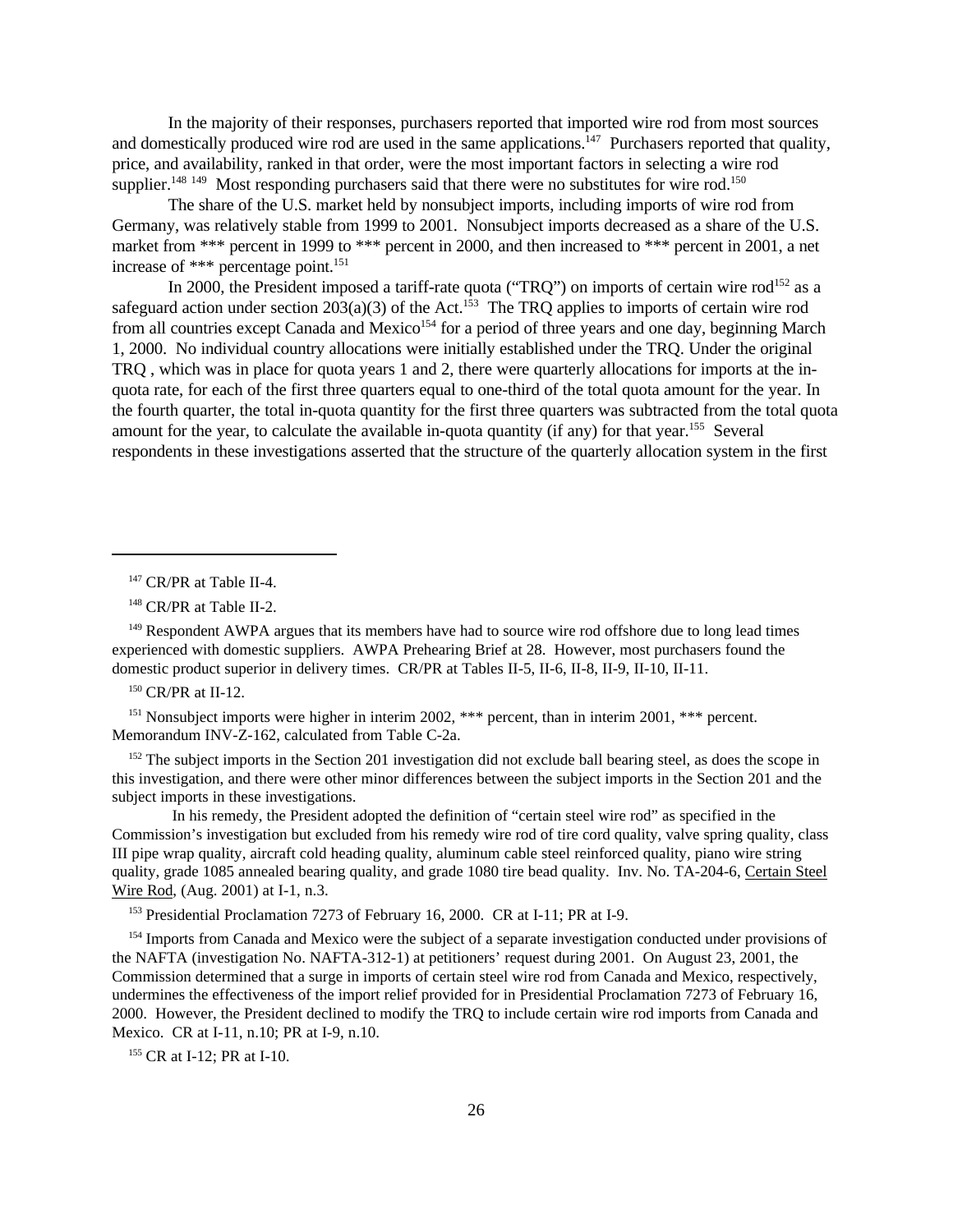In the majority of their responses, purchasers reported that imported wire rod from most sources and domestically produced wire rod are used in the same applications.[147] Purchasers reported that quality, price, and availability, ranked in that order, were the most important factors in selecting a wire rod supplier.[148] [149] Most responding purchasers said that there were no substitutes for wire rod.[150]

The share of the U.S. market held by nonsubject imports, including imports of wire rod from Germany, was relatively stable from 1999 to 2001. Nonsubject imports decreased as a share of the U.S. market from *** percent in 1999 to *** percent in 2000, and then increased to *** percent in 2001, a net increase of *** percentage point.[151]

In 2000, the President imposed a tariff-rate quota ("TRQ") on imports of certain wire rod[152] as a safeguard action under section 203(a)(3) of the Act.[153] The TRQ applies to imports of certain wire rod from all countries except Canada and Mexico[154] for a period of three years and one day, beginning March 1, 2000. No individual country allocations were initially established under the TRQ. Under the original TRQ , which was in place for quota years 1 and 2, there were quarterly allocations for imports at the in-quota rate, for each of the first three quarters equal to one-third of the total quota amount for the year. In the fourth quarter, the total in-quota quantity for the first three quarters was subtracted from the total quota amount for the year, to calculate the available in-quota quantity (if any) for that year.[155] Several respondents in these investigations asserted that the structure of the quarterly allocation system in the first

---

[147] CR/PR at Table II-4.

[148] CR/PR at Table II-2.

[149] Respondent AWPA argues that its members have had to source wire rod offshore due to long lead times experienced with domestic suppliers. AWPA Prehearing Brief at 28. However, most purchasers found the domestic product superior in delivery times. CR/PR at Tables II-5, II-6, II-8, II-9, II-10, II-11.

[150] CR/PR at II-12.

[151] Nonsubject imports were higher in interim 2002, *** percent, than in interim 2001, *** percent. Memorandum INV-Z-162, calculated from Table C-2a.

[152] The subject imports in the Section 201 investigation did not exclude ball bearing steel, as does the scope in this investigation, and there were other minor differences between the subject imports in the Section 201 and the subject imports in these investigations.

In his remedy, the President adopted the definition of "certain steel wire rod" as specified in the Commission's investigation but excluded from his remedy wire rod of tire cord quality, valve spring quality, class III pipe wrap quality, aircraft cold heading quality, aluminum cable steel reinforced quality, piano wire string quality, grade 1085 annealed bearing quality, and grade 1080 tire bead quality. Inv. No. TA-204-6, Certain Steel Wire Rod, (Aug. 2001) at I-1, n.3.

[153] Presidential Proclamation 7273 of February 16, 2000. CR at I-11; PR at I-9.

[154] Imports from Canada and Mexico were the subject of a separate investigation conducted under provisions of the NAFTA (investigation No. NAFTA-312-1) at petitioners' request during 2001. On August 23, 2001, the Commission determined that a surge in imports of certain steel wire rod from Canada and Mexico, respectively, undermines the effectiveness of the import relief provided for in Presidential Proclamation 7273 of February 16, 2000. However, the President declined to modify the TRQ to include certain wire rod imports from Canada and Mexico. CR at I-11, n.10; PR at I-9, n.10.

[155] CR at I-12; PR at I-10.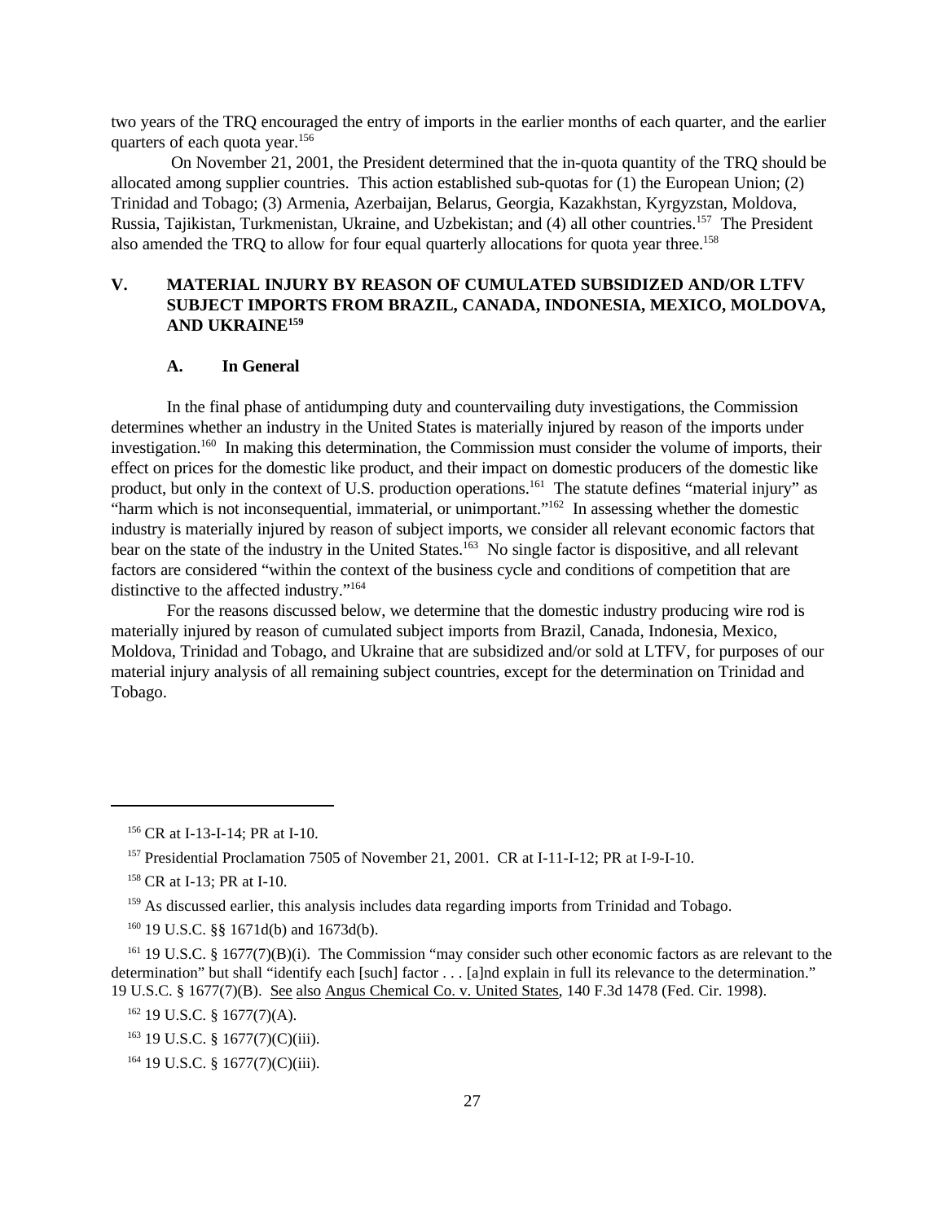two years of the TRQ encouraged the entry of imports in the earlier months of each quarter, and the earlier quarters of each quota year.[156]

On November 21, 2001, the President determined that the in-quota quantity of the TRQ should be allocated among supplier countries. This action established sub-quotas for (1) the European Union; (2) Trinidad and Tobago; (3) Armenia, Azerbaijan, Belarus, Georgia, Kazakhstan, Kyrgyzstan, Moldova, Russia, Tajikistan, Turkmenistan, Ukraine, and Uzbekistan; and (4) all other countries.[157] The President also amended the TRQ to allow for four equal quarterly allocations for quota year three.[158]

## V. MATERIAL INJURY BY REASON OF CUMULATED SUBSIDIZED AND/OR LTFV SUBJECT IMPORTS FROM BRAZIL, CANADA, INDONESIA, MEXICO, MOLDOVA, AND UKRAINE[159]

### A. In General

In the final phase of antidumping duty and countervailing duty investigations, the Commission determines whether an industry in the United States is materially injured by reason of the imports under investigation.[160] In making this determination, the Commission must consider the volume of imports, their effect on prices for the domestic like product, and their impact on domestic producers of the domestic like product, but only in the context of U.S. production operations.[161] The statute defines "material injury" as "harm which is not inconsequential, immaterial, or unimportant."[162] In assessing whether the domestic industry is materially injured by reason of subject imports, we consider all relevant economic factors that bear on the state of the industry in the United States.[163] No single factor is dispositive, and all relevant factors are considered "within the context of the business cycle and conditions of competition that are distinctive to the affected industry."[164]

For the reasons discussed below, we determine that the domestic industry producing wire rod is materially injured by reason of cumulated subject imports from Brazil, Canada, Indonesia, Mexico, Moldova, Trinidad and Tobago, and Ukraine that are subsidized and/or sold at LTFV, for purposes of our material injury analysis of all remaining subject countries, except for the determination on Trinidad and Tobago.

---

[156] CR at I-13-I-14; PR at I-10.

[157] Presidential Proclamation 7505 of November 21, 2001. CR at I-11-I-12; PR at I-9-I-10.

[158] CR at I-13; PR at I-10.

[159] As discussed earlier, this analysis includes data regarding imports from Trinidad and Tobago.

[160] 19 U.S.C. §§ 1671d(b) and 1673d(b).

[161] 19 U.S.C. § 1677(7)(B)(i). The Commission "may consider such other economic factors as are relevant to the determination" but shall "identify each [such] factor . . . [a]nd explain in full its relevance to the determination." 19 U.S.C. § 1677(7)(B). See also Angus Chemical Co. v. United States, 140 F.3d 1478 (Fed. Cir. 1998).

[162] 19 U.S.C. § 1677(7)(A).

[163] 19 U.S.C. § 1677(7)(C)(iii).

[164] 19 U.S.C. § 1677(7)(C)(iii).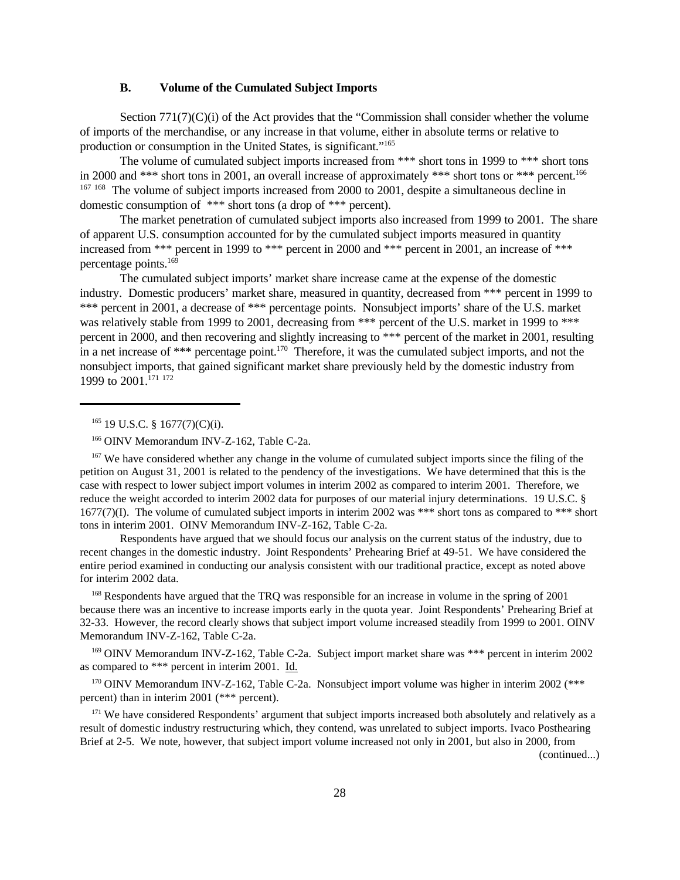### B. Volume of the Cumulated Subject Imports

Section 771(7)(C)(i) of the Act provides that the "Commission shall consider whether the volume of imports of the merchandise, or any increase in that volume, either in absolute terms or relative to production or consumption in the United States, is significant."[165]

The volume of cumulated subject imports increased from *** short tons in 1999 to *** short tons in 2000 and *** short tons in 2001, an overall increase of approximately *** short tons or *** percent.[166] [167] [168] The volume of subject imports increased from 2000 to 2001, despite a simultaneous decline in domestic consumption of *** short tons (a drop of *** percent).

The market penetration of cumulated subject imports also increased from 1999 to 2001. The share of apparent U.S. consumption accounted for by the cumulated subject imports measured in quantity increased from *** percent in 1999 to *** percent in 2000 and *** percent in 2001, an increase of *** percentage points.[169]

The cumulated subject imports' market share increase came at the expense of the domestic industry. Domestic producers' market share, measured in quantity, decreased from *** percent in 1999 to *** percent in 2001, a decrease of *** percentage points. Nonsubject imports' share of the U.S. market was relatively stable from 1999 to 2001, decreasing from *** percent of the U.S. market in 1999 to *** percent in 2000, and then recovering and slightly increasing to *** percent of the market in 2001, resulting in a net increase of *** percentage point.[170] Therefore, it was the cumulated subject imports, and not the nonsubject imports, that gained significant market share previously held by the domestic industry from 1999 to 2001.[171] [172]

---

[165] 19 U.S.C. § 1677(7)(C)(i).

[166] OINV Memorandum INV-Z-162, Table C-2a.

[167] We have considered whether any change in the volume of cumulated subject imports since the filing of the petition on August 31, 2001 is related to the pendency of the investigations. We have determined that this is the case with respect to lower subject import volumes in interim 2002 as compared to interim 2001. Therefore, we reduce the weight accorded to interim 2002 data for purposes of our material injury determinations. 19 U.S.C. § 1677(7)(I). The volume of cumulated subject imports in interim 2002 was *** short tons as compared to *** short tons in interim 2001. OINV Memorandum INV-Z-162, Table C-2a.

Respondents have argued that we should focus our analysis on the current status of the industry, due to recent changes in the domestic industry. Joint Respondents' Prehearing Brief at 49-51. We have considered the entire period examined in conducting our analysis consistent with our traditional practice, except as noted above for interim 2002 data.

[168] Respondents have argued that the TRQ was responsible for an increase in volume in the spring of 2001 because there was an incentive to increase imports early in the quota year. Joint Respondents' Prehearing Brief at 32-33. However, the record clearly shows that subject import volume increased steadily from 1999 to 2001. OINV Memorandum INV-Z-162, Table C-2a.

[169] OINV Memorandum INV-Z-162, Table C-2a. Subject import market share was *** percent in interim 2002 as compared to *** percent in interim 2001. Id.

[170] OINV Memorandum INV-Z-162, Table C-2a. Nonsubject import volume was higher in interim 2002 (*** percent) than in interim 2001 (*** percent).

[171] We have considered Respondents' argument that subject imports increased both absolutely and relatively as a result of domestic industry restructuring which, they contend, was unrelated to subject imports. Ivaco Posthearing Brief at 2-5. We note, however, that subject import volume increased not only in 2001, but also in 2000, from

(continued...)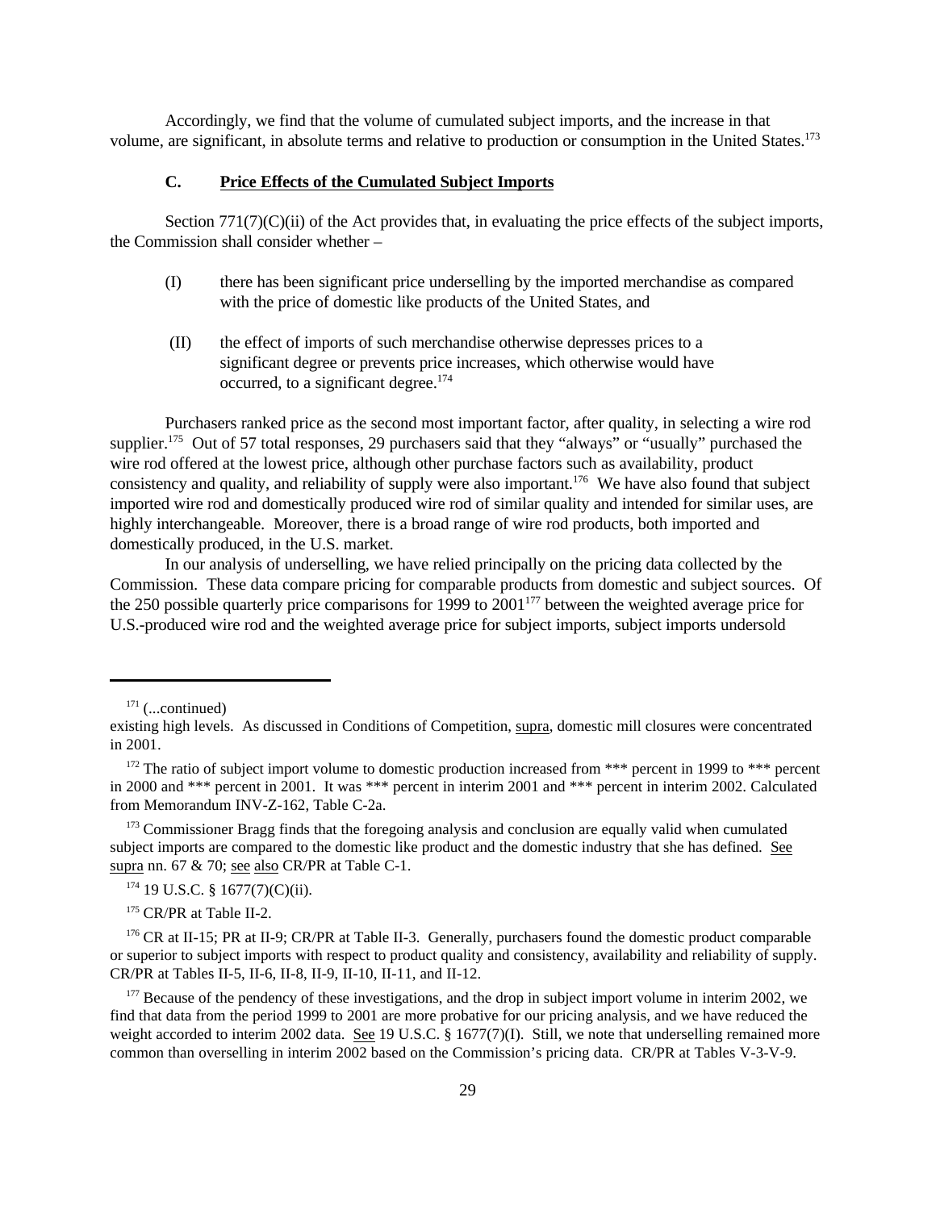Accordingly, we find that the volume of cumulated subject imports, and the increase in that volume, are significant, in absolute terms and relative to production or consumption in the United States.[173]

### C. Price Effects of the Cumulated Subject Imports

Section 771(7)(C)(ii) of the Act provides that, in evaluating the price effects of the subject imports, the Commission shall consider whether –

(I) there has been significant price underselling by the imported merchandise as compared with the price of domestic like products of the United States, and

(II) the effect of imports of such merchandise otherwise depresses prices to a significant degree or prevents price increases, which otherwise would have occurred, to a significant degree.[174]

Purchasers ranked price as the second most important factor, after quality, in selecting a wire rod supplier.[175] Out of 57 total responses, 29 purchasers said that they "always" or "usually" purchased the wire rod offered at the lowest price, although other purchase factors such as availability, product consistency and quality, and reliability of supply were also important.[176] We have also found that subject imported wire rod and domestically produced wire rod of similar quality and intended for similar uses, are highly interchangeable. Moreover, there is a broad range of wire rod products, both imported and domestically produced, in the U.S. market.

In our analysis of underselling, we have relied principally on the pricing data collected by the Commission. These data compare pricing for comparable products from domestic and subject sources. Of the 250 possible quarterly price comparisons for 1999 to 2001[177] between the weighted average price for U.S.-produced wire rod and the weighted average price for subject imports, subject imports undersold

---

[171] (...continued)
existing high levels. As discussed in Conditions of Competition, supra, domestic mill closures were concentrated in 2001.

[172] The ratio of subject import volume to domestic production increased from *** percent in 1999 to *** percent in 2000 and *** percent in 2001. It was *** percent in interim 2001 and *** percent in interim 2002. Calculated from Memorandum INV-Z-162, Table C-2a.

[173] Commissioner Bragg finds that the foregoing analysis and conclusion are equally valid when cumulated subject imports are compared to the domestic like product and the domestic industry that she has defined. See supra nn. 67 & 70; see also CR/PR at Table C-1.

[174] 19 U.S.C. § 1677(7)(C)(ii).

[175] CR/PR at Table II-2.

[176] CR at II-15; PR at II-9; CR/PR at Table II-3. Generally, purchasers found the domestic product comparable or superior to subject imports with respect to product quality and consistency, availability and reliability of supply. CR/PR at Tables II-5, II-6, II-8, II-9, II-10, II-11, and II-12.

[177] Because of the pendency of these investigations, and the drop in subject import volume in interim 2002, we find that data from the period 1999 to 2001 are more probative for our pricing analysis, and we have reduced the weight accorded to interim 2002 data. See 19 U.S.C. § 1677(7)(I). Still, we note that underselling remained more common than overselling in interim 2002 based on the Commission's pricing data. CR/PR at Tables V-3-V-9.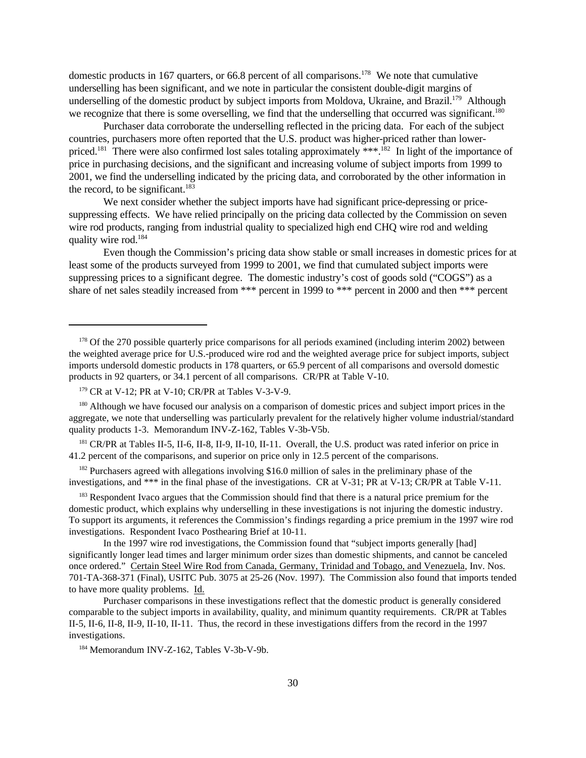domestic products in 167 quarters, or 66.8 percent of all comparisons.[178] We note that cumulative underselling has been significant, and we note in particular the consistent double-digit margins of underselling of the domestic product by subject imports from Moldova, Ukraine, and Brazil.[179] Although we recognize that there is some overselling, we find that the underselling that occurred was significant.[180]

Purchaser data corroborate the underselling reflected in the pricing data. For each of the subject countries, purchasers more often reported that the U.S. product was higher-priced rather than lower-priced.[181] There were also confirmed lost sales totaling approximately ***.[182] In light of the importance of price in purchasing decisions, and the significant and increasing volume of subject imports from 1999 to 2001, we find the underselling indicated by the pricing data, and corroborated by the other information in the record, to be significant.[183]

We next consider whether the subject imports have had significant price-depressing or price-suppressing effects. We have relied principally on the pricing data collected by the Commission on seven wire rod products, ranging from industrial quality to specialized high end CHQ wire rod and welding quality wire rod.[184]

Even though the Commission's pricing data show stable or small increases in domestic prices for at least some of the products surveyed from 1999 to 2001, we find that cumulated subject imports were suppressing prices to a significant degree. The domestic industry's cost of goods sold ("COGS") as a share of net sales steadily increased from *** percent in 1999 to *** percent in 2000 and then *** percent

---

[178] Of the 270 possible quarterly price comparisons for all periods examined (including interim 2002) between the weighted average price for U.S.-produced wire rod and the weighted average price for subject imports, subject imports undersold domestic products in 178 quarters, or 65.9 percent of all comparisons and oversold domestic products in 92 quarters, or 34.1 percent of all comparisons. CR/PR at Table V-10.

[179] CR at V-12; PR at V-10; CR/PR at Tables V-3-V-9.

[180] Although we have focused our analysis on a comparison of domestic prices and subject import prices in the aggregate, we note that underselling was particularly prevalent for the relatively higher volume industrial/standard quality products 1-3. Memorandum INV-Z-162, Tables V-3b-V5b.

[181] CR/PR at Tables II-5, II-6, II-8, II-9, II-10, II-11. Overall, the U.S. product was rated inferior on price in 41.2 percent of the comparisons, and superior on price only in 12.5 percent of the comparisons.

[182] Purchasers agreed with allegations involving $16.0 million of sales in the preliminary phase of the investigations, and *** in the final phase of the investigations. CR at V-31; PR at V-13; CR/PR at Table V-11.

[183] Respondent Ivaco argues that the Commission should find that there is a natural price premium for the domestic product, which explains why underselling in these investigations is not injuring the domestic industry. To support its arguments, it references the Commission's findings regarding a price premium in the 1997 wire rod investigations. Respondent Ivaco Posthearing Brief at 10-11.

In the 1997 wire rod investigations, the Commission found that "subject imports generally [had] significantly longer lead times and larger minimum order sizes than domestic shipments, and cannot be canceled once ordered." Certain Steel Wire Rod from Canada, Germany, Trinidad and Tobago, and Venezuela, Inv. Nos. 701-TA-368-371 (Final), USITC Pub. 3075 at 25-26 (Nov. 1997). The Commission also found that imports tended to have more quality problems. Id.

Purchaser comparisons in these investigations reflect that the domestic product is generally considered comparable to the subject imports in availability, quality, and minimum quantity requirements. CR/PR at Tables II-5, II-6, II-8, II-9, II-10, II-11. Thus, the record in these investigations differs from the record in the 1997 investigations.

[184] Memorandum INV-Z-162, Tables V-3b-V-9b.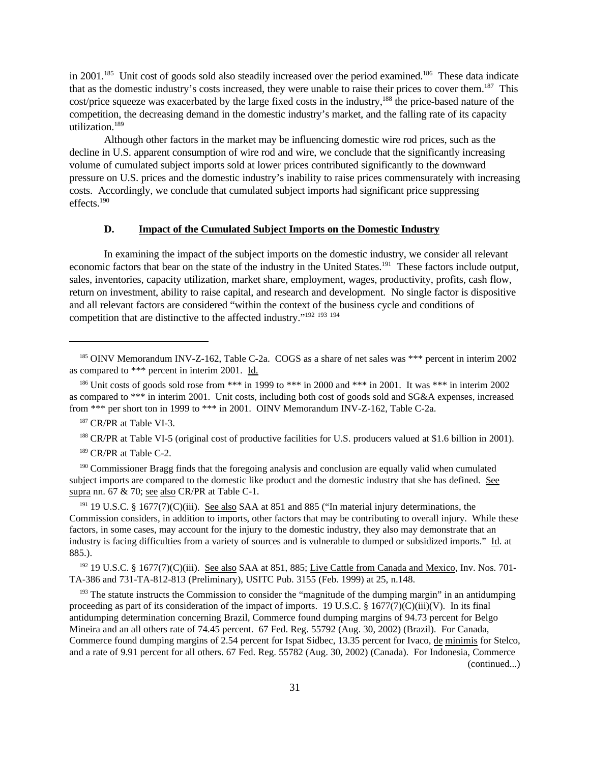in 2001.[185] Unit cost of goods sold also steadily increased over the period examined.[186] These data indicate that as the domestic industry's costs increased, they were unable to raise their prices to cover them.[187] This cost/price squeeze was exacerbated by the large fixed costs in the industry,[188] the price-based nature of the competition, the decreasing demand in the domestic industry's market, and the falling rate of its capacity utilization.[189]

Although other factors in the market may be influencing domestic wire rod prices, such as the decline in U.S. apparent consumption of wire rod and wire, we conclude that the significantly increasing volume of cumulated subject imports sold at lower prices contributed significantly to the downward pressure on U.S. prices and the domestic industry's inability to raise prices commensurately with increasing costs. Accordingly, we conclude that cumulated subject imports had significant price suppressing effects.[190]

### D. Impact of the Cumulated Subject Imports on the Domestic Industry

In examining the impact of the subject imports on the domestic industry, we consider all relevant economic factors that bear on the state of the industry in the United States.[191] These factors include output, sales, inventories, capacity utilization, market share, employment, wages, productivity, profits, cash flow, return on investment, ability to raise capital, and research and development. No single factor is dispositive and all relevant factors are considered "within the context of the business cycle and conditions of competition that are distinctive to the affected industry."[192] [193] [194]

---

[185] OINV Memorandum INV-Z-162, Table C-2a. COGS as a share of net sales was *** percent in interim 2002 as compared to *** percent in interim 2001. Id.

[186] Unit costs of goods sold rose from *** in 1999 to *** in 2000 and *** in 2001. It was *** in interim 2002 as compared to *** in interim 2001. Unit costs, including both cost of goods sold and SG&A expenses, increased from *** per short ton in 1999 to *** in 2001. OINV Memorandum INV-Z-162, Table C-2a.

[187] CR/PR at Table VI-3.

[188] CR/PR at Table VI-5 (original cost of productive facilities for U.S. producers valued at $1.6 billion in 2001).

[189] CR/PR at Table C-2.

[190] Commissioner Bragg finds that the foregoing analysis and conclusion are equally valid when cumulated subject imports are compared to the domestic like product and the domestic industry that she has defined. See supra nn. 67 & 70; see also CR/PR at Table C-1.

[191] 19 U.S.C. § 1677(7)(C)(iii). See also SAA at 851 and 885 ("In material injury determinations, the Commission considers, in addition to imports, other factors that may be contributing to overall injury. While these factors, in some cases, may account for the injury to the domestic industry, they also may demonstrate that an industry is facing difficulties from a variety of sources and is vulnerable to dumped or subsidized imports." Id. at 885.).

[192] 19 U.S.C. § 1677(7)(C)(iii). See also SAA at 851, 885; Live Cattle from Canada and Mexico, Inv. Nos. 701-TA-386 and 731-TA-812-813 (Preliminary), USITC Pub. 3155 (Feb. 1999) at 25, n.148.

[193] The statute instructs the Commission to consider the "magnitude of the dumping margin" in an antidumping proceeding as part of its consideration of the impact of imports. 19 U.S.C. § 1677(7)(C)(iii)(V). In its final antidumping determination concerning Brazil, Commerce found dumping margins of 94.73 percent for Belgo Mineira and an all others rate of 74.45 percent. 67 Fed. Reg. 55792 (Aug. 30, 2002) (Brazil). For Canada, Commerce found dumping margins of 2.54 percent for Ispat Sidbec, 13.35 percent for Ivaco, de minimis for Stelco, and a rate of 9.91 percent for all others. 67 Fed. Reg. 55782 (Aug. 30, 2002) (Canada). For Indonesia, Commerce (continued...)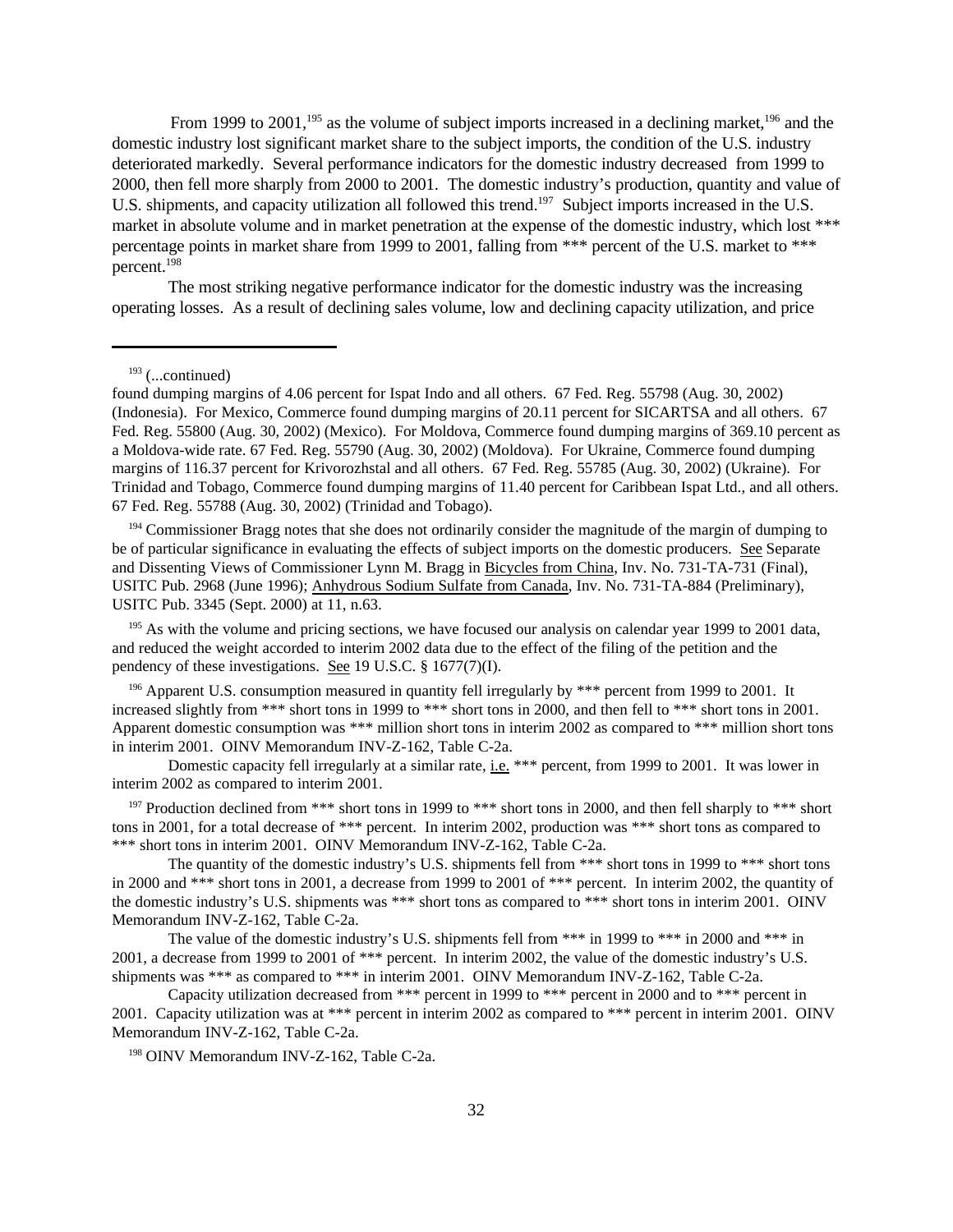From 1999 to 2001,[195] as the volume of subject imports increased in a declining market,[196] and the domestic industry lost significant market share to the subject imports, the condition of the U.S. industry deteriorated markedly. Several performance indicators for the domestic industry decreased from 1999 to 2000, then fell more sharply from 2000 to 2001. The domestic industry's production, quantity and value of U.S. shipments, and capacity utilization all followed this trend.[197] Subject imports increased in the U.S. market in absolute volume and in market penetration at the expense of the domestic industry, which lost *** percentage points in market share from 1999 to 2001, falling from *** percent of the U.S. market to *** percent.[198]

The most striking negative performance indicator for the domestic industry was the increasing operating losses. As a result of declining sales volume, low and declining capacity utilization, and price

---

[193] (...continued)

found dumping margins of 4.06 percent for Ispat Indo and all others. 67 Fed. Reg. 55798 (Aug. 30, 2002) (Indonesia). For Mexico, Commerce found dumping margins of 20.11 percent for SICARTSA and all others. 67 Fed. Reg. 55800 (Aug. 30, 2002) (Mexico). For Moldova, Commerce found dumping margins of 369.10 percent as a Moldova-wide rate. 67 Fed. Reg. 55790 (Aug. 30, 2002) (Moldova). For Ukraine, Commerce found dumping margins of 116.37 percent for Krivorozhstal and all others. 67 Fed. Reg. 55785 (Aug. 30, 2002) (Ukraine). For Trinidad and Tobago, Commerce found dumping margins of 11.40 percent for Caribbean Ispat Ltd., and all others. 67 Fed. Reg. 55788 (Aug. 30, 2002) (Trinidad and Tobago).

[194] Commissioner Bragg notes that she does not ordinarily consider the magnitude of the margin of dumping to be of particular significance in evaluating the effects of subject imports on the domestic producers. See Separate and Dissenting Views of Commissioner Lynn M. Bragg in Bicycles from China, Inv. No. 731-TA-731 (Final), USITC Pub. 2968 (June 1996); Anhydrous Sodium Sulfate from Canada, Inv. No. 731-TA-884 (Preliminary), USITC Pub. 3345 (Sept. 2000) at 11, n.63.

[195] As with the volume and pricing sections, we have focused our analysis on calendar year 1999 to 2001 data, and reduced the weight accorded to interim 2002 data due to the effect of the filing of the petition and the pendency of these investigations. See 19 U.S.C. § 1677(7)(I).

[196] Apparent U.S. consumption measured in quantity fell irregularly by *** percent from 1999 to 2001. It increased slightly from *** short tons in 1999 to *** short tons in 2000, and then fell to *** short tons in 2001. Apparent domestic consumption was *** million short tons in interim 2002 as compared to *** million short tons in interim 2001. OINV Memorandum INV-Z-162, Table C-2a.

Domestic capacity fell irregularly at a similar rate, i.e. *** percent, from 1999 to 2001. It was lower in interim 2002 as compared to interim 2001.

[197] Production declined from *** short tons in 1999 to *** short tons in 2000, and then fell sharply to *** short tons in 2001, for a total decrease of *** percent. In interim 2002, production was *** short tons as compared to *** short tons in interim 2001. OINV Memorandum INV-Z-162, Table C-2a.

The quantity of the domestic industry's U.S. shipments fell from *** short tons in 1999 to *** short tons in 2000 and *** short tons in 2001, a decrease from 1999 to 2001 of *** percent. In interim 2002, the quantity of the domestic industry's U.S. shipments was *** short tons as compared to *** short tons in interim 2001. OINV Memorandum INV-Z-162, Table C-2a.

The value of the domestic industry's U.S. shipments fell from *** in 1999 to *** in 2000 and *** in 2001, a decrease from 1999 to 2001 of *** percent. In interim 2002, the value of the domestic industry's U.S. shipments was *** as compared to *** in interim 2001. OINV Memorandum INV-Z-162, Table C-2a.

Capacity utilization decreased from *** percent in 1999 to *** percent in 2000 and to *** percent in 2001. Capacity utilization was at *** percent in interim 2002 as compared to *** percent in interim 2001. OINV Memorandum INV-Z-162, Table C-2a.

[198] OINV Memorandum INV-Z-162, Table C-2a.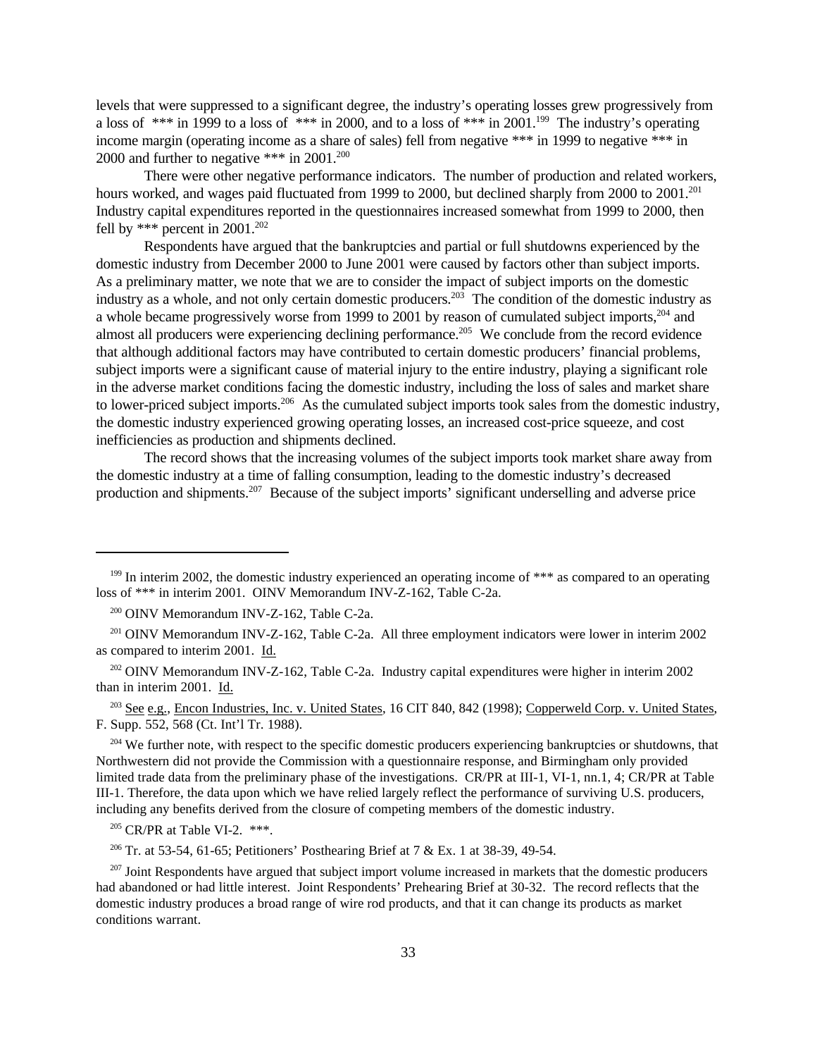levels that were suppressed to a significant degree, the industry's operating losses grew progressively from a loss of *** in 1999 to a loss of *** in 2000, and to a loss of *** in 2001.[199] The industry's operating income margin (operating income as a share of sales) fell from negative *** in 1999 to negative *** in 2000 and further to negative *** in 2001.[200]

There were other negative performance indicators. The number of production and related workers, hours worked, and wages paid fluctuated from 1999 to 2000, but declined sharply from 2000 to 2001.[201] Industry capital expenditures reported in the questionnaires increased somewhat from 1999 to 2000, then fell by *** percent in 2001.[202]

Respondents have argued that the bankruptcies and partial or full shutdowns experienced by the domestic industry from December 2000 to June 2001 were caused by factors other than subject imports. As a preliminary matter, we note that we are to consider the impact of subject imports on the domestic industry as a whole, and not only certain domestic producers.[203] The condition of the domestic industry as a whole became progressively worse from 1999 to 2001 by reason of cumulated subject imports,[204] and almost all producers were experiencing declining performance.[205] We conclude from the record evidence that although additional factors may have contributed to certain domestic producers' financial problems, subject imports were a significant cause of material injury to the entire industry, playing a significant role in the adverse market conditions facing the domestic industry, including the loss of sales and market share to lower-priced subject imports.[206] As the cumulated subject imports took sales from the domestic industry, the domestic industry experienced growing operating losses, an increased cost-price squeeze, and cost inefficiencies as production and shipments declined.

The record shows that the increasing volumes of the subject imports took market share away from the domestic industry at a time of falling consumption, leading to the domestic industry's decreased production and shipments.[207] Because of the subject imports' significant underselling and adverse price

---

[199] In interim 2002, the domestic industry experienced an operating income of *** as compared to an operating loss of *** in interim 2001. OINV Memorandum INV-Z-162, Table C-2a.

[200] OINV Memorandum INV-Z-162, Table C-2a.

[201] OINV Memorandum INV-Z-162, Table C-2a. All three employment indicators were lower in interim 2002 as compared to interim 2001. Id.

[202] OINV Memorandum INV-Z-162, Table C-2a. Industry capital expenditures were higher in interim 2002 than in interim 2001. Id.

[203] See e.g., Encon Industries, Inc. v. United States, 16 CIT 840, 842 (1998); Copperweld Corp. v. United States, F. Supp. 552, 568 (Ct. Int'l Tr. 1988).

[204] We further note, with respect to the specific domestic producers experiencing bankruptcies or shutdowns, that Northwestern did not provide the Commission with a questionnaire response, and Birmingham only provided limited trade data from the preliminary phase of the investigations. CR/PR at III-1, VI-1, nn.1, 4; CR/PR at Table III-1. Therefore, the data upon which we have relied largely reflect the performance of surviving U.S. producers, including any benefits derived from the closure of competing members of the domestic industry.

[205] CR/PR at Table VI-2. ***.

[206] Tr. at 53-54, 61-65; Petitioners' Posthearing Brief at 7 & Ex. 1 at 38-39, 49-54.

[207] Joint Respondents have argued that subject import volume increased in markets that the domestic producers had abandoned or had little interest. Joint Respondents' Prehearing Brief at 30-32. The record reflects that the domestic industry produces a broad range of wire rod products, and that it can change its products as market conditions warrant.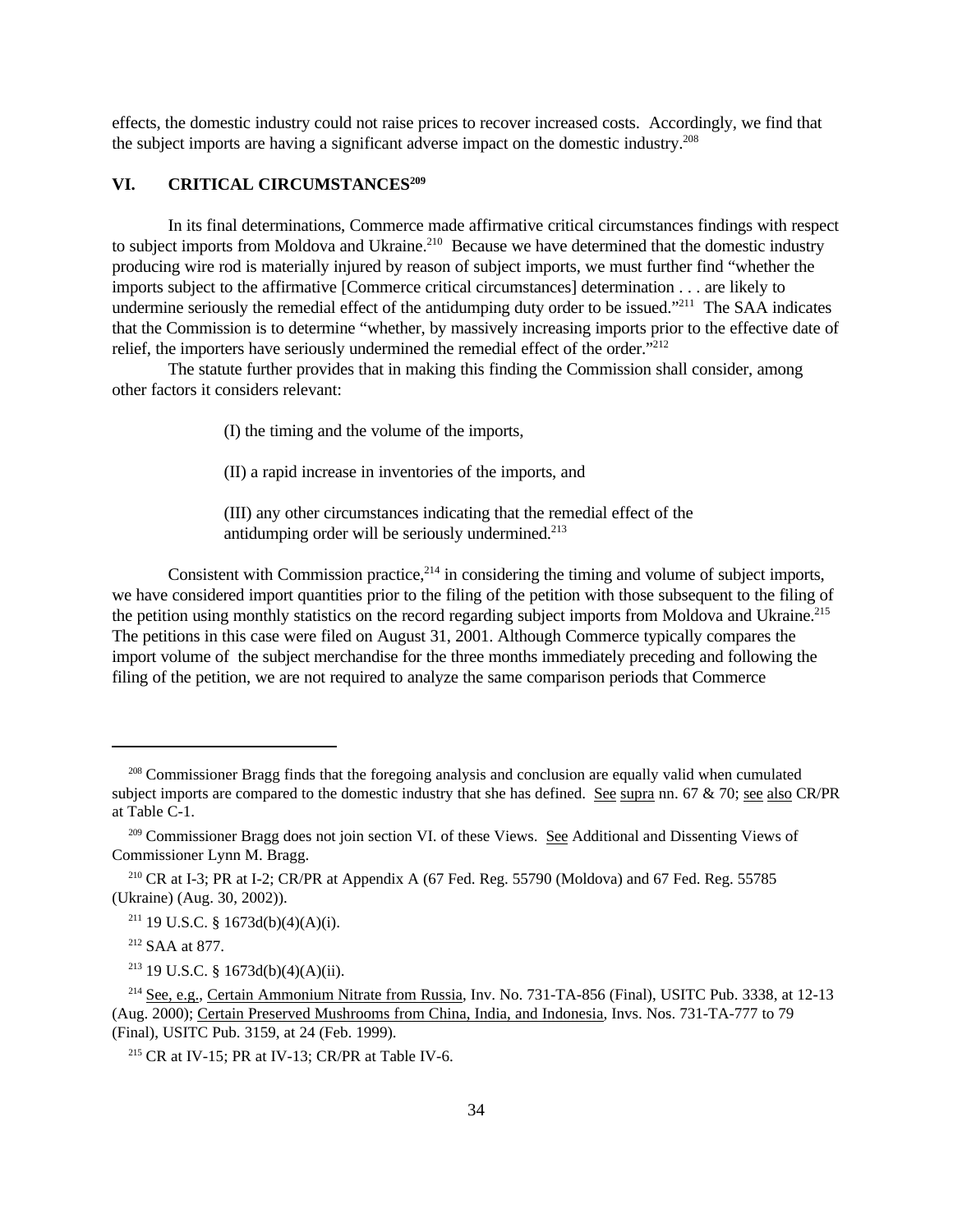effects, the domestic industry could not raise prices to recover increased costs. Accordingly, we find that the subject imports are having a significant adverse impact on the domestic industry.[208]

## VI. CRITICAL CIRCUMSTANCES[209]

In its final determinations, Commerce made affirmative critical circumstances findings with respect to subject imports from Moldova and Ukraine.[210] Because we have determined that the domestic industry producing wire rod is materially injured by reason of subject imports, we must further find "whether the imports subject to the affirmative [Commerce critical circumstances] determination . . . are likely to undermine seriously the remedial effect of the antidumping duty order to be issued."[211] The SAA indicates that the Commission is to determine "whether, by massively increasing imports prior to the effective date of relief, the importers have seriously undermined the remedial effect of the order."[212]

The statute further provides that in making this finding the Commission shall consider, among other factors it considers relevant:

> (I) the timing and the volume of the imports,
>
> (II) a rapid increase in inventories of the imports, and
>
> (III) any other circumstances indicating that the remedial effect of the antidumping order will be seriously undermined.[213]

Consistent with Commission practice,[214] in considering the timing and volume of subject imports, we have considered import quantities prior to the filing of the petition with those subsequent to the filing of the petition using monthly statistics on the record regarding subject imports from Moldova and Ukraine.[215] The petitions in this case were filed on August 31, 2001. Although Commerce typically compares the import volume of the subject merchandise for the three months immediately preceding and following the filing of the petition, we are not required to analyze the same comparison periods that Commerce

---

[208] Commissioner Bragg finds that the foregoing analysis and conclusion are equally valid when cumulated subject imports are compared to the domestic industry that she has defined. See supra nn. 67 & 70; see also CR/PR at Table C-1.

[209] Commissioner Bragg does not join section VI. of these Views. See Additional and Dissenting Views of Commissioner Lynn M. Bragg.

[210] CR at I-3; PR at I-2; CR/PR at Appendix A (67 Fed. Reg. 55790 (Moldova) and 67 Fed. Reg. 55785 (Ukraine) (Aug. 30, 2002)).

[211] 19 U.S.C. § 1673d(b)(4)(A)(i).

[212] SAA at 877.

[213] 19 U.S.C. § 1673d(b)(4)(A)(ii).

[214] See, e.g., Certain Ammonium Nitrate from Russia, Inv. No. 731-TA-856 (Final), USITC Pub. 3338, at 12-13 (Aug. 2000); Certain Preserved Mushrooms from China, India, and Indonesia, Invs. Nos. 731-TA-777 to 79 (Final), USITC Pub. 3159, at 24 (Feb. 1999).

[215] CR at IV-15; PR at IV-13; CR/PR at Table IV-6.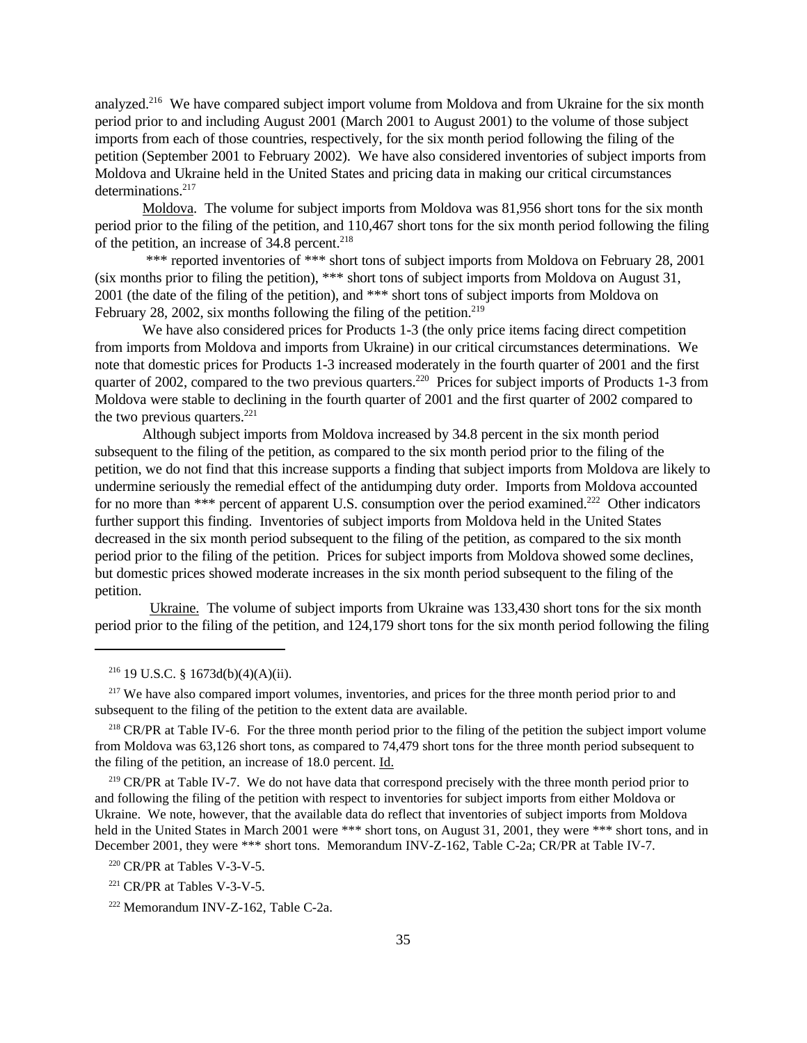analyzed.[216] We have compared subject import volume from Moldova and from Ukraine for the six month period prior to and including August 2001 (March 2001 to August 2001) to the volume of those subject imports from each of those countries, respectively, for the six month period following the filing of the petition (September 2001 to February 2002). We have also considered inventories of subject imports from Moldova and Ukraine held in the United States and pricing data in making our critical circumstances determinations.[217]

Moldova. The volume for subject imports from Moldova was 81,956 short tons for the six month period prior to the filing of the petition, and 110,467 short tons for the six month period following the filing of the petition, an increase of 34.8 percent.[218]

*** reported inventories of *** short tons of subject imports from Moldova on February 28, 2001 (six months prior to filing the petition), *** short tons of subject imports from Moldova on August 31, 2001 (the date of the filing of the petition), and *** short tons of subject imports from Moldova on February 28, 2002, six months following the filing of the petition.[219]

We have also considered prices for Products 1-3 (the only price items facing direct competition from imports from Moldova and imports from Ukraine) in our critical circumstances determinations. We note that domestic prices for Products 1-3 increased moderately in the fourth quarter of 2001 and the first quarter of 2002, compared to the two previous quarters.[220] Prices for subject imports of Products 1-3 from Moldova were stable to declining in the fourth quarter of 2001 and the first quarter of 2002 compared to the two previous quarters.[221]

Although subject imports from Moldova increased by 34.8 percent in the six month period subsequent to the filing of the petition, as compared to the six month period prior to the filing of the petition, we do not find that this increase supports a finding that subject imports from Moldova are likely to undermine seriously the remedial effect of the antidumping duty order. Imports from Moldova accounted for no more than *** percent of apparent U.S. consumption over the period examined.[222] Other indicators further support this finding. Inventories of subject imports from Moldova held in the United States decreased in the six month period subsequent to the filing of the petition, as compared to the six month period prior to the filing of the petition. Prices for subject imports from Moldova showed some declines, but domestic prices showed moderate increases in the six month period subsequent to the filing of the petition.

Ukraine. The volume of subject imports from Ukraine was 133,430 short tons for the six month period prior to the filing of the petition, and 124,179 short tons for the six month period following the filing

---

[216] 19 U.S.C. § 1673d(b)(4)(A)(ii).

[217] We have also compared import volumes, inventories, and prices for the three month period prior to and subsequent to the filing of the petition to the extent data are available.

[218] CR/PR at Table IV-6. For the three month period prior to the filing of the petition the subject import volume from Moldova was 63,126 short tons, as compared to 74,479 short tons for the three month period subsequent to the filing of the petition, an increase of 18.0 percent. Id.

[219] CR/PR at Table IV-7. We do not have data that correspond precisely with the three month period prior to and following the filing of the petition with respect to inventories for subject imports from either Moldova or Ukraine. We note, however, that the available data do reflect that inventories of subject imports from Moldova held in the United States in March 2001 were *** short tons, on August 31, 2001, they were *** short tons, and in December 2001, they were *** short tons. Memorandum INV-Z-162, Table C-2a; CR/PR at Table IV-7.

[220] CR/PR at Tables V-3-V-5.

[221] CR/PR at Tables V-3-V-5.

[222] Memorandum INV-Z-162, Table C-2a.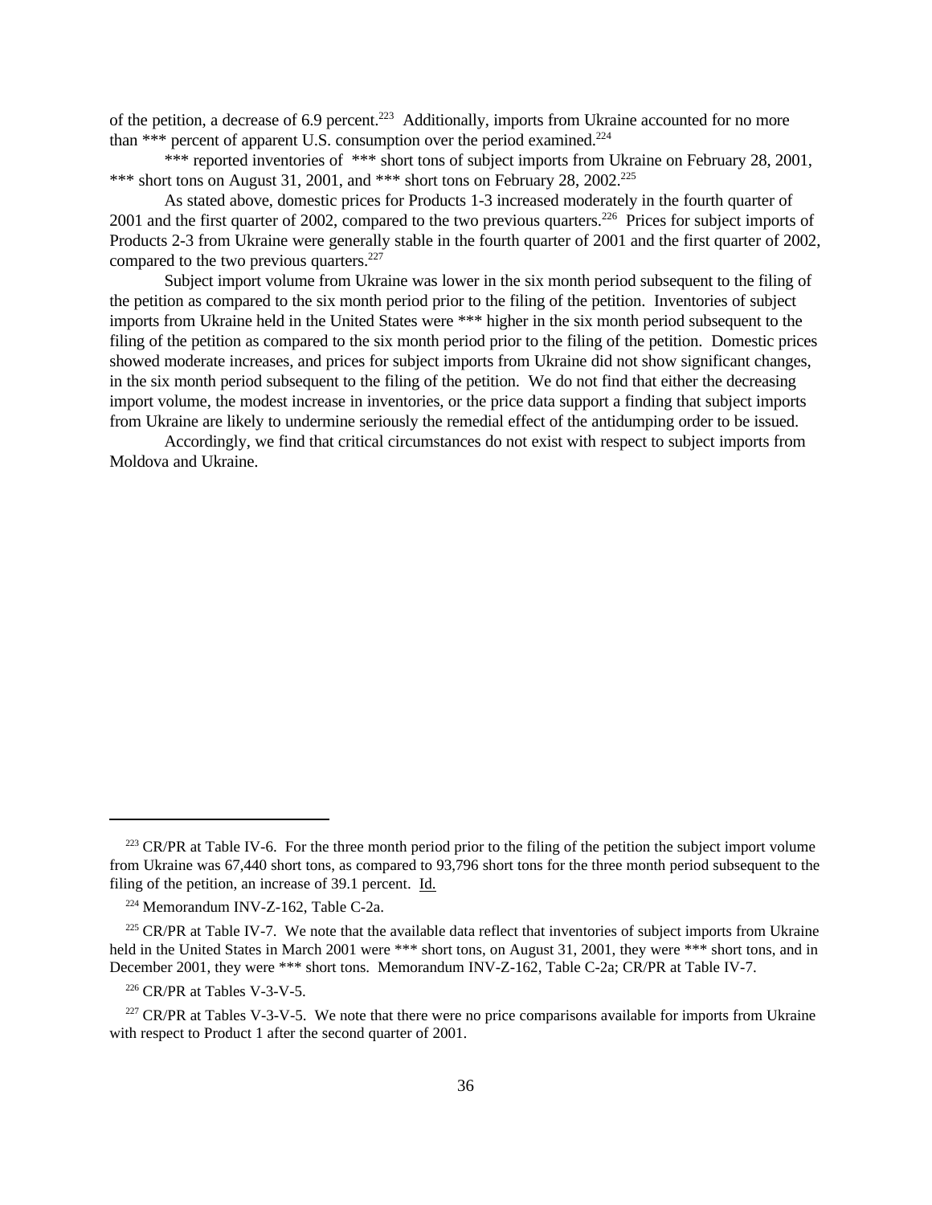of the petition, a decrease of 6.9 percent.[223] Additionally, imports from Ukraine accounted for no more than *** percent of apparent U.S. consumption over the period examined.[224]

*** reported inventories of *** short tons of subject imports from Ukraine on February 28, 2001, *** short tons on August 31, 2001, and *** short tons on February 28, 2002.[225]

As stated above, domestic prices for Products 1-3 increased moderately in the fourth quarter of 2001 and the first quarter of 2002, compared to the two previous quarters.[226] Prices for subject imports of Products 2-3 from Ukraine were generally stable in the fourth quarter of 2001 and the first quarter of 2002, compared to the two previous quarters.[227]

Subject import volume from Ukraine was lower in the six month period subsequent to the filing of the petition as compared to the six month period prior to the filing of the petition. Inventories of subject imports from Ukraine held in the United States were *** higher in the six month period subsequent to the filing of the petition as compared to the six month period prior to the filing of the petition. Domestic prices showed moderate increases, and prices for subject imports from Ukraine did not show significant changes, in the six month period subsequent to the filing of the petition. We do not find that either the decreasing import volume, the modest increase in inventories, or the price data support a finding that subject imports from Ukraine are likely to undermine seriously the remedial effect of the antidumping order to be issued.

Accordingly, we find that critical circumstances do not exist with respect to subject imports from Moldova and Ukraine.

---

[223] CR/PR at Table IV-6. For the three month period prior to the filing of the petition the subject import volume from Ukraine was 67,440 short tons, as compared to 93,796 short tons for the three month period subsequent to the filing of the petition, an increase of 39.1 percent. Id.

[224] Memorandum INV-Z-162, Table C-2a.

[225] CR/PR at Table IV-7. We note that the available data reflect that inventories of subject imports from Ukraine held in the United States in March 2001 were *** short tons, on August 31, 2001, they were *** short tons, and in December 2001, they were *** short tons. Memorandum INV-Z-162, Table C-2a; CR/PR at Table IV-7.

[226] CR/PR at Tables V-3-V-5.

[227] CR/PR at Tables V-3-V-5. We note that there were no price comparisons available for imports from Ukraine with respect to Product 1 after the second quarter of 2001.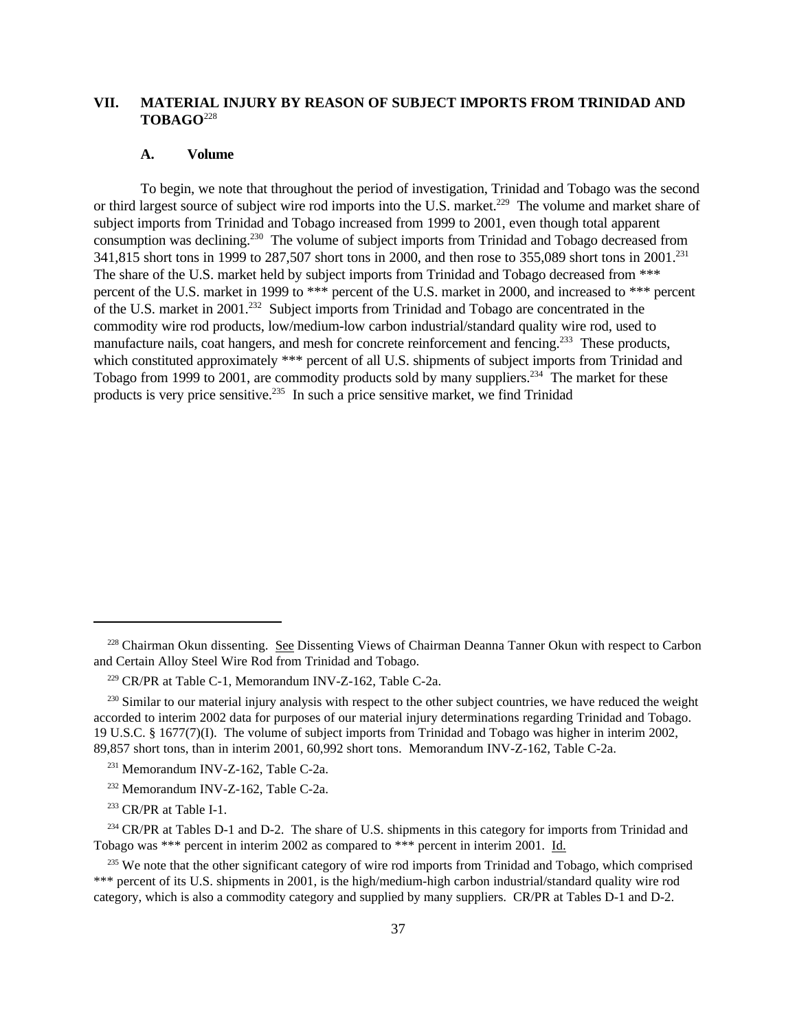## VII. MATERIAL INJURY BY REASON OF SUBJECT IMPORTS FROM TRINIDAD AND TOBAGO[228]

### A. Volume

To begin, we note that throughout the period of investigation, Trinidad and Tobago was the second or third largest source of subject wire rod imports into the U.S. market.[229] The volume and market share of subject imports from Trinidad and Tobago increased from 1999 to 2001, even though total apparent consumption was declining.[230] The volume of subject imports from Trinidad and Tobago decreased from 341,815 short tons in 1999 to 287,507 short tons in 2000, and then rose to 355,089 short tons in 2001.[231] The share of the U.S. market held by subject imports from Trinidad and Tobago decreased from *** percent of the U.S. market in 1999 to *** percent of the U.S. market in 2000, and increased to *** percent of the U.S. market in 2001.[232] Subject imports from Trinidad and Tobago are concentrated in the commodity wire rod products, low/medium-low carbon industrial/standard quality wire rod, used to manufacture nails, coat hangers, and mesh for concrete reinforcement and fencing.[233] These products, which constituted approximately *** percent of all U.S. shipments of subject imports from Trinidad and Tobago from 1999 to 2001, are commodity products sold by many suppliers.[234] The market for these products is very price sensitive.[235] In such a price sensitive market, we find Trinidad

---

[228] Chairman Okun dissenting. See Dissenting Views of Chairman Deanna Tanner Okun with respect to Carbon and Certain Alloy Steel Wire Rod from Trinidad and Tobago.

[229] CR/PR at Table C-1, Memorandum INV-Z-162, Table C-2a.

[230] Similar to our material injury analysis with respect to the other subject countries, we have reduced the weight accorded to interim 2002 data for purposes of our material injury determinations regarding Trinidad and Tobago. 19 U.S.C. § 1677(7)(I). The volume of subject imports from Trinidad and Tobago was higher in interim 2002, 89,857 short tons, than in interim 2001, 60,992 short tons. Memorandum INV-Z-162, Table C-2a.

[231] Memorandum INV-Z-162, Table C-2a.

[232] Memorandum INV-Z-162, Table C-2a.

[233] CR/PR at Table I-1.

[234] CR/PR at Tables D-1 and D-2. The share of U.S. shipments in this category for imports from Trinidad and Tobago was *** percent in interim 2002 as compared to *** percent in interim 2001. Id.

[235] We note that the other significant category of wire rod imports from Trinidad and Tobago, which comprised *** percent of its U.S. shipments in 2001, is the high/medium-high carbon industrial/standard quality wire rod category, which is also a commodity category and supplied by many suppliers. CR/PR at Tables D-1 and D-2.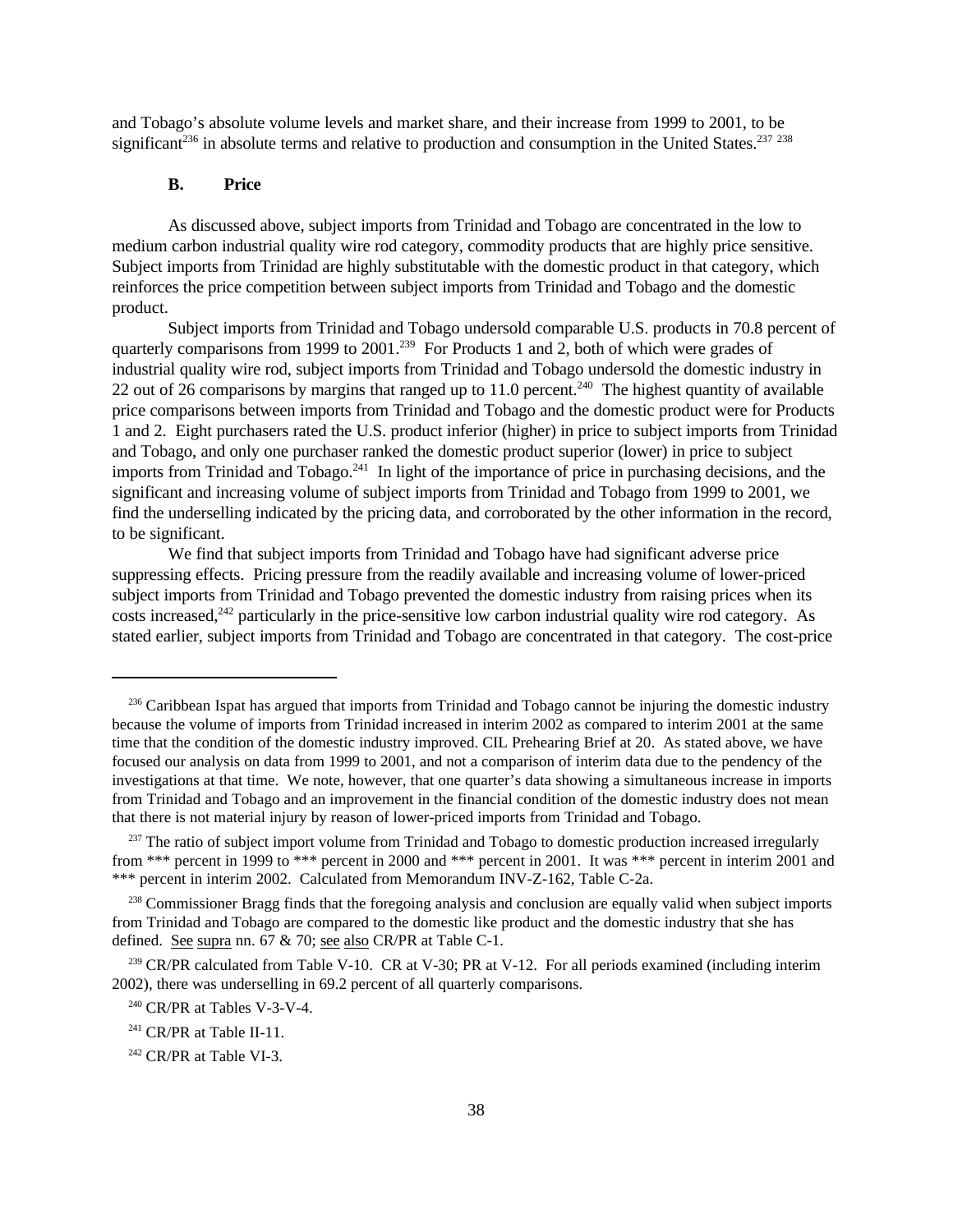and Tobago's absolute volume levels and market share, and their increase from 1999 to 2001, to be significant[236] in absolute terms and relative to production and consumption in the United States.[237] [238]

### B. Price

As discussed above, subject imports from Trinidad and Tobago are concentrated in the low to medium carbon industrial quality wire rod category, commodity products that are highly price sensitive. Subject imports from Trinidad are highly substitutable with the domestic product in that category, which reinforces the price competition between subject imports from Trinidad and Tobago and the domestic product.

Subject imports from Trinidad and Tobago undersold comparable U.S. products in 70.8 percent of quarterly comparisons from 1999 to 2001.[239] For Products 1 and 2, both of which were grades of industrial quality wire rod, subject imports from Trinidad and Tobago undersold the domestic industry in 22 out of 26 comparisons by margins that ranged up to 11.0 percent.[240] The highest quantity of available price comparisons between imports from Trinidad and Tobago and the domestic product were for Products 1 and 2. Eight purchasers rated the U.S. product inferior (higher) in price to subject imports from Trinidad and Tobago, and only one purchaser ranked the domestic product superior (lower) in price to subject imports from Trinidad and Tobago.[241] In light of the importance of price in purchasing decisions, and the significant and increasing volume of subject imports from Trinidad and Tobago from 1999 to 2001, we find the underselling indicated by the pricing data, and corroborated by the other information in the record, to be significant.

We find that subject imports from Trinidad and Tobago have had significant adverse price suppressing effects. Pricing pressure from the readily available and increasing volume of lower-priced subject imports from Trinidad and Tobago prevented the domestic industry from raising prices when its costs increased,[242] particularly in the price-sensitive low carbon industrial quality wire rod category. As stated earlier, subject imports from Trinidad and Tobago are concentrated in that category. The cost-price

---

[236] Caribbean Ispat has argued that imports from Trinidad and Tobago cannot be injuring the domestic industry because the volume of imports from Trinidad increased in interim 2002 as compared to interim 2001 at the same time that the condition of the domestic industry improved. CIL Prehearing Brief at 20. As stated above, we have focused our analysis on data from 1999 to 2001, and not a comparison of interim data due to the pendency of the investigations at that time. We note, however, that one quarter's data showing a simultaneous increase in imports from Trinidad and Tobago and an improvement in the financial condition of the domestic industry does not mean that there is not material injury by reason of lower-priced imports from Trinidad and Tobago.

[237] The ratio of subject import volume from Trinidad and Tobago to domestic production increased irregularly from *** percent in 1999 to *** percent in 2000 and *** percent in 2001. It was *** percent in interim 2001 and *** percent in interim 2002. Calculated from Memorandum INV-Z-162, Table C-2a.

[238] Commissioner Bragg finds that the foregoing analysis and conclusion are equally valid when subject imports from Trinidad and Tobago are compared to the domestic like product and the domestic industry that she has defined. See supra nn. 67 & 70; see also CR/PR at Table C-1.

[239] CR/PR calculated from Table V-10. CR at V-30; PR at V-12. For all periods examined (including interim 2002), there was underselling in 69.2 percent of all quarterly comparisons.

[240] CR/PR at Tables V-3-V-4.

[241] CR/PR at Table II-11.

[242] CR/PR at Table VI-3.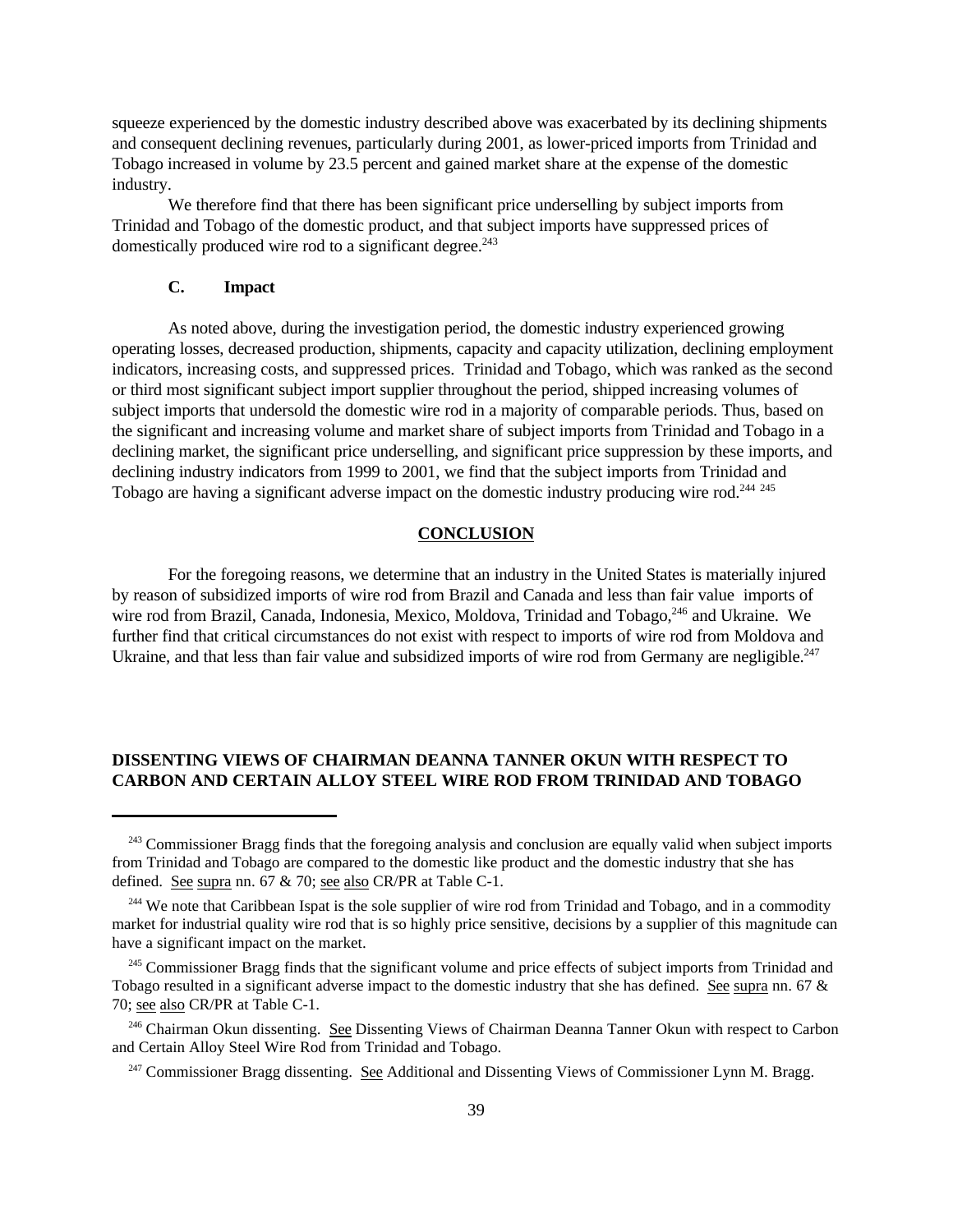squeeze experienced by the domestic industry described above was exacerbated by its declining shipments and consequent declining revenues, particularly during 2001, as lower-priced imports from Trinidad and Tobago increased in volume by 23.5 percent and gained market share at the expense of the domestic industry.

We therefore find that there has been significant price underselling by subject imports from Trinidad and Tobago of the domestic product, and that subject imports have suppressed prices of domestically produced wire rod to a significant degree.[243]

### C. Impact

As noted above, during the investigation period, the domestic industry experienced growing operating losses, decreased production, shipments, capacity and capacity utilization, declining employment indicators, increasing costs, and suppressed prices. Trinidad and Tobago, which was ranked as the second or third most significant subject import supplier throughout the period, shipped increasing volumes of subject imports that undersold the domestic wire rod in a majority of comparable periods. Thus, based on the significant and increasing volume and market share of subject imports from Trinidad and Tobago in a declining market, the significant price underselling, and significant price suppression by these imports, and declining industry indicators from 1999 to 2001, we find that the subject imports from Trinidad and Tobago are having a significant adverse impact on the domestic industry producing wire rod.[244] [245]

## CONCLUSION

For the foregoing reasons, we determine that an industry in the United States is materially injured by reason of subsidized imports of wire rod from Brazil and Canada and less than fair value imports of wire rod from Brazil, Canada, Indonesia, Mexico, Moldova, Trinidad and Tobago,[246] and Ukraine. We further find that critical circumstances do not exist with respect to imports of wire rod from Moldova and Ukraine, and that less than fair value and subsidized imports of wire rod from Germany are negligible.[247]

## DISSENTING VIEWS OF CHAIRMAN DEANNA TANNER OKUN WITH RESPECT TO CARBON AND CERTAIN ALLOY STEEL WIRE ROD FROM TRINIDAD AND TOBAGO

---

[243] Commissioner Bragg finds that the foregoing analysis and conclusion are equally valid when subject imports from Trinidad and Tobago are compared to the domestic like product and the domestic industry that she has defined. See supra nn. 67 & 70; see also CR/PR at Table C-1.

[244] We note that Caribbean Ispat is the sole supplier of wire rod from Trinidad and Tobago, and in a commodity market for industrial quality wire rod that is so highly price sensitive, decisions by a supplier of this magnitude can have a significant impact on the market.

[245] Commissioner Bragg finds that the significant volume and price effects of subject imports from Trinidad and Tobago resulted in a significant adverse impact to the domestic industry that she has defined. See supra nn. 67 & 70; see also CR/PR at Table C-1.

[246] Chairman Okun dissenting. See Dissenting Views of Chairman Deanna Tanner Okun with respect to Carbon and Certain Alloy Steel Wire Rod from Trinidad and Tobago.

[247] Commissioner Bragg dissenting. See Additional and Dissenting Views of Commissioner Lynn M. Bragg.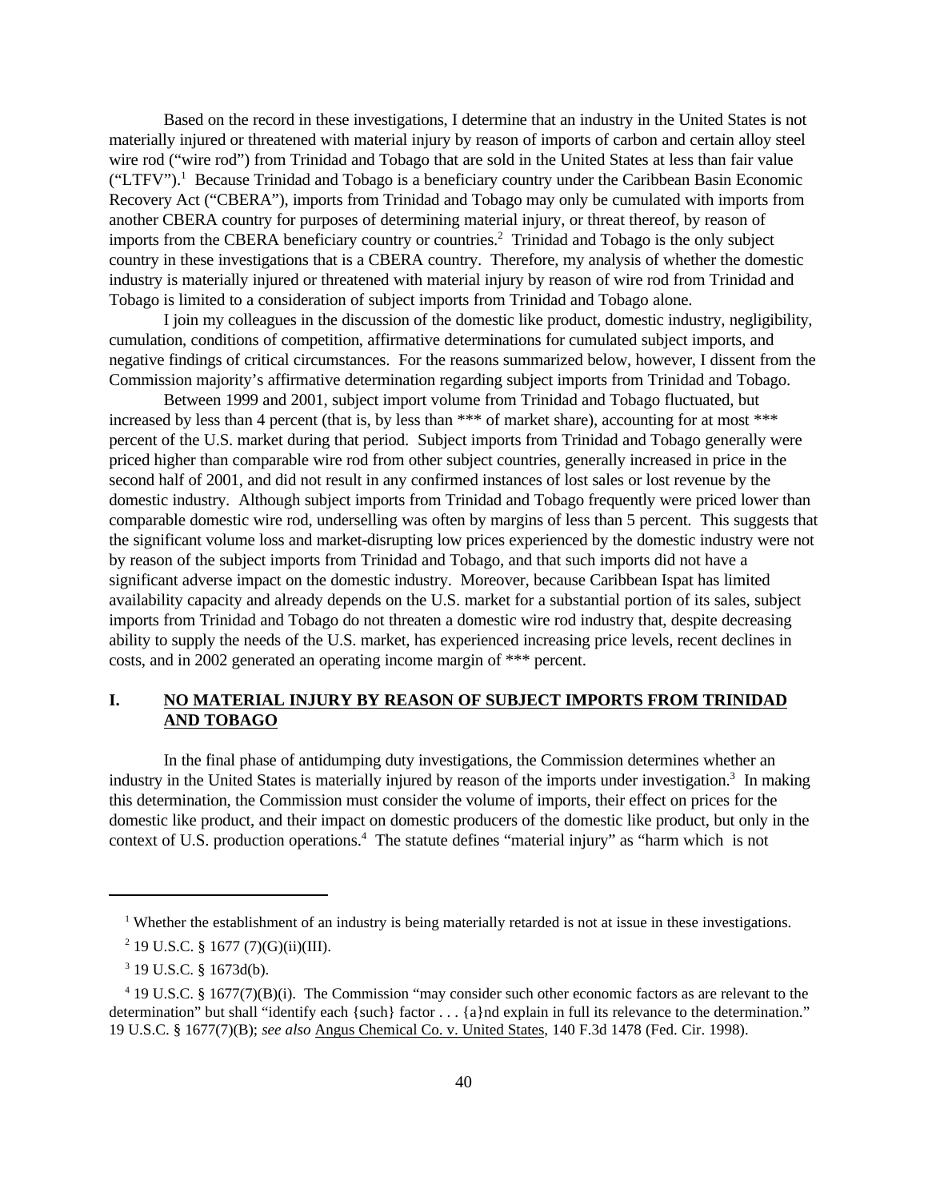Based on the record in these investigations, I determine that an industry in the United States is not materially injured or threatened with material injury by reason of imports of carbon and certain alloy steel wire rod ("wire rod") from Trinidad and Tobago that are sold in the United States at less than fair value ("LTFV").[1] Because Trinidad and Tobago is a beneficiary country under the Caribbean Basin Economic Recovery Act ("CBERA"), imports from Trinidad and Tobago may only be cumulated with imports from another CBERA country for purposes of determining material injury, or threat thereof, by reason of imports from the CBERA beneficiary country or countries.[2] Trinidad and Tobago is the only subject country in these investigations that is a CBERA country. Therefore, my analysis of whether the domestic industry is materially injured or threatened with material injury by reason of wire rod from Trinidad and Tobago is limited to a consideration of subject imports from Trinidad and Tobago alone.

I join my colleagues in the discussion of the domestic like product, domestic industry, negligibility, cumulation, conditions of competition, affirmative determinations for cumulated subject imports, and negative findings of critical circumstances. For the reasons summarized below, however, I dissent from the Commission majority's affirmative determination regarding subject imports from Trinidad and Tobago.

Between 1999 and 2001, subject import volume from Trinidad and Tobago fluctuated, but increased by less than 4 percent (that is, by less than *** of market share), accounting for at most *** percent of the U.S. market during that period. Subject imports from Trinidad and Tobago generally were priced higher than comparable wire rod from other subject countries, generally increased in price in the second half of 2001, and did not result in any confirmed instances of lost sales or lost revenue by the domestic industry. Although subject imports from Trinidad and Tobago frequently were priced lower than comparable domestic wire rod, underselling was often by margins of less than 5 percent. This suggests that the significant volume loss and market-disrupting low prices experienced by the domestic industry were not by reason of the subject imports from Trinidad and Tobago, and that such imports did not have a significant adverse impact on the domestic industry. Moreover, because Caribbean Ispat has limited availability capacity and already depends on the U.S. market for a substantial portion of its sales, subject imports from Trinidad and Tobago do not threaten a domestic wire rod industry that, despite decreasing ability to supply the needs of the U.S. market, has experienced increasing price levels, recent declines in costs, and in 2002 generated an operating income margin of *** percent.

## I. NO MATERIAL INJURY BY REASON OF SUBJECT IMPORTS FROM TRINIDAD AND TOBAGO

In the final phase of antidumping duty investigations, the Commission determines whether an industry in the United States is materially injured by reason of the imports under investigation.[3] In making this determination, the Commission must consider the volume of imports, their effect on prices for the domestic like product, and their impact on domestic producers of the domestic like product, but only in the context of U.S. production operations.[4] The statute defines "material injury" as "harm which is not

---

[1] Whether the establishment of an industry is being materially retarded is not at issue in these investigations.

[2] 19 U.S.C. § 1677 (7)(G)(ii)(III).

[3] 19 U.S.C. § 1673d(b).

[4] 19 U.S.C. § 1677(7)(B)(i). The Commission "may consider such other economic factors as are relevant to the determination" but shall "identify each {such} factor . . . {a}nd explain in full its relevance to the determination." 19 U.S.C. § 1677(7)(B); *see also* Angus Chemical Co. v. United States, 140 F.3d 1478 (Fed. Cir. 1998).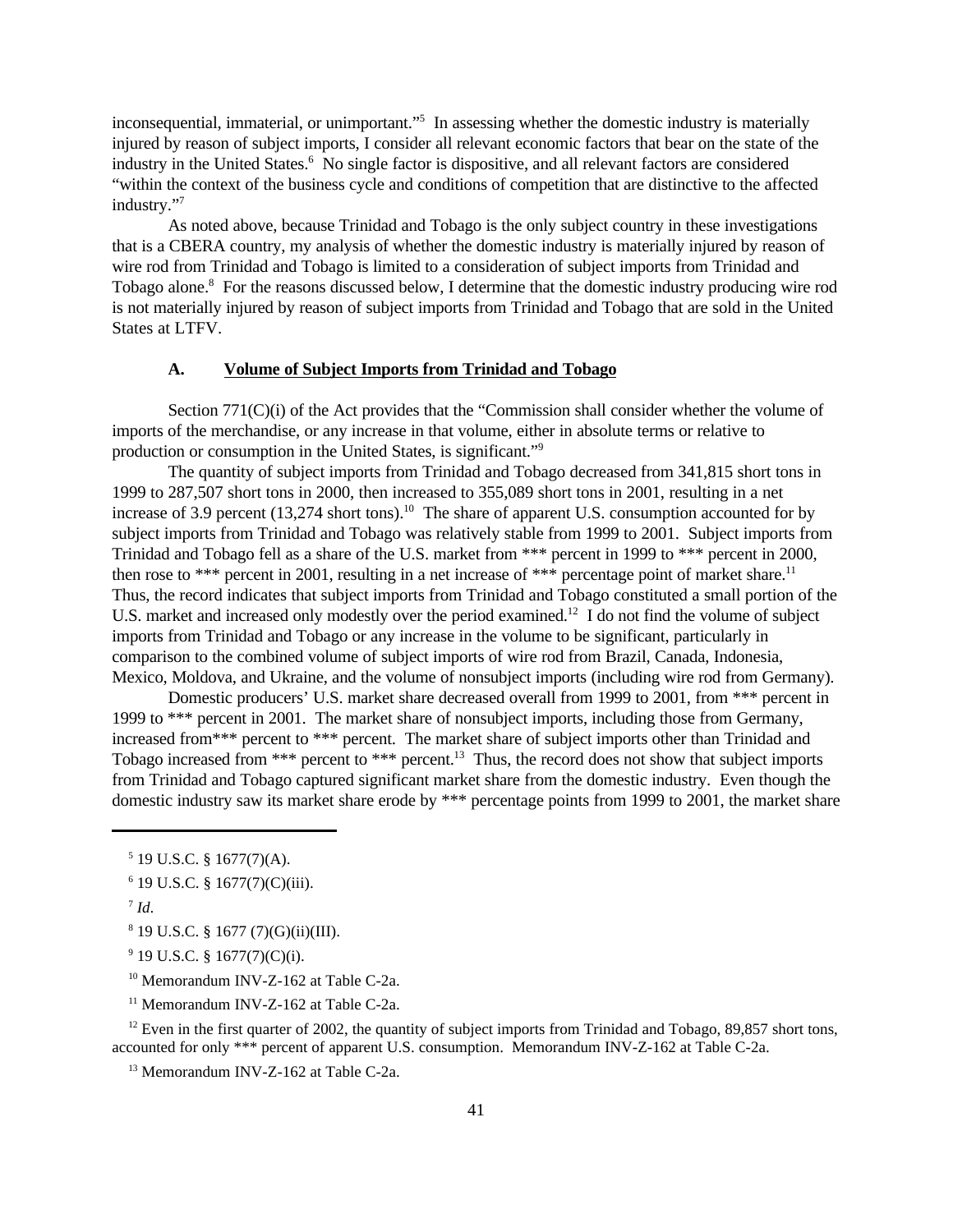inconsequential, immaterial, or unimportant."[5] In assessing whether the domestic industry is materially injured by reason of subject imports, I consider all relevant economic factors that bear on the state of the industry in the United States.[6] No single factor is dispositive, and all relevant factors are considered "within the context of the business cycle and conditions of competition that are distinctive to the affected industry."[7]

As noted above, because Trinidad and Tobago is the only subject country in these investigations that is a CBERA country, my analysis of whether the domestic industry is materially injured by reason of wire rod from Trinidad and Tobago is limited to a consideration of subject imports from Trinidad and Tobago alone.[8] For the reasons discussed below, I determine that the domestic industry producing wire rod is not materially injured by reason of subject imports from Trinidad and Tobago that are sold in the United States at LTFV.

### A. Volume of Subject Imports from Trinidad and Tobago

Section 771(C)(i) of the Act provides that the "Commission shall consider whether the volume of imports of the merchandise, or any increase in that volume, either in absolute terms or relative to production or consumption in the United States, is significant."[9]

The quantity of subject imports from Trinidad and Tobago decreased from 341,815 short tons in 1999 to 287,507 short tons in 2000, then increased to 355,089 short tons in 2001, resulting in a net increase of 3.9 percent (13,274 short tons).[10] The share of apparent U.S. consumption accounted for by subject imports from Trinidad and Tobago was relatively stable from 1999 to 2001. Subject imports from Trinidad and Tobago fell as a share of the U.S. market from *** percent in 1999 to *** percent in 2000, then rose to *** percent in 2001, resulting in a net increase of *** percentage point of market share.[11] Thus, the record indicates that subject imports from Trinidad and Tobago constituted a small portion of the U.S. market and increased only modestly over the period examined.[12] I do not find the volume of subject imports from Trinidad and Tobago or any increase in the volume to be significant, particularly in comparison to the combined volume of subject imports of wire rod from Brazil, Canada, Indonesia, Mexico, Moldova, and Ukraine, and the volume of nonsubject imports (including wire rod from Germany).

Domestic producers' U.S. market share decreased overall from 1999 to 2001, from *** percent in 1999 to *** percent in 2001. The market share of nonsubject imports, including those from Germany, increased from*** percent to *** percent. The market share of subject imports other than Trinidad and Tobago increased from *** percent to *** percent.[13] Thus, the record does not show that subject imports from Trinidad and Tobago captured significant market share from the domestic industry. Even though the domestic industry saw its market share erode by *** percentage points from 1999 to 2001, the market share

---

[5] 19 U.S.C. § 1677(7)(A).

[6] 19 U.S.C. § 1677(7)(C)(iii).

[7] *Id*.

[8] 19 U.S.C. § 1677 (7)(G)(ii)(III).

[9] 19 U.S.C. § 1677(7)(C)(i).

[10] Memorandum INV-Z-162 at Table C-2a.

[11] Memorandum INV-Z-162 at Table C-2a.

[12] Even in the first quarter of 2002, the quantity of subject imports from Trinidad and Tobago, 89,857 short tons, accounted for only *** percent of apparent U.S. consumption. Memorandum INV-Z-162 at Table C-2a.

[13] Memorandum INV-Z-162 at Table C-2a.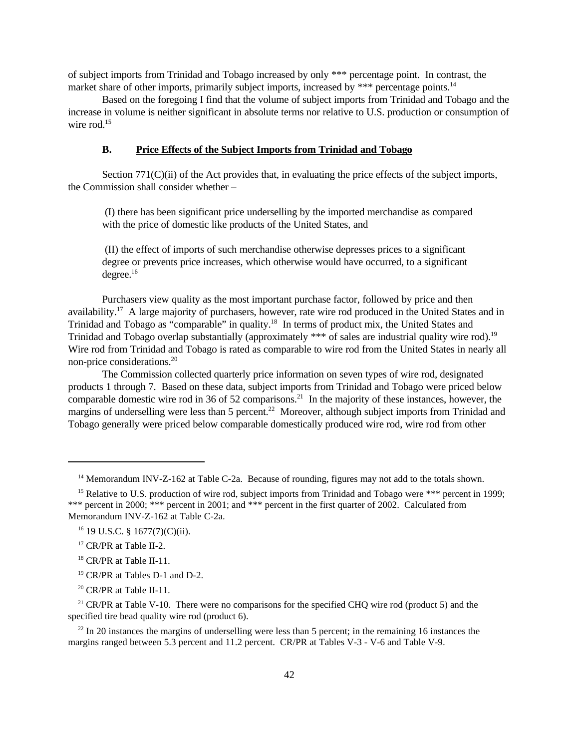of subject imports from Trinidad and Tobago increased by only *** percentage point. In contrast, the market share of other imports, primarily subject imports, increased by *** percentage points.[14]

Based on the foregoing I find that the volume of subject imports from Trinidad and Tobago and the increase in volume is neither significant in absolute terms nor relative to U.S. production or consumption of wire rod.[15]

### B. Price Effects of the Subject Imports from Trinidad and Tobago

Section 771(C)(ii) of the Act provides that, in evaluating the price effects of the subject imports, the Commission shall consider whether –

> (I) there has been significant price underselling by the imported merchandise as compared with the price of domestic like products of the United States, and
>
> (II) the effect of imports of such merchandise otherwise depresses prices to a significant degree or prevents price increases, which otherwise would have occurred, to a significant degree.[16]

Purchasers view quality as the most important purchase factor, followed by price and then availability.[17] A large majority of purchasers, however, rate wire rod produced in the United States and in Trinidad and Tobago as "comparable" in quality.[18] In terms of product mix, the United States and Trinidad and Tobago overlap substantially (approximately *** of sales are industrial quality wire rod).[19] Wire rod from Trinidad and Tobago is rated as comparable to wire rod from the United States in nearly all non-price considerations.[20]

The Commission collected quarterly price information on seven types of wire rod, designated products 1 through 7. Based on these data, subject imports from Trinidad and Tobago were priced below comparable domestic wire rod in 36 of 52 comparisons.[21] In the majority of these instances, however, the margins of underselling were less than 5 percent.[22] Moreover, although subject imports from Trinidad and Tobago generally were priced below comparable domestically produced wire rod, wire rod from other

---

[14] Memorandum INV-Z-162 at Table C-2a. Because of rounding, figures may not add to the totals shown.

[15] Relative to U.S. production of wire rod, subject imports from Trinidad and Tobago were *** percent in 1999; *** percent in 2000; *** percent in 2001; and *** percent in the first quarter of 2002. Calculated from Memorandum INV-Z-162 at Table C-2a.

[16] 19 U.S.C. § 1677(7)(C)(ii).

[17] CR/PR at Table II-2.

[18] CR/PR at Table II-11.

[19] CR/PR at Tables D-1 and D-2.

[20] CR/PR at Table II-11.

[21] CR/PR at Table V-10. There were no comparisons for the specified CHQ wire rod (product 5) and the specified tire bead quality wire rod (product 6).

[22] In 20 instances the margins of underselling were less than 5 percent; in the remaining 16 instances the margins ranged between 5.3 percent and 11.2 percent. CR/PR at Tables V-3 - V-6 and Table V-9.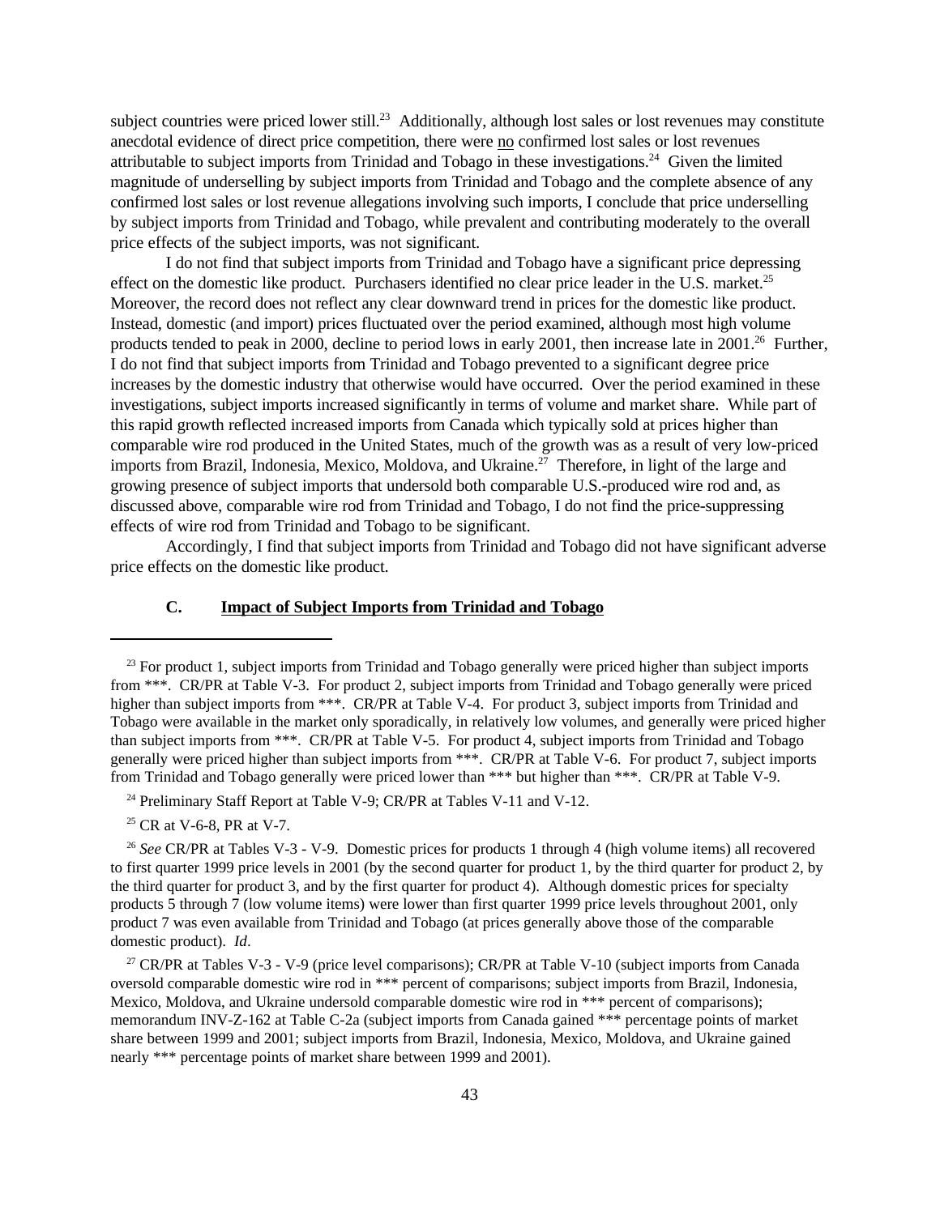subject countries were priced lower still.[23] Additionally, although lost sales or lost revenues may constitute anecdotal evidence of direct price competition, there were no confirmed lost sales or lost revenues attributable to subject imports from Trinidad and Tobago in these investigations.[24] Given the limited magnitude of underselling by subject imports from Trinidad and Tobago and the complete absence of any confirmed lost sales or lost revenue allegations involving such imports, I conclude that price underselling by subject imports from Trinidad and Tobago, while prevalent and contributing moderately to the overall price effects of the subject imports, was not significant.

I do not find that subject imports from Trinidad and Tobago have a significant price depressing effect on the domestic like product. Purchasers identified no clear price leader in the U.S. market.[25] Moreover, the record does not reflect any clear downward trend in prices for the domestic like product. Instead, domestic (and import) prices fluctuated over the period examined, although most high volume products tended to peak in 2000, decline to period lows in early 2001, then increase late in 2001.[26] Further, I do not find that subject imports from Trinidad and Tobago prevented to a significant degree price increases by the domestic industry that otherwise would have occurred. Over the period examined in these investigations, subject imports increased significantly in terms of volume and market share. While part of this rapid growth reflected increased imports from Canada which typically sold at prices higher than comparable wire rod produced in the United States, much of the growth was as a result of very low-priced imports from Brazil, Indonesia, Mexico, Moldova, and Ukraine.[27] Therefore, in light of the large and growing presence of subject imports that undersold both comparable U.S.-produced wire rod and, as discussed above, comparable wire rod from Trinidad and Tobago, I do not find the price-suppressing effects of wire rod from Trinidad and Tobago to be significant.

Accordingly, I find that subject imports from Trinidad and Tobago did not have significant adverse price effects on the domestic like product.

### C. Impact of Subject Imports from Trinidad and Tobago

[23] For product 1, subject imports from Trinidad and Tobago generally were priced higher than subject imports from ***. CR/PR at Table V-3. For product 2, subject imports from Trinidad and Tobago generally were priced higher than subject imports from ***. CR/PR at Table V-4. For product 3, subject imports from Trinidad and Tobago were available in the market only sporadically, in relatively low volumes, and generally were priced higher than subject imports from ***. CR/PR at Table V-5. For product 4, subject imports from Trinidad and Tobago generally were priced higher than subject imports from ***. CR/PR at Table V-6. For product 7, subject imports from Trinidad and Tobago generally were priced lower than *** but higher than ***. CR/PR at Table V-9.

[24] Preliminary Staff Report at Table V-9; CR/PR at Tables V-11 and V-12.

[25] CR at V-6-8, PR at V-7.

[26] *See* CR/PR at Tables V-3 - V-9. Domestic prices for products 1 through 4 (high volume items) all recovered to first quarter 1999 price levels in 2001 (by the second quarter for product 1, by the third quarter for product 2, by the third quarter for product 3, and by the first quarter for product 4). Although domestic prices for specialty products 5 through 7 (low volume items) were lower than first quarter 1999 price levels throughout 2001, only product 7 was even available from Trinidad and Tobago (at prices generally above those of the comparable domestic product). *Id*.

[27] CR/PR at Tables V-3 - V-9 (price level comparisons); CR/PR at Table V-10 (subject imports from Canada oversold comparable domestic wire rod in *** percent of comparisons; subject imports from Brazil, Indonesia, Mexico, Moldova, and Ukraine undersold comparable domestic wire rod in *** percent of comparisons); memorandum INV-Z-162 at Table C-2a (subject imports from Canada gained *** percentage points of market share between 1999 and 2001; subject imports from Brazil, Indonesia, Mexico, Moldova, and Ukraine gained nearly *** percentage points of market share between 1999 and 2001).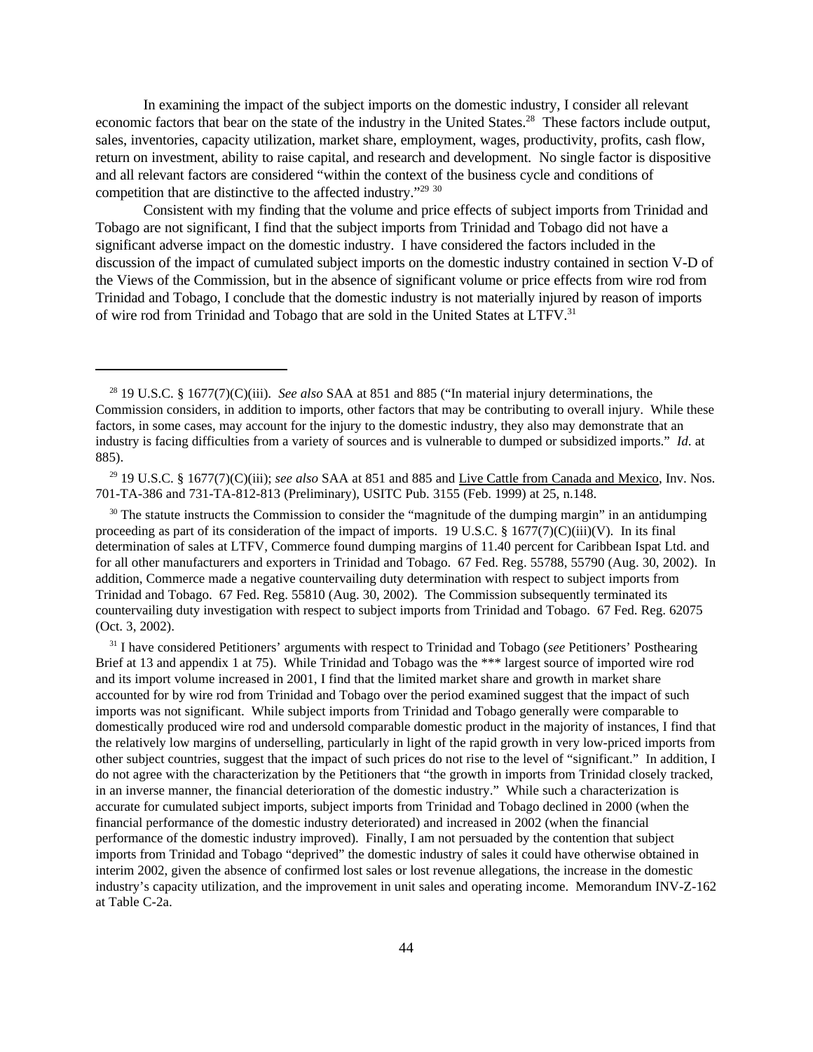In examining the impact of the subject imports on the domestic industry, I consider all relevant economic factors that bear on the state of the industry in the United States.[28] These factors include output, sales, inventories, capacity utilization, market share, employment, wages, productivity, profits, cash flow, return on investment, ability to raise capital, and research and development. No single factor is dispositive and all relevant factors are considered "within the context of the business cycle and conditions of competition that are distinctive to the affected industry."[29] [30]

Consistent with my finding that the volume and price effects of subject imports from Trinidad and Tobago are not significant, I find that the subject imports from Trinidad and Tobago did not have a significant adverse impact on the domestic industry. I have considered the factors included in the discussion of the impact of cumulated subject imports on the domestic industry contained in section V-D of the Views of the Commission, but in the absence of significant volume or price effects from wire rod from Trinidad and Tobago, I conclude that the domestic industry is not materially injured by reason of imports of wire rod from Trinidad and Tobago that are sold in the United States at LTFV.[31]

---

[28] 19 U.S.C. § 1677(7)(C)(iii). *See also* SAA at 851 and 885 ("In material injury determinations, the Commission considers, in addition to imports, other factors that may be contributing to overall injury. While these factors, in some cases, may account for the injury to the domestic industry, they also may demonstrate that an industry is facing difficulties from a variety of sources and is vulnerable to dumped or subsidized imports." *Id.* at 885).

[29] 19 U.S.C. § 1677(7)(C)(iii); *see also* SAA at 851 and 885 and Live Cattle from Canada and Mexico, Inv. Nos. 701-TA-386 and 731-TA-812-813 (Preliminary), USITC Pub. 3155 (Feb. 1999) at 25, n.148.

[30] The statute instructs the Commission to consider the "magnitude of the dumping margin" in an antidumping proceeding as part of its consideration of the impact of imports. 19 U.S.C. § 1677(7)(C)(iii)(V). In its final determination of sales at LTFV, Commerce found dumping margins of 11.40 percent for Caribbean Ispat Ltd. and for all other manufacturers and exporters in Trinidad and Tobago. 67 Fed. Reg. 55788, 55790 (Aug. 30, 2002). In addition, Commerce made a negative countervailing duty determination with respect to subject imports from Trinidad and Tobago. 67 Fed. Reg. 55810 (Aug. 30, 2002). The Commission subsequently terminated its countervailing duty investigation with respect to subject imports from Trinidad and Tobago. 67 Fed. Reg. 62075 (Oct. 3, 2002).

[31] I have considered Petitioners' arguments with respect to Trinidad and Tobago (*see* Petitioners' Posthearing Brief at 13 and appendix 1 at 75). While Trinidad and Tobago was the *** largest source of imported wire rod and its import volume increased in 2001, I find that the limited market share and growth in market share accounted for by wire rod from Trinidad and Tobago over the period examined suggest that the impact of such imports was not significant. While subject imports from Trinidad and Tobago generally were comparable to domestically produced wire rod and undersold comparable domestic product in the majority of instances, I find that the relatively low margins of underselling, particularly in light of the rapid growth in very low-priced imports from other subject countries, suggest that the impact of such prices do not rise to the level of "significant." In addition, I do not agree with the characterization by the Petitioners that "the growth in imports from Trinidad closely tracked, in an inverse manner, the financial deterioration of the domestic industry." While such a characterization is accurate for cumulated subject imports, subject imports from Trinidad and Tobago declined in 2000 (when the financial performance of the domestic industry deteriorated) and increased in 2002 (when the financial performance of the domestic industry improved). Finally, I am not persuaded by the contention that subject imports from Trinidad and Tobago "deprived" the domestic industry of sales it could have otherwise obtained in interim 2002, given the absence of confirmed lost sales or lost revenue allegations, the increase in the domestic industry's capacity utilization, and the improvement in unit sales and operating income. Memorandum INV-Z-162 at Table C-2a.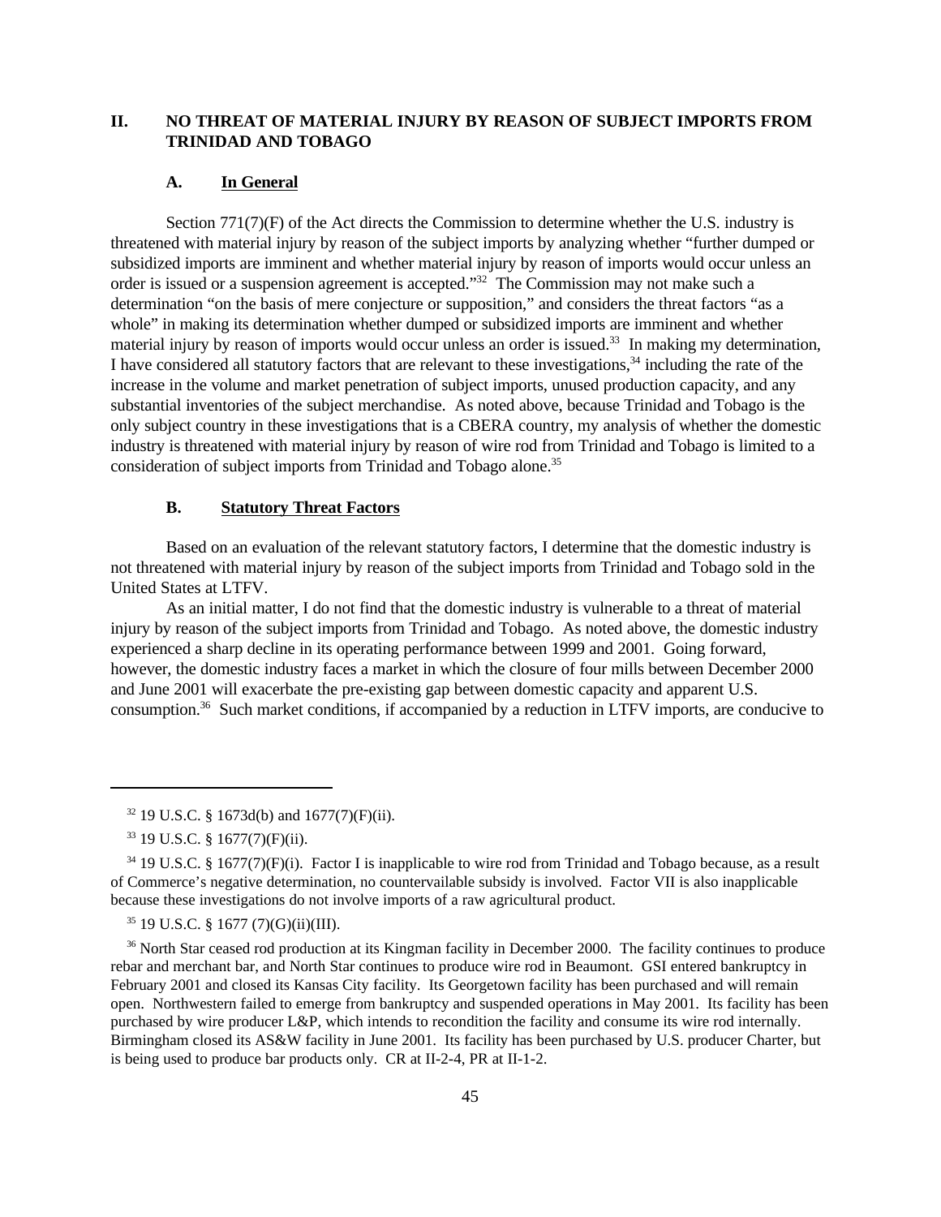## II. NO THREAT OF MATERIAL INJURY BY REASON OF SUBJECT IMPORTS FROM TRINIDAD AND TOBAGO

### A. In General

Section 771(7)(F) of the Act directs the Commission to determine whether the U.S. industry is threatened with material injury by reason of the subject imports by analyzing whether "further dumped or subsidized imports are imminent and whether material injury by reason of imports would occur unless an order is issued or a suspension agreement is accepted."[32] The Commission may not make such a determination "on the basis of mere conjecture or supposition," and considers the threat factors "as a whole" in making its determination whether dumped or subsidized imports are imminent and whether material injury by reason of imports would occur unless an order is issued.[33] In making my determination, I have considered all statutory factors that are relevant to these investigations,[34] including the rate of the increase in the volume and market penetration of subject imports, unused production capacity, and any substantial inventories of the subject merchandise. As noted above, because Trinidad and Tobago is the only subject country in these investigations that is a CBERA country, my analysis of whether the domestic industry is threatened with material injury by reason of wire rod from Trinidad and Tobago is limited to a consideration of subject imports from Trinidad and Tobago alone.[35]

### B. Statutory Threat Factors

Based on an evaluation of the relevant statutory factors, I determine that the domestic industry is not threatened with material injury by reason of the subject imports from Trinidad and Tobago sold in the United States at LTFV.

As an initial matter, I do not find that the domestic industry is vulnerable to a threat of material injury by reason of the subject imports from Trinidad and Tobago. As noted above, the domestic industry experienced a sharp decline in its operating performance between 1999 and 2001. Going forward, however, the domestic industry faces a market in which the closure of four mills between December 2000 and June 2001 will exacerbate the pre-existing gap between domestic capacity and apparent U.S. consumption.[36] Such market conditions, if accompanied by a reduction in LTFV imports, are conducive to

---

[32] 19 U.S.C. § 1673d(b) and 1677(7)(F)(ii).

[33] 19 U.S.C. § 1677(7)(F)(ii).

[34] 19 U.S.C. § 1677(7)(F)(i). Factor I is inapplicable to wire rod from Trinidad and Tobago because, as a result of Commerce's negative determination, no countervailable subsidy is involved. Factor VII is also inapplicable because these investigations do not involve imports of a raw agricultural product.

[35] 19 U.S.C. § 1677 (7)(G)(ii)(III).

[36] North Star ceased rod production at its Kingman facility in December 2000. The facility continues to produce rebar and merchant bar, and North Star continues to produce wire rod in Beaumont. GSI entered bankruptcy in February 2001 and closed its Kansas City facility. Its Georgetown facility has been purchased and will remain open. Northwestern failed to emerge from bankruptcy and suspended operations in May 2001. Its facility has been purchased by wire producer L&P, which intends to recondition the facility and consume its wire rod internally. Birmingham closed its AS&W facility in June 2001. Its facility has been purchased by U.S. producer Charter, but is being used to produce bar products only. CR at II-2-4, PR at II-1-2.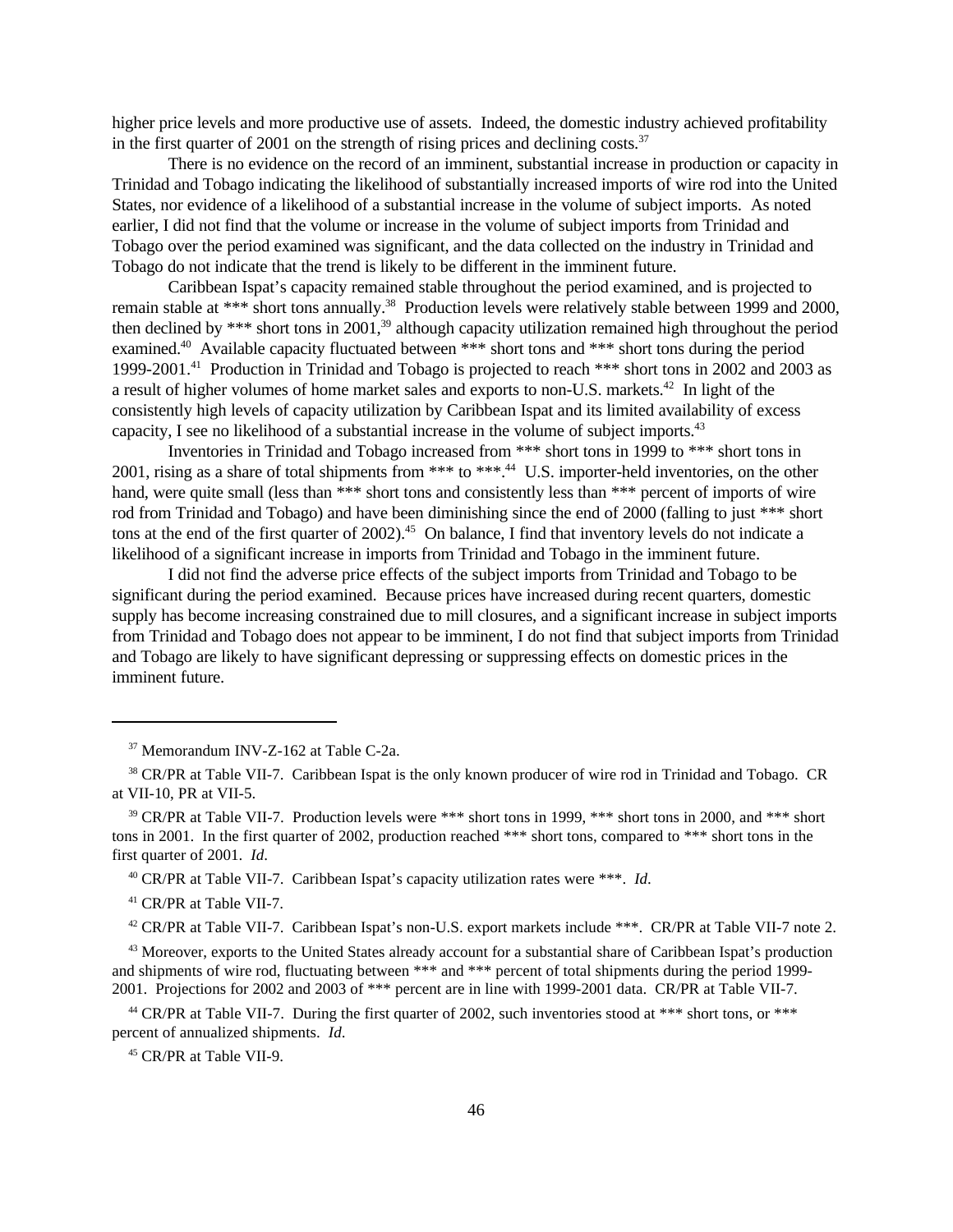higher price levels and more productive use of assets. Indeed, the domestic industry achieved profitability in the first quarter of 2001 on the strength of rising prices and declining costs.[37]

There is no evidence on the record of an imminent, substantial increase in production or capacity in Trinidad and Tobago indicating the likelihood of substantially increased imports of wire rod into the United States, nor evidence of a likelihood of a substantial increase in the volume of subject imports. As noted earlier, I did not find that the volume or increase in the volume of subject imports from Trinidad and Tobago over the period examined was significant, and the data collected on the industry in Trinidad and Tobago do not indicate that the trend is likely to be different in the imminent future.

Caribbean Ispat's capacity remained stable throughout the period examined, and is projected to remain stable at *** short tons annually.[38] Production levels were relatively stable between 1999 and 2000, then declined by *** short tons in 2001,[39] although capacity utilization remained high throughout the period examined.[40] Available capacity fluctuated between *** short tons and *** short tons during the period 1999-2001.[41] Production in Trinidad and Tobago is projected to reach *** short tons in 2002 and 2003 as a result of higher volumes of home market sales and exports to non-U.S. markets.[42] In light of the consistently high levels of capacity utilization by Caribbean Ispat and its limited availability of excess capacity, I see no likelihood of a substantial increase in the volume of subject imports.[43]

Inventories in Trinidad and Tobago increased from *** short tons in 1999 to *** short tons in 2001, rising as a share of total shipments from *** to ***.[44] U.S. importer-held inventories, on the other hand, were quite small (less than *** short tons and consistently less than *** percent of imports of wire rod from Trinidad and Tobago) and have been diminishing since the end of 2000 (falling to just *** short tons at the end of the first quarter of 2002).[45] On balance, I find that inventory levels do not indicate a likelihood of a significant increase in imports from Trinidad and Tobago in the imminent future.

I did not find the adverse price effects of the subject imports from Trinidad and Tobago to be significant during the period examined. Because prices have increased during recent quarters, domestic supply has become increasing constrained due to mill closures, and a significant increase in subject imports from Trinidad and Tobago does not appear to be imminent, I do not find that subject imports from Trinidad and Tobago are likely to have significant depressing or suppressing effects on domestic prices in the imminent future.

---

[37] Memorandum INV-Z-162 at Table C-2a.

[38] CR/PR at Table VII-7. Caribbean Ispat is the only known producer of wire rod in Trinidad and Tobago. CR at VII-10, PR at VII-5.

[39] CR/PR at Table VII-7. Production levels were *** short tons in 1999, *** short tons in 2000, and *** short tons in 2001. In the first quarter of 2002, production reached *** short tons, compared to *** short tons in the first quarter of 2001. *Id*.

[40] CR/PR at Table VII-7. Caribbean Ispat's capacity utilization rates were ***. *Id*.

[41] CR/PR at Table VII-7.

[42] CR/PR at Table VII-7. Caribbean Ispat's non-U.S. export markets include ***. CR/PR at Table VII-7 note 2.

[43] Moreover, exports to the United States already account for a substantial share of Caribbean Ispat's production and shipments of wire rod, fluctuating between *** and *** percent of total shipments during the period 1999-2001. Projections for 2002 and 2003 of *** percent are in line with 1999-2001 data. CR/PR at Table VII-7.

[44] CR/PR at Table VII-7. During the first quarter of 2002, such inventories stood at *** short tons, or *** percent of annualized shipments. *Id*.

[45] CR/PR at Table VII-9.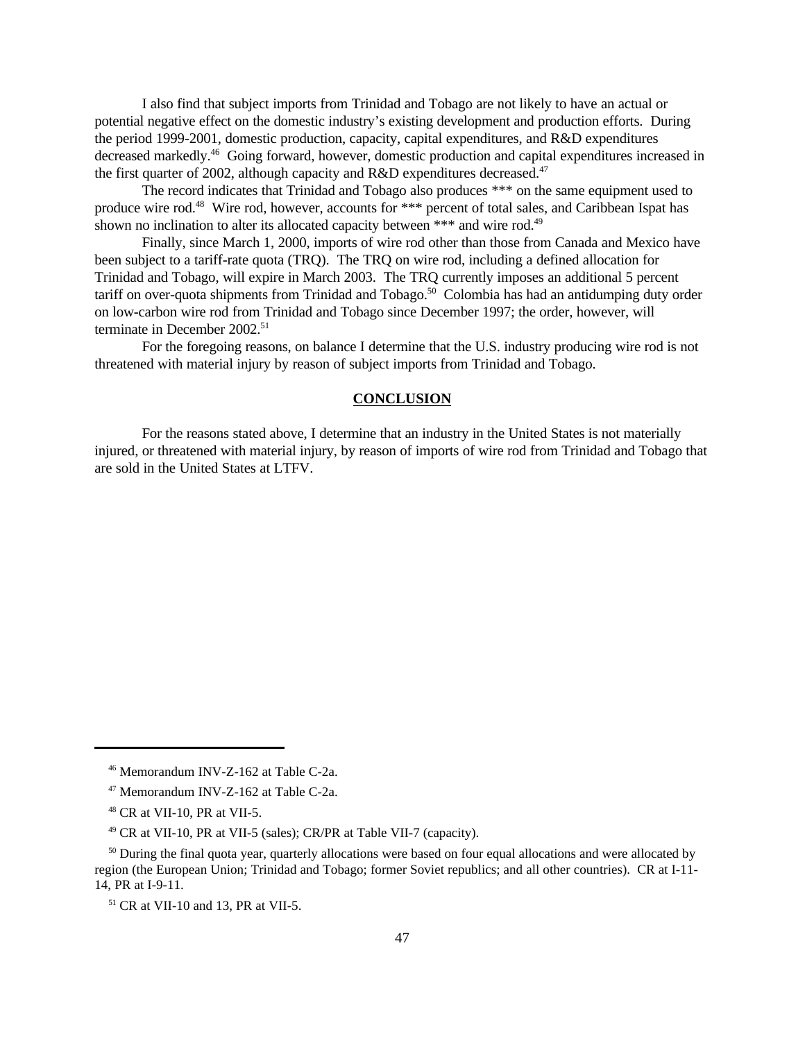I also find that subject imports from Trinidad and Tobago are not likely to have an actual or potential negative effect on the domestic industry's existing development and production efforts. During the period 1999-2001, domestic production, capacity, capital expenditures, and R&D expenditures decreased markedly.[46] Going forward, however, domestic production and capital expenditures increased in the first quarter of 2002, although capacity and R&D expenditures decreased.[47]

The record indicates that Trinidad and Tobago also produces *** on the same equipment used to produce wire rod.[48] Wire rod, however, accounts for *** percent of total sales, and Caribbean Ispat has shown no inclination to alter its allocated capacity between *** and wire rod.[49]

Finally, since March 1, 2000, imports of wire rod other than those from Canada and Mexico have been subject to a tariff-rate quota (TRQ). The TRQ on wire rod, including a defined allocation for Trinidad and Tobago, will expire in March 2003. The TRQ currently imposes an additional 5 percent tariff on over-quota shipments from Trinidad and Tobago.[50] Colombia has had an antidumping duty order on low-carbon wire rod from Trinidad and Tobago since December 1997; the order, however, will terminate in December 2002.[51]

For the foregoing reasons, on balance I determine that the U.S. industry producing wire rod is not threatened with material injury by reason of subject imports from Trinidad and Tobago.

## CONCLUSION

For the reasons stated above, I determine that an industry in the United States is not materially injured, or threatened with material injury, by reason of imports of wire rod from Trinidad and Tobago that are sold in the United States at LTFV.

---

[46] Memorandum INV-Z-162 at Table C-2a.

[47] Memorandum INV-Z-162 at Table C-2a.

[48] CR at VII-10, PR at VII-5.

[49] CR at VII-10, PR at VII-5 (sales); CR/PR at Table VII-7 (capacity).

[50] During the final quota year, quarterly allocations were based on four equal allocations and were allocated by region (the European Union; Trinidad and Tobago; former Soviet republics; and all other countries). CR at I-11-14, PR at I-9-11.

[51] CR at VII-10 and 13, PR at VII-5.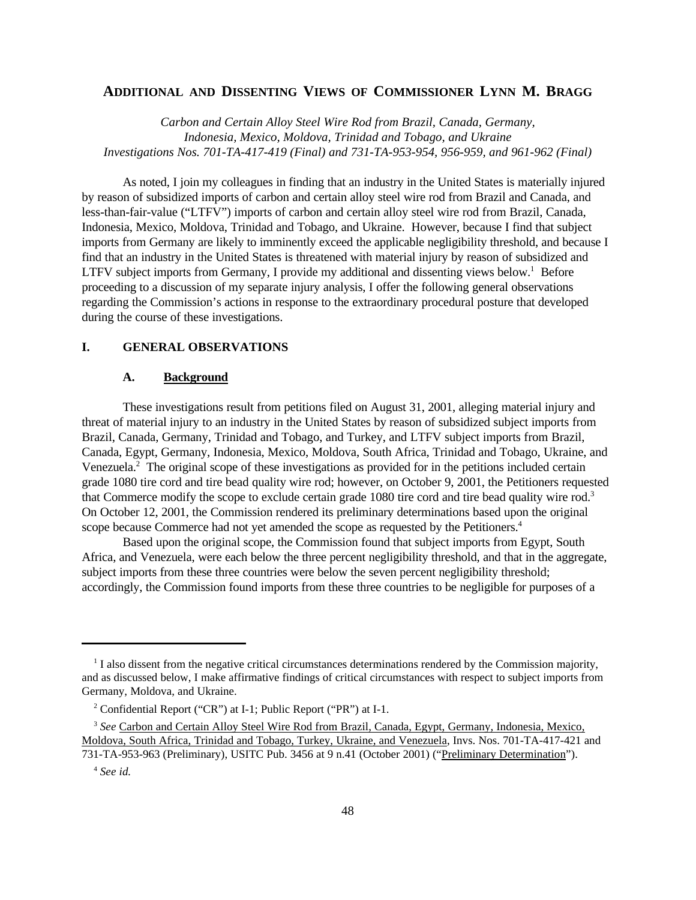## ADDITIONAL AND DISSENTING VIEWS OF COMMISSIONER LYNN M. BRAGG

*Carbon and Certain Alloy Steel Wire Rod from Brazil, Canada, Germany, Indonesia, Mexico, Moldova, Trinidad and Tobago, and Ukraine*
*Investigations Nos. 701-TA-417-419 (Final) and 731-TA-953-954, 956-959, and 961-962 (Final)*

As noted, I join my colleagues in finding that an industry in the United States is materially injured by reason of subsidized imports of carbon and certain alloy steel wire rod from Brazil and Canada, and less-than-fair-value ("LTFV") imports of carbon and certain alloy steel wire rod from Brazil, Canada, Indonesia, Mexico, Moldova, Trinidad and Tobago, and Ukraine. However, because I find that subject imports from Germany are likely to imminently exceed the applicable negligibility threshold, and because I find that an industry in the United States is threatened with material injury by reason of subsidized and LTFV subject imports from Germany, I provide my additional and dissenting views below.[1] Before proceeding to a discussion of my separate injury analysis, I offer the following general observations regarding the Commission's actions in response to the extraordinary procedural posture that developed during the course of these investigations.

### I. GENERAL OBSERVATIONS

#### A. Background

These investigations result from petitions filed on August 31, 2001, alleging material injury and threat of material injury to an industry in the United States by reason of subsidized subject imports from Brazil, Canada, Germany, Trinidad and Tobago, and Turkey, and LTFV subject imports from Brazil, Canada, Egypt, Germany, Indonesia, Mexico, Moldova, South Africa, Trinidad and Tobago, Ukraine, and Venezuela.[2] The original scope of these investigations as provided for in the petitions included certain grade 1080 tire cord and tire bead quality wire rod; however, on October 9, 2001, the Petitioners requested that Commerce modify the scope to exclude certain grade 1080 tire cord and tire bead quality wire rod.[3] On October 12, 2001, the Commission rendered its preliminary determinations based upon the original scope because Commerce had not yet amended the scope as requested by the Petitioners.[4]

Based upon the original scope, the Commission found that subject imports from Egypt, South Africa, and Venezuela, were each below the three percent negligibility threshold, and that in the aggregate, subject imports from these three countries were below the seven percent negligibility threshold; accordingly, the Commission found imports from these three countries to be negligible for purposes of a

---

[1] I also dissent from the negative critical circumstances determinations rendered by the Commission majority, and as discussed below, I make affirmative findings of critical circumstances with respect to subject imports from Germany, Moldova, and Ukraine.

[2] Confidential Report ("CR") at I-1; Public Report ("PR") at I-1.

[3] *See* Carbon and Certain Alloy Steel Wire Rod from Brazil, Canada, Egypt, Germany, Indonesia, Mexico, Moldova, South Africa, Trinidad and Tobago, Turkey, Ukraine, and Venezuela, Invs. Nos. 701-TA-417-421 and 731-TA-953-963 (Preliminary), USITC Pub. 3456 at 9 n.41 (October 2001) ("Preliminary Determination").

[4] *See id.*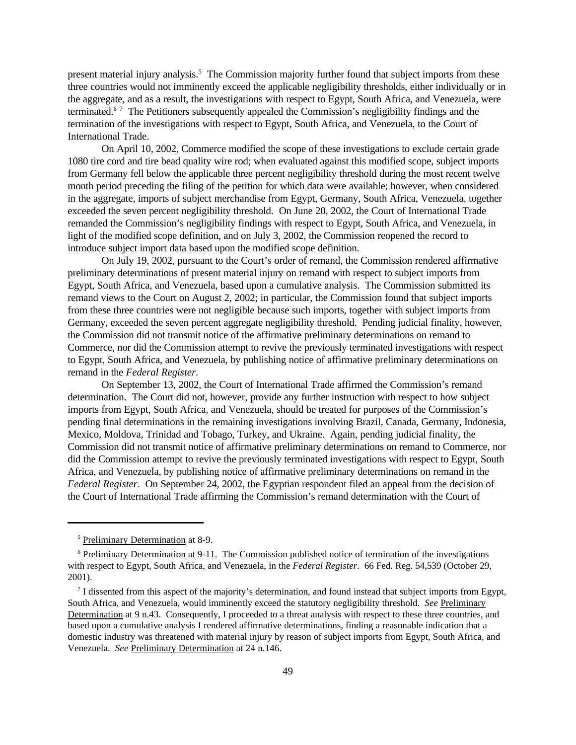present material injury analysis.[5] The Commission majority further found that subject imports from these three countries would not imminently exceed the applicable negligibility thresholds, either individually or in the aggregate, and as a result, the investigations with respect to Egypt, South Africa, and Venezuela, were terminated.[6] [7] The Petitioners subsequently appealed the Commission's negligibility findings and the termination of the investigations with respect to Egypt, South Africa, and Venezuela, to the Court of International Trade.

On April 10, 2002, Commerce modified the scope of these investigations to exclude certain grade 1080 tire cord and tire bead quality wire rod; when evaluated against this modified scope, subject imports from Germany fell below the applicable three percent negligibility threshold during the most recent twelve month period preceding the filing of the petition for which data were available; however, when considered in the aggregate, imports of subject merchandise from Egypt, Germany, South Africa, Venezuela, together exceeded the seven percent negligibility threshold. On June 20, 2002, the Court of International Trade remanded the Commission's negligibility findings with respect to Egypt, South Africa, and Venezuela, in light of the modified scope definition, and on July 3, 2002, the Commission reopened the record to introduce subject import data based upon the modified scope definition.

On July 19, 2002, pursuant to the Court's order of remand, the Commission rendered affirmative preliminary determinations of present material injury on remand with respect to subject imports from Egypt, South Africa, and Venezuela, based upon a cumulative analysis. The Commission submitted its remand views to the Court on August 2, 2002; in particular, the Commission found that subject imports from these three countries were not negligible because such imports, together with subject imports from Germany, exceeded the seven percent aggregate negligibility threshold. Pending judicial finality, however, the Commission did not transmit notice of the affirmative preliminary determinations on remand to Commerce, nor did the Commission attempt to revive the previously terminated investigations with respect to Egypt, South Africa, and Venezuela, by publishing notice of affirmative preliminary determinations on remand in the *Federal Register*.

On September 13, 2002, the Court of International Trade affirmed the Commission's remand determination. The Court did not, however, provide any further instruction with respect to how subject imports from Egypt, South Africa, and Venezuela, should be treated for purposes of the Commission's pending final determinations in the remaining investigations involving Brazil, Canada, Germany, Indonesia, Mexico, Moldova, Trinidad and Tobago, Turkey, and Ukraine. Again, pending judicial finality, the Commission did not transmit notice of affirmative preliminary determinations on remand to Commerce, nor did the Commission attempt to revive the previously terminated investigations with respect to Egypt, South Africa, and Venezuela, by publishing notice of affirmative preliminary determinations on remand in the *Federal Register*. On September 24, 2002, the Egyptian respondent filed an appeal from the decision of the Court of International Trade affirming the Commission's remand determination with the Court of

---

[5] Preliminary Determination at 8-9.

[6] Preliminary Determination at 9-11. The Commission published notice of termination of the investigations with respect to Egypt, South Africa, and Venezuela, in the *Federal Register*. 66 Fed. Reg. 54,539 (October 29, 2001).

[7] I dissented from this aspect of the majority's determination, and found instead that subject imports from Egypt, South Africa, and Venezuela, would imminently exceed the statutory negligibility threshold. *See* Preliminary Determination at 9 n.43. Consequently, I proceeded to a threat analysis with respect to these three countries, and based upon a cumulative analysis I rendered affirmative determinations, finding a reasonable indication that a domestic industry was threatened with material injury by reason of subject imports from Egypt, South Africa, and Venezuela. *See* Preliminary Determination at 24 n.146.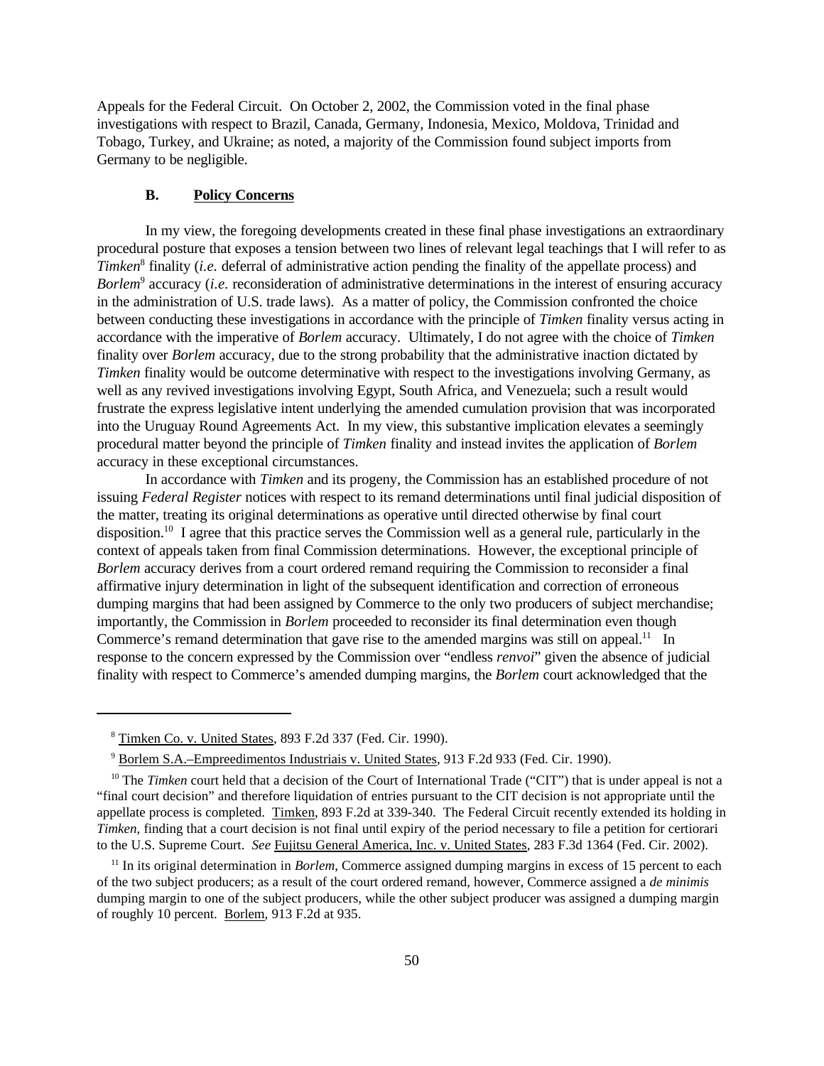Appeals for the Federal Circuit. On October 2, 2002, the Commission voted in the final phase investigations with respect to Brazil, Canada, Germany, Indonesia, Mexico, Moldova, Trinidad and Tobago, Turkey, and Ukraine; as noted, a majority of the Commission found subject imports from Germany to be negligible.

### B. Policy Concerns

In my view, the foregoing developments created in these final phase investigations an extraordinary procedural posture that exposes a tension between two lines of relevant legal teachings that I will refer to as *Timken*[8] finality (*i.e.* deferral of administrative action pending the finality of the appellate process) and *Borlem*[9] accuracy (*i.e.* reconsideration of administrative determinations in the interest of ensuring accuracy in the administration of U.S. trade laws). As a matter of policy, the Commission confronted the choice between conducting these investigations in accordance with the principle of *Timken* finality versus acting in accordance with the imperative of *Borlem* accuracy. Ultimately, I do not agree with the choice of *Timken* finality over *Borlem* accuracy, due to the strong probability that the administrative inaction dictated by *Timken* finality would be outcome determinative with respect to the investigations involving Germany, as well as any revived investigations involving Egypt, South Africa, and Venezuela; such a result would frustrate the express legislative intent underlying the amended cumulation provision that was incorporated into the Uruguay Round Agreements Act. In my view, this substantive implication elevates a seemingly procedural matter beyond the principle of *Timken* finality and instead invites the application of *Borlem* accuracy in these exceptional circumstances.

In accordance with *Timken* and its progeny, the Commission has an established procedure of not issuing *Federal Register* notices with respect to its remand determinations until final judicial disposition of the matter, treating its original determinations as operative until directed otherwise by final court disposition.[10] I agree that this practice serves the Commission well as a general rule, particularly in the context of appeals taken from final Commission determinations. However, the exceptional principle of *Borlem* accuracy derives from a court ordered remand requiring the Commission to reconsider a final affirmative injury determination in light of the subsequent identification and correction of erroneous dumping margins that had been assigned by Commerce to the only two producers of subject merchandise; importantly, the Commission in *Borlem* proceeded to reconsider its final determination even though Commerce's remand determination that gave rise to the amended margins was still on appeal.[11] In response to the concern expressed by the Commission over "endless *renvoi*" given the absence of judicial finality with respect to Commerce's amended dumping margins, the *Borlem* court acknowledged that the

---

[8] Timken Co. v. United States, 893 F.2d 337 (Fed. Cir. 1990).

[9] Borlem S.A.–Empreedimentos Industriais v. United States, 913 F.2d 933 (Fed. Cir. 1990).

[10] The *Timken* court held that a decision of the Court of International Trade ("CIT") that is under appeal is not a "final court decision" and therefore liquidation of entries pursuant to the CIT decision is not appropriate until the appellate process is completed. Timken, 893 F.2d at 339-340. The Federal Circuit recently extended its holding in *Timken*, finding that a court decision is not final until expiry of the period necessary to file a petition for certiorari to the U.S. Supreme Court. *See* Fujitsu General America, Inc. v. United States, 283 F.3d 1364 (Fed. Cir. 2002).

[11] In its original determination in *Borlem*, Commerce assigned dumping margins in excess of 15 percent to each of the two subject producers; as a result of the court ordered remand, however, Commerce assigned a *de minimis* dumping margin to one of the subject producers, while the other subject producer was assigned a dumping margin of roughly 10 percent. Borlem, 913 F.2d at 935.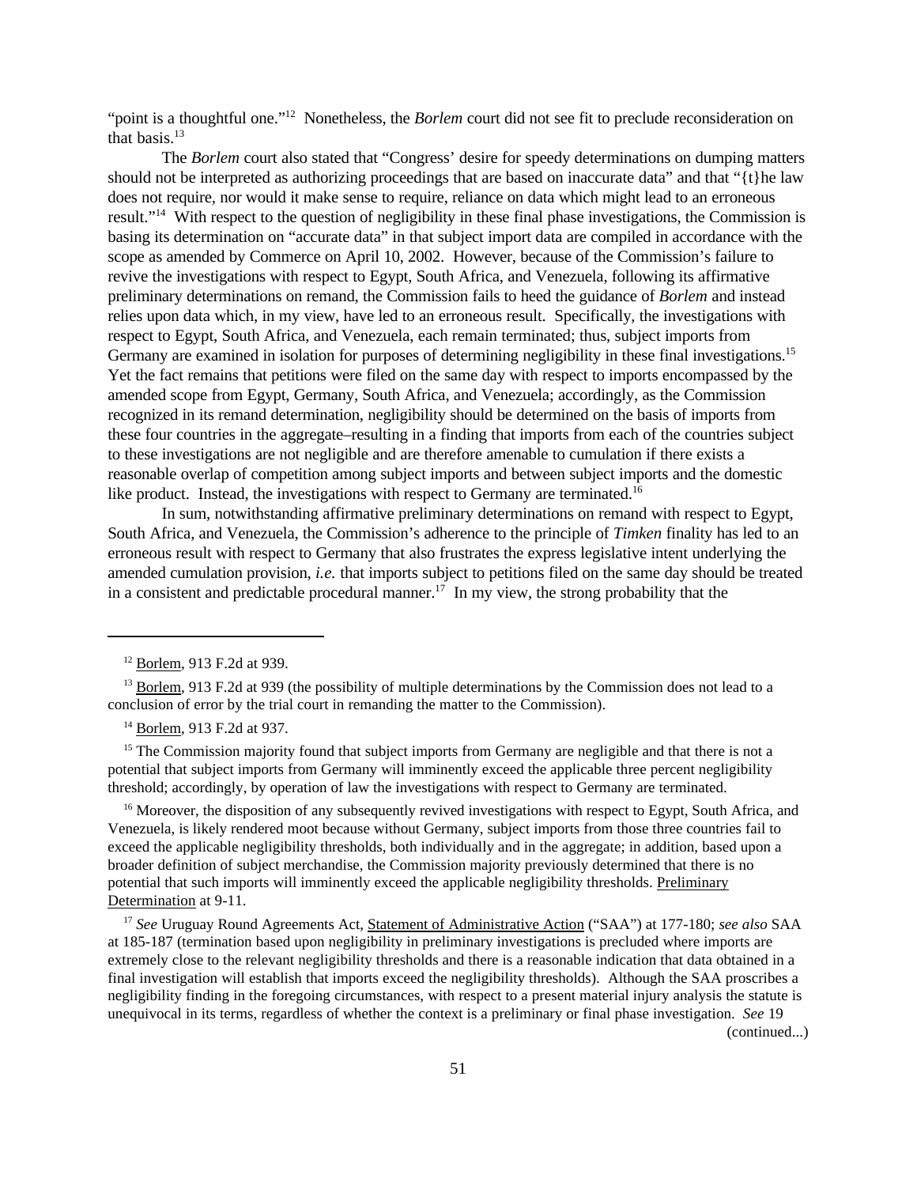"point is a thoughtful one."[12] Nonetheless, the *Borlem* court did not see fit to preclude reconsideration on that basis.[13]

The *Borlem* court also stated that "Congress' desire for speedy determinations on dumping matters should not be interpreted as authorizing proceedings that are based on inaccurate data" and that "{t}he law does not require, nor would it make sense to require, reliance on data which might lead to an erroneous result."[14] With respect to the question of negligibility in these final phase investigations, the Commission is basing its determination on "accurate data" in that subject import data are compiled in accordance with the scope as amended by Commerce on April 10, 2002. However, because of the Commission's failure to revive the investigations with respect to Egypt, South Africa, and Venezuela, following its affirmative preliminary determinations on remand, the Commission fails to heed the guidance of *Borlem* and instead relies upon data which, in my view, have led to an erroneous result. Specifically, the investigations with respect to Egypt, South Africa, and Venezuela, each remain terminated; thus, subject imports from Germany are examined in isolation for purposes of determining negligibility in these final investigations.[15] Yet the fact remains that petitions were filed on the same day with respect to imports encompassed by the amended scope from Egypt, Germany, South Africa, and Venezuela; accordingly, as the Commission recognized in its remand determination, negligibility should be determined on the basis of imports from these four countries in the aggregate–resulting in a finding that imports from each of the countries subject to these investigations are not negligible and are therefore amenable to cumulation if there exists a reasonable overlap of competition among subject imports and between subject imports and the domestic like product. Instead, the investigations with respect to Germany are terminated.[16]

In sum, notwithstanding affirmative preliminary determinations on remand with respect to Egypt, South Africa, and Venezuela, the Commission's adherence to the principle of *Timken* finality has led to an erroneous result with respect to Germany that also frustrates the express legislative intent underlying the amended cumulation provision, *i.e.* that imports subject to petitions filed on the same day should be treated in a consistent and predictable procedural manner.[17] In my view, the strong probability that the

---

[12] Borlem, 913 F.2d at 939.

[13] Borlem, 913 F.2d at 939 (the possibility of multiple determinations by the Commission does not lead to a conclusion of error by the trial court in remanding the matter to the Commission).

[14] Borlem, 913 F.2d at 937.

[15] The Commission majority found that subject imports from Germany are negligible and that there is not a potential that subject imports from Germany will imminently exceed the applicable three percent negligibility threshold; accordingly, by operation of law the investigations with respect to Germany are terminated.

[16] Moreover, the disposition of any subsequently revived investigations with respect to Egypt, South Africa, and Venezuela, is likely rendered moot because without Germany, subject imports from those three countries fail to exceed the applicable negligibility thresholds, both individually and in the aggregate; in addition, based upon a broader definition of subject merchandise, the Commission majority previously determined that there is no potential that such imports will imminently exceed the applicable negligibility thresholds. Preliminary Determination at 9-11.

[17] *See* Uruguay Round Agreements Act, Statement of Administrative Action ("SAA") at 177-180; *see also* SAA at 185-187 (termination based upon negligibility in preliminary investigations is precluded where imports are extremely close to the relevant negligibility thresholds and there is a reasonable indication that data obtained in a final investigation will establish that imports exceed the negligibility thresholds). Although the SAA proscribes a negligibility finding in the foregoing circumstances, with respect to a present material injury analysis the statute is unequivocal in its terms, regardless of whether the context is a preliminary or final phase investigation. *See* 19 (continued...)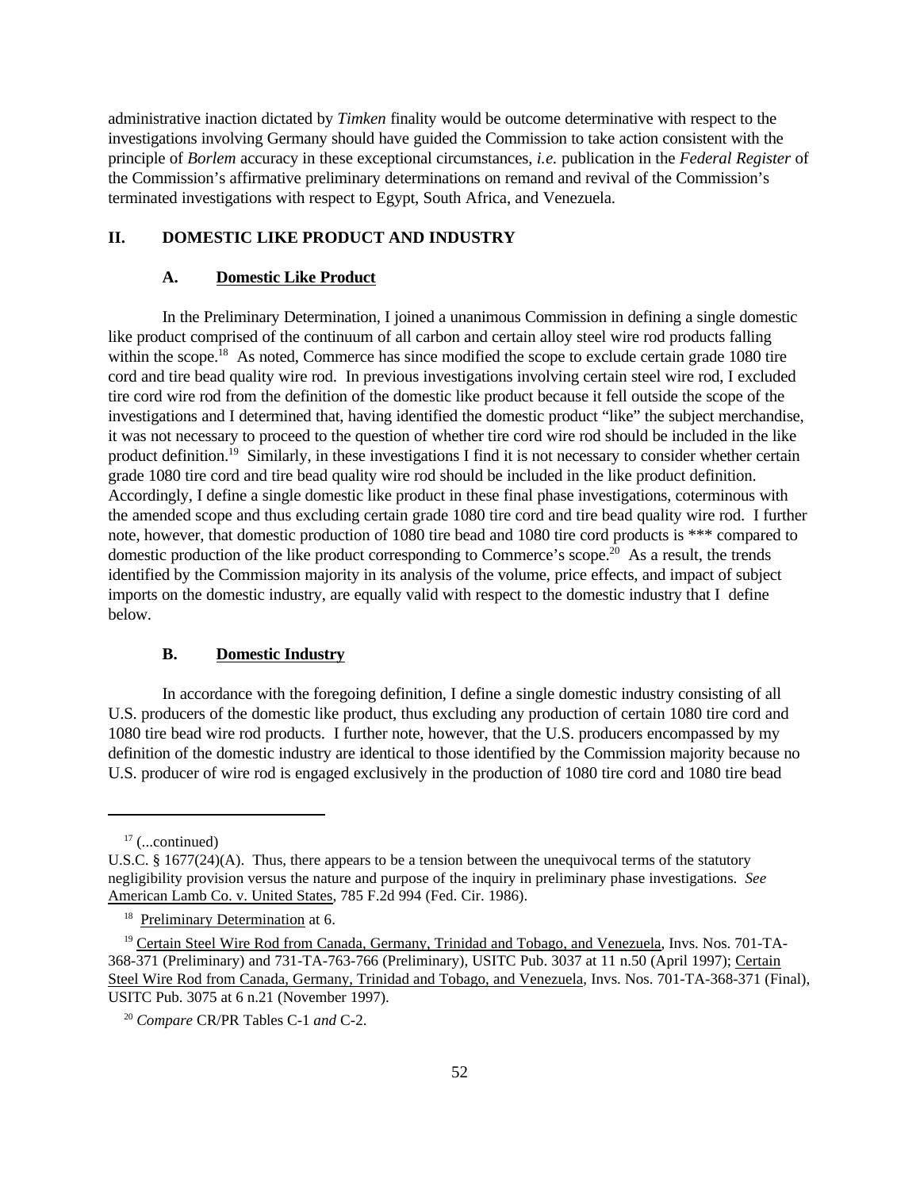administrative inaction dictated by *Timken* finality would be outcome determinative with respect to the investigations involving Germany should have guided the Commission to take action consistent with the principle of *Borlem* accuracy in these exceptional circumstances, *i.e.* publication in the *Federal Register* of the Commission's affirmative preliminary determinations on remand and revival of the Commission's terminated investigations with respect to Egypt, South Africa, and Venezuela.

## II. DOMESTIC LIKE PRODUCT AND INDUSTRY

### A. Domestic Like Product

In the Preliminary Determination, I joined a unanimous Commission in defining a single domestic like product comprised of the continuum of all carbon and certain alloy steel wire rod products falling within the scope.[18] As noted, Commerce has since modified the scope to exclude certain grade 1080 tire cord and tire bead quality wire rod. In previous investigations involving certain steel wire rod, I excluded tire cord wire rod from the definition of the domestic like product because it fell outside the scope of the investigations and I determined that, having identified the domestic product "like" the subject merchandise, it was not necessary to proceed to the question of whether tire cord wire rod should be included in the like product definition.[19] Similarly, in these investigations I find it is not necessary to consider whether certain grade 1080 tire cord and tire bead quality wire rod should be included in the like product definition. Accordingly, I define a single domestic like product in these final phase investigations, coterminous with the amended scope and thus excluding certain grade 1080 tire cord and tire bead quality wire rod. I further note, however, that domestic production of 1080 tire bead and 1080 tire cord products is *** compared to domestic production of the like product corresponding to Commerce's scope.[20] As a result, the trends identified by the Commission majority in its analysis of the volume, price effects, and impact of subject imports on the domestic industry, are equally valid with respect to the domestic industry that I define below.

### B. Domestic Industry

In accordance with the foregoing definition, I define a single domestic industry consisting of all U.S. producers of the domestic like product, thus excluding any production of certain 1080 tire cord and 1080 tire bead wire rod products. I further note, however, that the U.S. producers encompassed by my definition of the domestic industry are identical to those identified by the Commission majority because no U.S. producer of wire rod is engaged exclusively in the production of 1080 tire cord and 1080 tire bead

---

[17] (...continued)
U.S.C. § 1677(24)(A). Thus, there appears to be a tension between the unequivocal terms of the statutory negligibility provision versus the nature and purpose of the inquiry in preliminary phase investigations. *See* American Lamb Co. v. United States, 785 F.2d 994 (Fed. Cir. 1986).

[18] Preliminary Determination at 6.

[19] Certain Steel Wire Rod from Canada, Germany, Trinidad and Tobago, and Venezuela, Invs. Nos. 701-TA-368-371 (Preliminary) and 731-TA-763-766 (Preliminary), USITC Pub. 3037 at 11 n.50 (April 1997); Certain Steel Wire Rod from Canada, Germany, Trinidad and Tobago, and Venezuela, Invs. Nos. 701-TA-368-371 (Final), USITC Pub. 3075 at 6 n.21 (November 1997).

[20] *Compare* CR/PR Tables C-1 *and* C-2.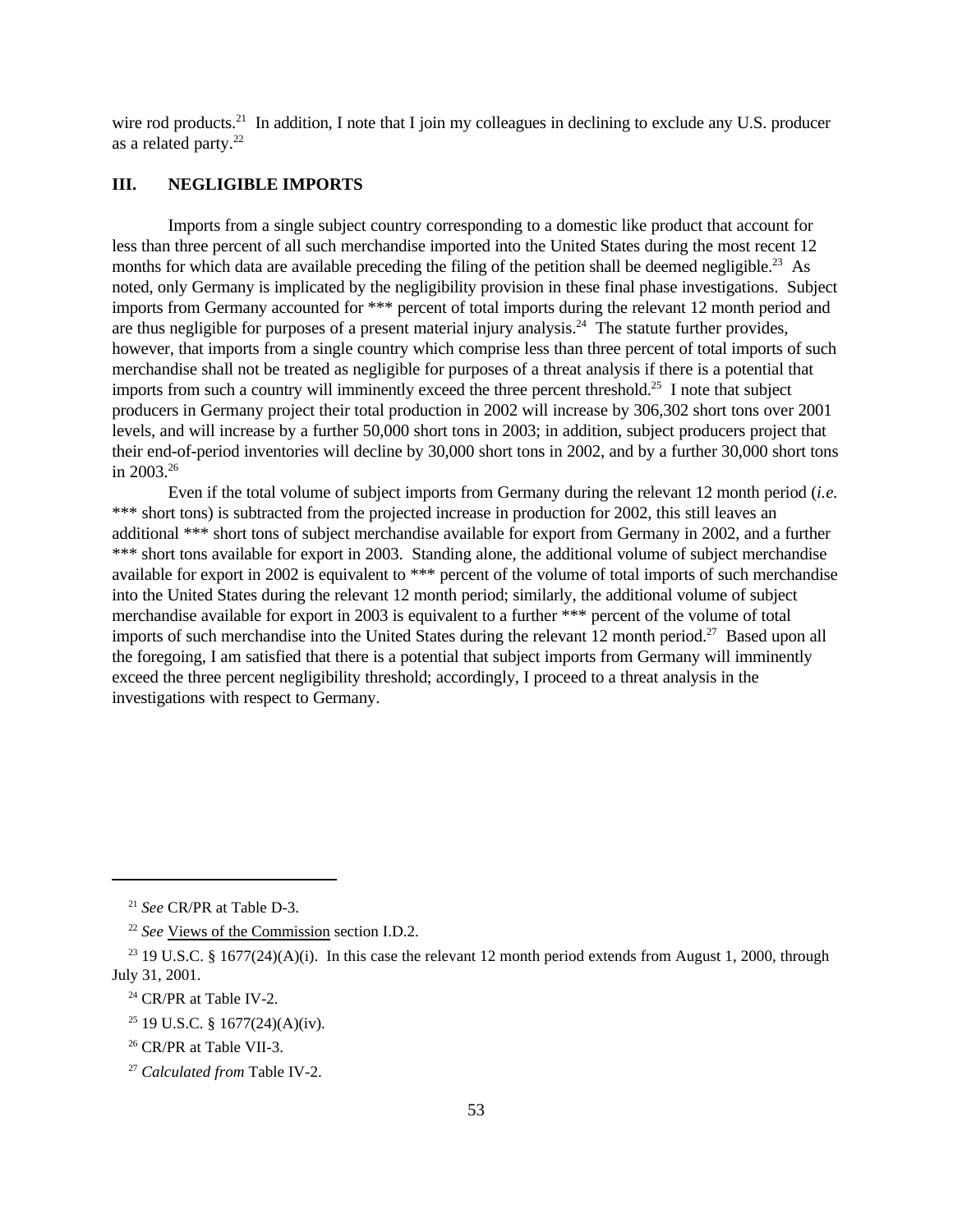wire rod products.[21] In addition, I note that I join my colleagues in declining to exclude any U.S. producer as a related party.[22]

## III. NEGLIGIBLE IMPORTS

Imports from a single subject country corresponding to a domestic like product that account for less than three percent of all such merchandise imported into the United States during the most recent 12 months for which data are available preceding the filing of the petition shall be deemed negligible.[23] As noted, only Germany is implicated by the negligibility provision in these final phase investigations. Subject imports from Germany accounted for *** percent of total imports during the relevant 12 month period and are thus negligible for purposes of a present material injury analysis.[24] The statute further provides, however, that imports from a single country which comprise less than three percent of total imports of such merchandise shall not be treated as negligible for purposes of a threat analysis if there is a potential that imports from such a country will imminently exceed the three percent threshold.[25] I note that subject producers in Germany project their total production in 2002 will increase by 306,302 short tons over 2001 levels, and will increase by a further 50,000 short tons in 2003; in addition, subject producers project that their end-of-period inventories will decline by 30,000 short tons in 2002, and by a further 30,000 short tons in 2003.[26]

Even if the total volume of subject imports from Germany during the relevant 12 month period (*i.e.* *** short tons) is subtracted from the projected increase in production for 2002, this still leaves an additional *** short tons of subject merchandise available for export from Germany in 2002, and a further *** short tons available for export in 2003. Standing alone, the additional volume of subject merchandise available for export in 2002 is equivalent to *** percent of the volume of total imports of such merchandise into the United States during the relevant 12 month period; similarly, the additional volume of subject merchandise available for export in 2003 is equivalent to a further *** percent of the volume of total imports of such merchandise into the United States during the relevant 12 month period.[27] Based upon all the foregoing, I am satisfied that there is a potential that subject imports from Germany will imminently exceed the three percent negligibility threshold; accordingly, I proceed to a threat analysis in the investigations with respect to Germany.

---

[21] *See* CR/PR at Table D-3.

[22] *See* Views of the Commission section I.D.2.

[23] 19 U.S.C. § 1677(24)(A)(i). In this case the relevant 12 month period extends from August 1, 2000, through July 31, 2001.

[24] CR/PR at Table IV-2.

[25] 19 U.S.C. § 1677(24)(A)(iv).

[26] CR/PR at Table VII-3.

[27] *Calculated from* Table IV-2.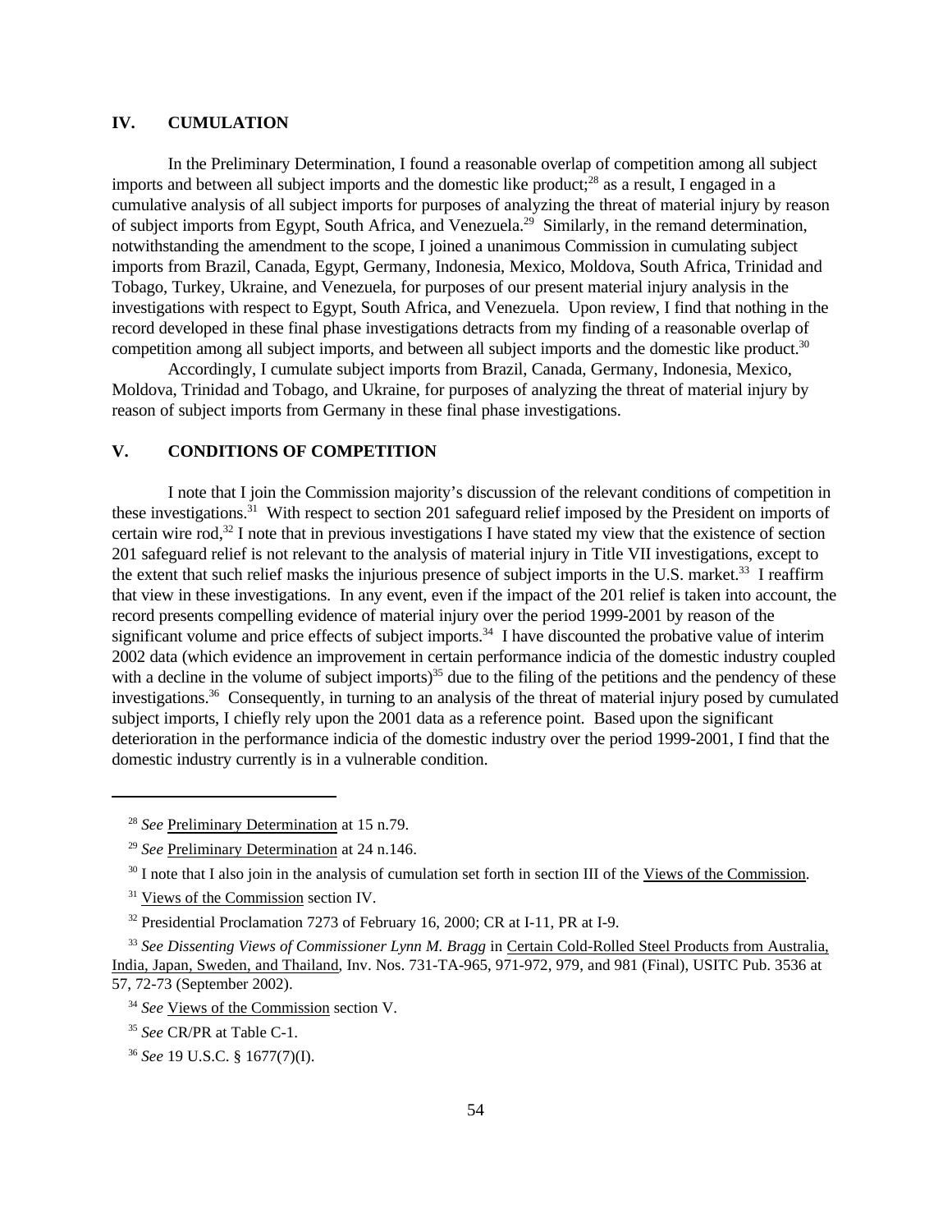## IV. CUMULATION

In the Preliminary Determination, I found a reasonable overlap of competition among all subject imports and between all subject imports and the domestic like product;[28] as a result, I engaged in a cumulative analysis of all subject imports for purposes of analyzing the threat of material injury by reason of subject imports from Egypt, South Africa, and Venezuela.[29] Similarly, in the remand determination, notwithstanding the amendment to the scope, I joined a unanimous Commission in cumulating subject imports from Brazil, Canada, Egypt, Germany, Indonesia, Mexico, Moldova, South Africa, Trinidad and Tobago, Turkey, Ukraine, and Venezuela, for purposes of our present material injury analysis in the investigations with respect to Egypt, South Africa, and Venezuela. Upon review, I find that nothing in the record developed in these final phase investigations detracts from my finding of a reasonable overlap of competition among all subject imports, and between all subject imports and the domestic like product.[30]

Accordingly, I cumulate subject imports from Brazil, Canada, Germany, Indonesia, Mexico, Moldova, Trinidad and Tobago, and Ukraine, for purposes of analyzing the threat of material injury by reason of subject imports from Germany in these final phase investigations.

## V. CONDITIONS OF COMPETITION

I note that I join the Commission majority's discussion of the relevant conditions of competition in these investigations.[31] With respect to section 201 safeguard relief imposed by the President on imports of certain wire rod,[32] I note that in previous investigations I have stated my view that the existence of section 201 safeguard relief is not relevant to the analysis of material injury in Title VII investigations, except to the extent that such relief masks the injurious presence of subject imports in the U.S. market.[33] I reaffirm that view in these investigations. In any event, even if the impact of the 201 relief is taken into account, the record presents compelling evidence of material injury over the period 1999-2001 by reason of the significant volume and price effects of subject imports.[34] I have discounted the probative value of interim 2002 data (which evidence an improvement in certain performance indicia of the domestic industry coupled with a decline in the volume of subject imports)[35] due to the filing of the petitions and the pendency of these investigations.[36] Consequently, in turning to an analysis of the threat of material injury posed by cumulated subject imports, I chiefly rely upon the 2001 data as a reference point. Based upon the significant deterioration in the performance indicia of the domestic industry over the period 1999-2001, I find that the domestic industry currently is in a vulnerable condition.

---

[28] *See* Preliminary Determination at 15 n.79.

[29] *See* Preliminary Determination at 24 n.146.

[30] I note that I also join in the analysis of cumulation set forth in section III of the Views of the Commission.

[31] Views of the Commission section IV.

[32] Presidential Proclamation 7273 of February 16, 2000; CR at I-11, PR at I-9.

[33] *See Dissenting Views of Commissioner Lynn M. Bragg* in Certain Cold-Rolled Steel Products from Australia, India, Japan, Sweden, and Thailand, Inv. Nos. 731-TA-965, 971-972, 979, and 981 (Final), USITC Pub. 3536 at 57, 72-73 (September 2002).

[34] *See* Views of the Commission section V.

[35] *See* CR/PR at Table C-1.

[36] *See* 19 U.S.C. § 1677(7)(I).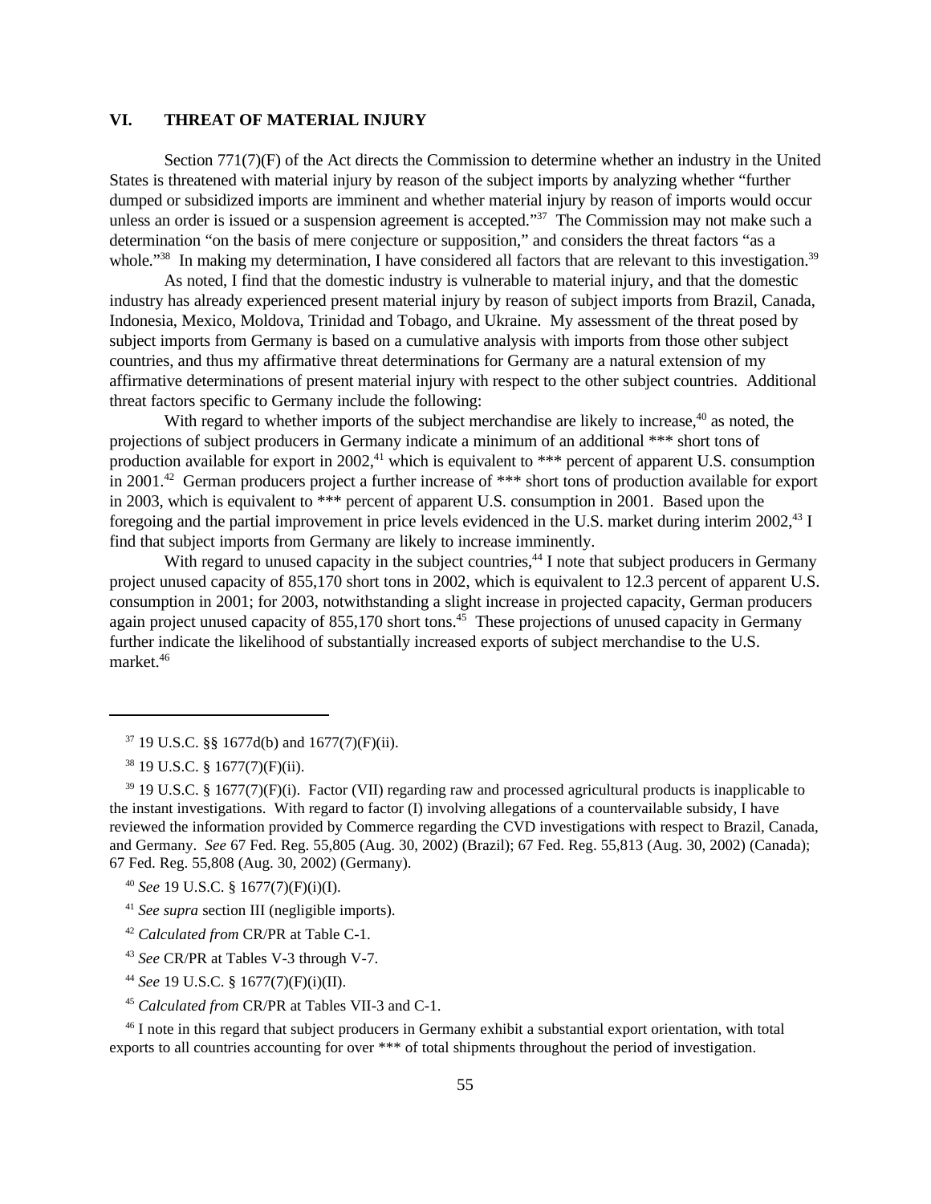## VI. THREAT OF MATERIAL INJURY

Section 771(7)(F) of the Act directs the Commission to determine whether an industry in the United States is threatened with material injury by reason of the subject imports by analyzing whether "further dumped or subsidized imports are imminent and whether material injury by reason of imports would occur unless an order is issued or a suspension agreement is accepted."[37] The Commission may not make such a determination "on the basis of mere conjecture or supposition," and considers the threat factors "as a whole."[38] In making my determination, I have considered all factors that are relevant to this investigation.[39]

As noted, I find that the domestic industry is vulnerable to material injury, and that the domestic industry has already experienced present material injury by reason of subject imports from Brazil, Canada, Indonesia, Mexico, Moldova, Trinidad and Tobago, and Ukraine. My assessment of the threat posed by subject imports from Germany is based on a cumulative analysis with imports from those other subject countries, and thus my affirmative threat determinations for Germany are a natural extension of my affirmative determinations of present material injury with respect to the other subject countries. Additional threat factors specific to Germany include the following:

With regard to whether imports of the subject merchandise are likely to increase,[40] as noted, the projections of subject producers in Germany indicate a minimum of an additional *** short tons of production available for export in 2002,[41] which is equivalent to *** percent of apparent U.S. consumption in 2001.[42] German producers project a further increase of *** short tons of production available for export in 2003, which is equivalent to *** percent of apparent U.S. consumption in 2001. Based upon the foregoing and the partial improvement in price levels evidenced in the U.S. market during interim 2002,[43] I find that subject imports from Germany are likely to increase imminently.

With regard to unused capacity in the subject countries,[44] I note that subject producers in Germany project unused capacity of 855,170 short tons in 2002, which is equivalent to 12.3 percent of apparent U.S. consumption in 2001; for 2003, notwithstanding a slight increase in projected capacity, German producers again project unused capacity of 855,170 short tons.[45] These projections of unused capacity in Germany further indicate the likelihood of substantially increased exports of subject merchandise to the U.S. market.[46]

---

[37] 19 U.S.C. §§ 1677d(b) and 1677(7)(F)(ii).

[38] 19 U.S.C. § 1677(7)(F)(ii).

[39] 19 U.S.C. § 1677(7)(F)(i). Factor (VII) regarding raw and processed agricultural products is inapplicable to the instant investigations. With regard to factor (I) involving allegations of a countervailable subsidy, I have reviewed the information provided by Commerce regarding the CVD investigations with respect to Brazil, Canada, and Germany. *See* 67 Fed. Reg. 55,805 (Aug. 30, 2002) (Brazil); 67 Fed. Reg. 55,813 (Aug. 30, 2002) (Canada); 67 Fed. Reg. 55,808 (Aug. 30, 2002) (Germany).

[40] *See* 19 U.S.C. § 1677(7)(F)(i)(I).

[41] *See supra* section III (negligible imports).

[42] *Calculated from* CR/PR at Table C-1.

[43] *See* CR/PR at Tables V-3 through V-7.

[44] *See* 19 U.S.C. § 1677(7)(F)(i)(II).

[45] *Calculated from* CR/PR at Tables VII-3 and C-1.

[46] I note in this regard that subject producers in Germany exhibit a substantial export orientation, with total exports to all countries accounting for over *** of total shipments throughout the period of investigation.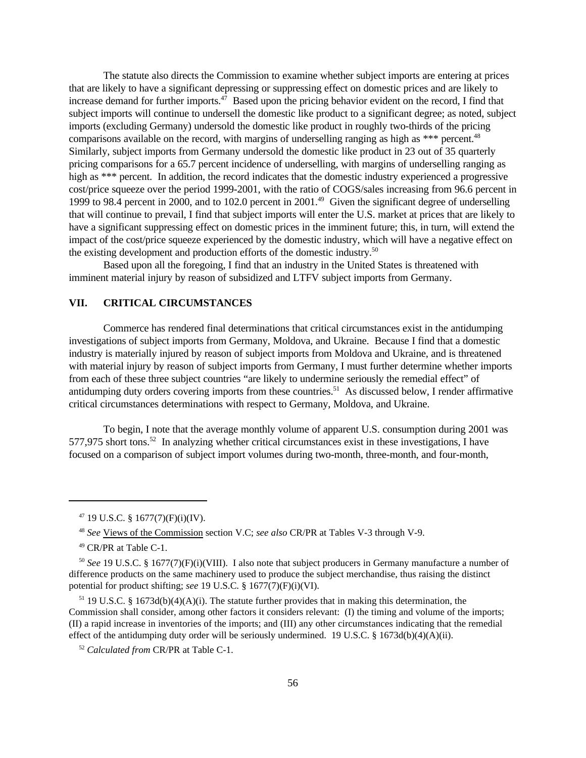The statute also directs the Commission to examine whether subject imports are entering at prices that are likely to have a significant depressing or suppressing effect on domestic prices and are likely to increase demand for further imports.[47] Based upon the pricing behavior evident on the record, I find that subject imports will continue to undersell the domestic like product to a significant degree; as noted, subject imports (excluding Germany) undersold the domestic like product in roughly two-thirds of the pricing comparisons available on the record, with margins of underselling ranging as high as *** percent.[48] Similarly, subject imports from Germany undersold the domestic like product in 23 out of 35 quarterly pricing comparisons for a 65.7 percent incidence of underselling, with margins of underselling ranging as high as *** percent. In addition, the record indicates that the domestic industry experienced a progressive cost/price squeeze over the period 1999-2001, with the ratio of COGS/sales increasing from 96.6 percent in 1999 to 98.4 percent in 2000, and to 102.0 percent in 2001.[49] Given the significant degree of underselling that will continue to prevail, I find that subject imports will enter the U.S. market at prices that are likely to have a significant suppressing effect on domestic prices in the imminent future; this, in turn, will extend the impact of the cost/price squeeze experienced by the domestic industry, which will have a negative effect on the existing development and production efforts of the domestic industry.[50]

Based upon all the foregoing, I find that an industry in the United States is threatened with imminent material injury by reason of subsidized and LTFV subject imports from Germany.

## VII. CRITICAL CIRCUMSTANCES

Commerce has rendered final determinations that critical circumstances exist in the antidumping investigations of subject imports from Germany, Moldova, and Ukraine. Because I find that a domestic industry is materially injured by reason of subject imports from Moldova and Ukraine, and is threatened with material injury by reason of subject imports from Germany, I must further determine whether imports from each of these three subject countries "are likely to undermine seriously the remedial effect" of antidumping duty orders covering imports from these countries.[51] As discussed below, I render affirmative critical circumstances determinations with respect to Germany, Moldova, and Ukraine.

To begin, I note that the average monthly volume of apparent U.S. consumption during 2001 was 577,975 short tons.[52] In analyzing whether critical circumstances exist in these investigations, I have focused on a comparison of subject import volumes during two-month, three-month, and four-month,

---

[47] 19 U.S.C. § 1677(7)(F)(i)(IV).

[48] *See* Views of the Commission section V.C; *see also* CR/PR at Tables V-3 through V-9.

[49] CR/PR at Table C-1.

[50] *See* 19 U.S.C. § 1677(7)(F)(i)(VIII). I also note that subject producers in Germany manufacture a number of difference products on the same machinery used to produce the subject merchandise, thus raising the distinct potential for product shifting; *see* 19 U.S.C. § 1677(7)(F)(i)(VI).

[51] 19 U.S.C. § 1673d(b)(4)(A)(i). The statute further provides that in making this determination, the Commission shall consider, among other factors it considers relevant: (I) the timing and volume of the imports; (II) a rapid increase in inventories of the imports; and (III) any other circumstances indicating that the remedial effect of the antidumping duty order will be seriously undermined. 19 U.S.C. § 1673d(b)(4)(A)(ii).

[52] *Calculated from* CR/PR at Table C-1.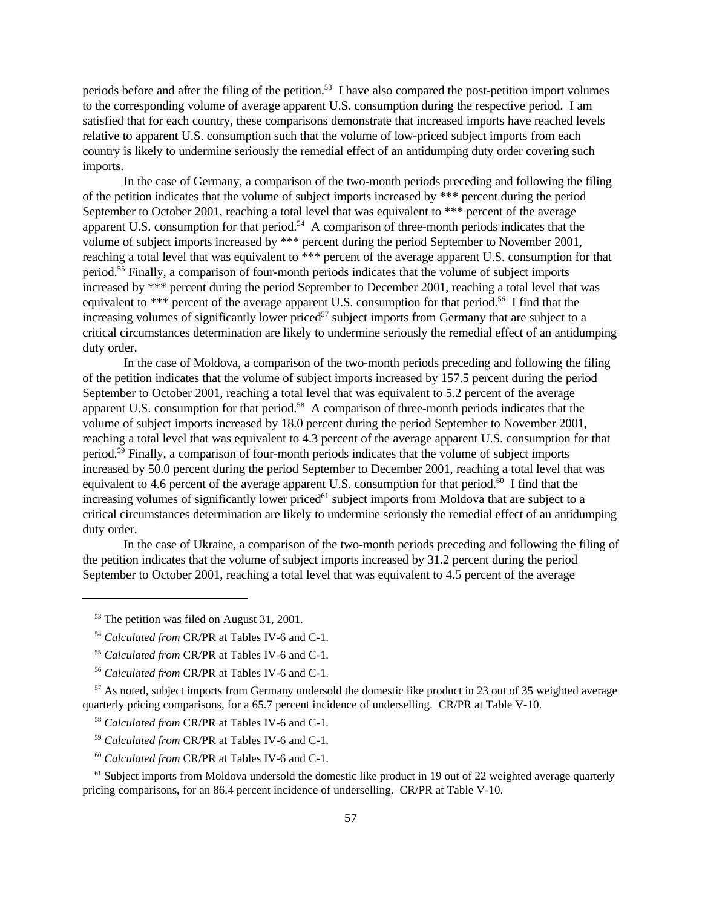periods before and after the filing of the petition.[53] I have also compared the post-petition import volumes to the corresponding volume of average apparent U.S. consumption during the respective period. I am satisfied that for each country, these comparisons demonstrate that increased imports have reached levels relative to apparent U.S. consumption such that the volume of low-priced subject imports from each country is likely to undermine seriously the remedial effect of an antidumping duty order covering such imports.

In the case of Germany, a comparison of the two-month periods preceding and following the filing of the petition indicates that the volume of subject imports increased by *** percent during the period September to October 2001, reaching a total level that was equivalent to *** percent of the average apparent U.S. consumption for that period.[54] A comparison of three-month periods indicates that the volume of subject imports increased by *** percent during the period September to November 2001, reaching a total level that was equivalent to *** percent of the average apparent U.S. consumption for that period.[55] Finally, a comparison of four-month periods indicates that the volume of subject imports increased by *** percent during the period September to December 2001, reaching a total level that was equivalent to *** percent of the average apparent U.S. consumption for that period.[56] I find that the increasing volumes of significantly lower priced[57] subject imports from Germany that are subject to a critical circumstances determination are likely to undermine seriously the remedial effect of an antidumping duty order.

In the case of Moldova, a comparison of the two-month periods preceding and following the filing of the petition indicates that the volume of subject imports increased by 157.5 percent during the period September to October 2001, reaching a total level that was equivalent to 5.2 percent of the average apparent U.S. consumption for that period.[58] A comparison of three-month periods indicates that the volume of subject imports increased by 18.0 percent during the period September to November 2001, reaching a total level that was equivalent to 4.3 percent of the average apparent U.S. consumption for that period.[59] Finally, a comparison of four-month periods indicates that the volume of subject imports increased by 50.0 percent during the period September to December 2001, reaching a total level that was equivalent to 4.6 percent of the average apparent U.S. consumption for that period.[60] I find that the increasing volumes of significantly lower priced[61] subject imports from Moldova that are subject to a critical circumstances determination are likely to undermine seriously the remedial effect of an antidumping duty order.

In the case of Ukraine, a comparison of the two-month periods preceding and following the filing of the petition indicates that the volume of subject imports increased by 31.2 percent during the period September to October 2001, reaching a total level that was equivalent to 4.5 percent of the average

---

[53] The petition was filed on August 31, 2001.

[54] *Calculated from* CR/PR at Tables IV-6 and C-1.

[55] *Calculated from* CR/PR at Tables IV-6 and C-1.

[56] *Calculated from* CR/PR at Tables IV-6 and C-1.

[57] As noted, subject imports from Germany undersold the domestic like product in 23 out of 35 weighted average quarterly pricing comparisons, for a 65.7 percent incidence of underselling. CR/PR at Table V-10.

[58] *Calculated from* CR/PR at Tables IV-6 and C-1.

[59] *Calculated from* CR/PR at Tables IV-6 and C-1.

[60] *Calculated from* CR/PR at Tables IV-6 and C-1.

[61] Subject imports from Moldova undersold the domestic like product in 19 out of 22 weighted average quarterly pricing comparisons, for an 86.4 percent incidence of underselling. CR/PR at Table V-10.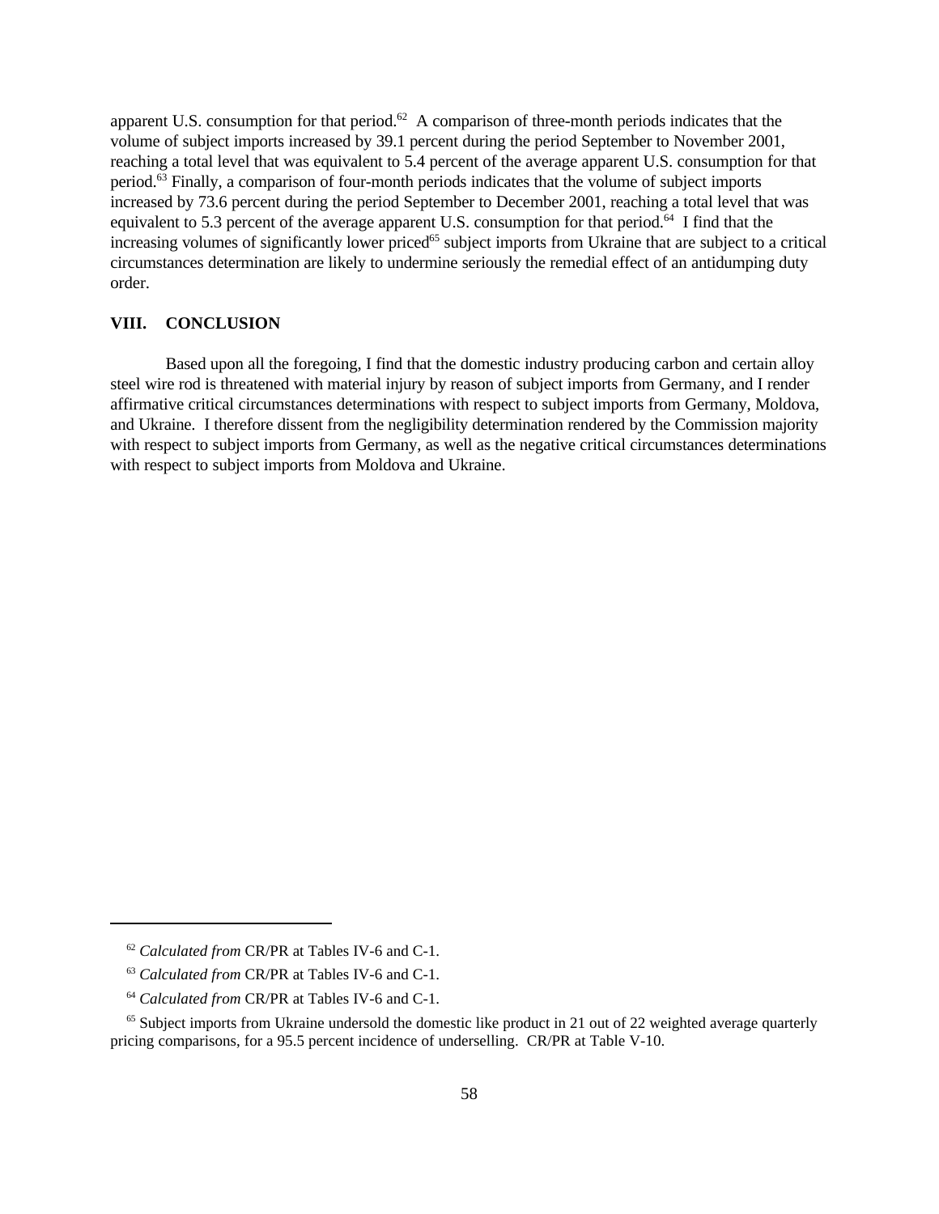apparent U.S. consumption for that period.[62] A comparison of three-month periods indicates that the volume of subject imports increased by 39.1 percent during the period September to November 2001, reaching a total level that was equivalent to 5.4 percent of the average apparent U.S. consumption for that period.[63] Finally, a comparison of four-month periods indicates that the volume of subject imports increased by 73.6 percent during the period September to December 2001, reaching a total level that was equivalent to 5.3 percent of the average apparent U.S. consumption for that period.[64] I find that the increasing volumes of significantly lower priced[65] subject imports from Ukraine that are subject to a critical circumstances determination are likely to undermine seriously the remedial effect of an antidumping duty order.

## VIII. CONCLUSION

Based upon all the foregoing, I find that the domestic industry producing carbon and certain alloy steel wire rod is threatened with material injury by reason of subject imports from Germany, and I render affirmative critical circumstances determinations with respect to subject imports from Germany, Moldova, and Ukraine. I therefore dissent from the negligibility determination rendered by the Commission majority with respect to subject imports from Germany, as well as the negative critical circumstances determinations with respect to subject imports from Moldova and Ukraine.

---

[62] *Calculated from* CR/PR at Tables IV-6 and C-1.

[63] *Calculated from* CR/PR at Tables IV-6 and C-1.

[64] *Calculated from* CR/PR at Tables IV-6 and C-1.

[65] Subject imports from Ukraine undersold the domestic like product in 21 out of 22 weighted average quarterly pricing comparisons, for a 95.5 percent incidence of underselling. CR/PR at Table V-10.